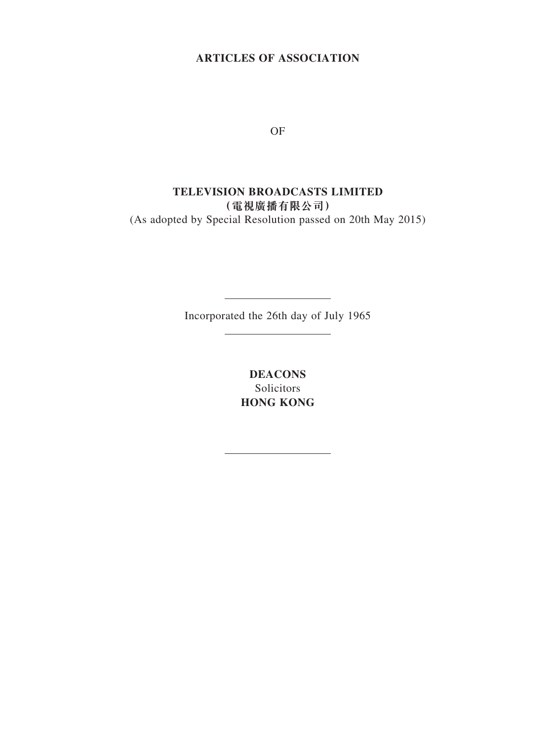# ARTICLES OF ASSOCIATION

OF

**TELEVISION BROADCASTS LIMITED**
**(電視廣播有限公司)**
(As adopted by Special Resolution passed on 20th May 2015)

---

Incorporated the 26th day of July 1965

---

**DEACONS**
Solicitors
**HONG KONG**

---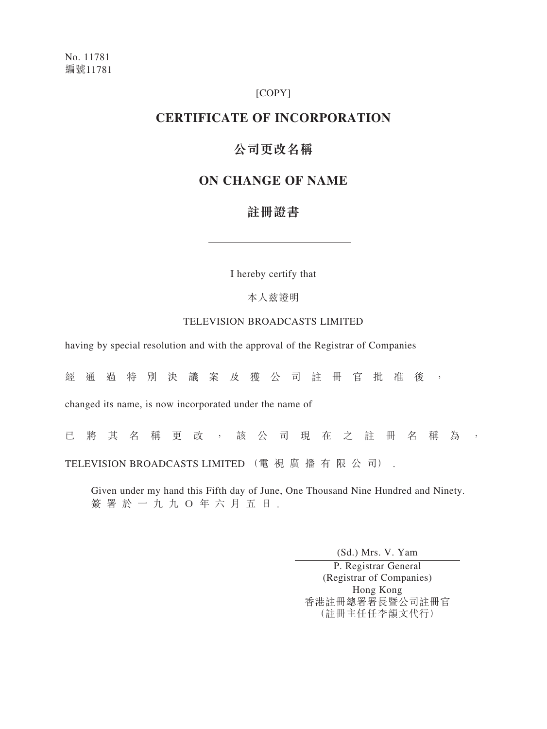No. 11781
編號11781

[COPY]

# CERTIFICATE OF INCORPORATION

# 公司更改名稱

# ON CHANGE OF NAME

# 註冊證書

---

I hereby certify that

本人茲證明

TELEVISION BROADCASTS LIMITED

having by special resolution and with the approval of the Registrar of Companies

經通過特別決議案及獲公司註冊官批准後，

changed its name, is now incorporated under the name of

已將其名稱更改，該公司現在之註冊名稱為，

TELEVISION BROADCASTS LIMITED（電視廣播有限公司）.

Given under my hand this Fifth day of June, One Thousand Nine Hundred and Ninety.
簽署於一九九O年六月五日.

(Sd.) Mrs. V. Yam

P. Registrar General
(Registrar of Companies)
Hong Kong
香港註冊總署署長暨公司註冊官
（註冊主任任李韻文代行）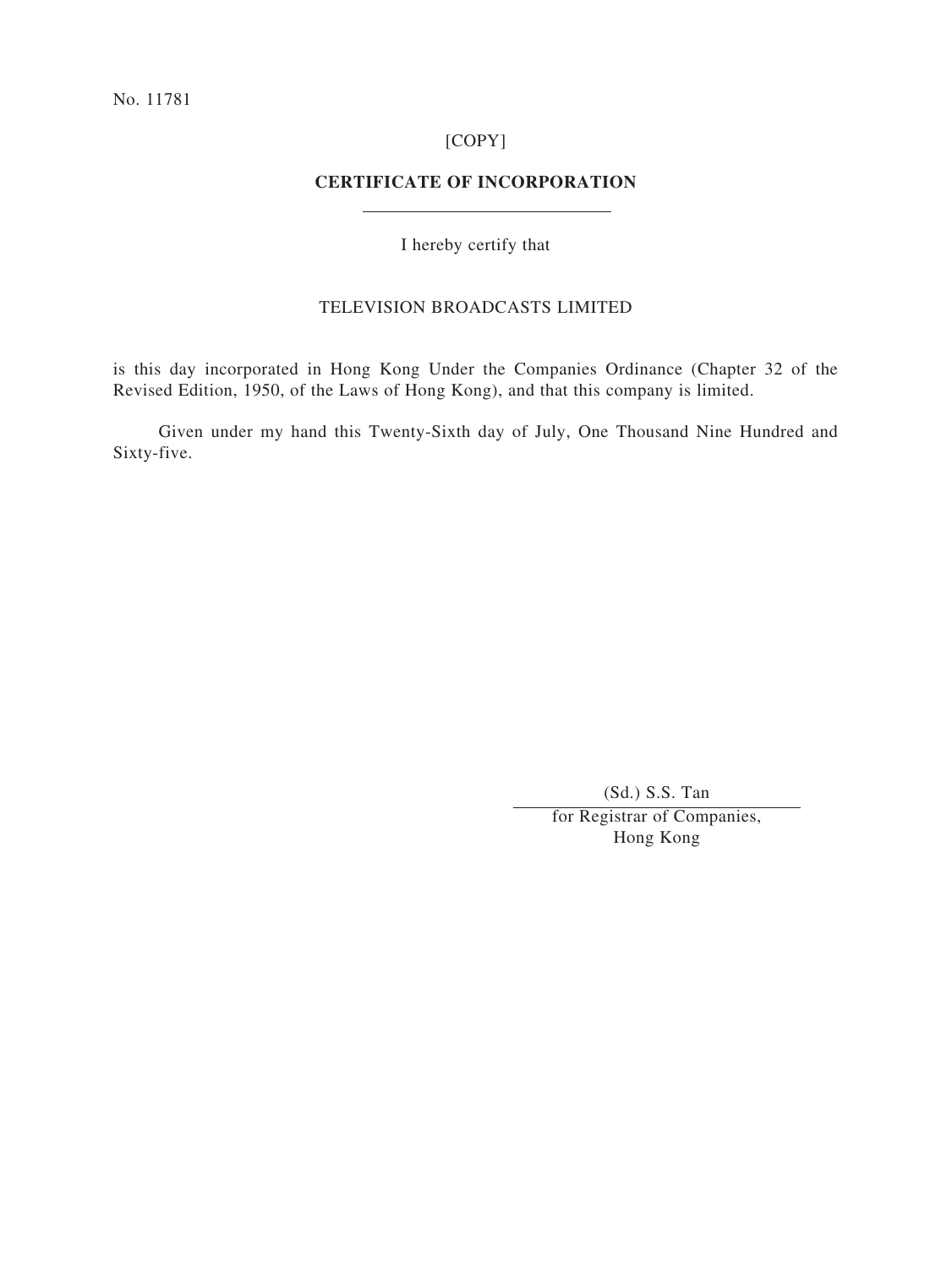No. 11781

[COPY]

## CERTIFICATE OF INCORPORATION

I hereby certify that

TELEVISION BROADCASTS LIMITED

is this day incorporated in Hong Kong Under the Companies Ordinance (Chapter 32 of the Revised Edition, 1950, of the Laws of Hong Kong), and that this company is limited.

Given under my hand this Twenty-Sixth day of July, One Thousand Nine Hundred and Sixty-five.

(Sd.) S.S. Tan

for Registrar of Companies,
Hong Kong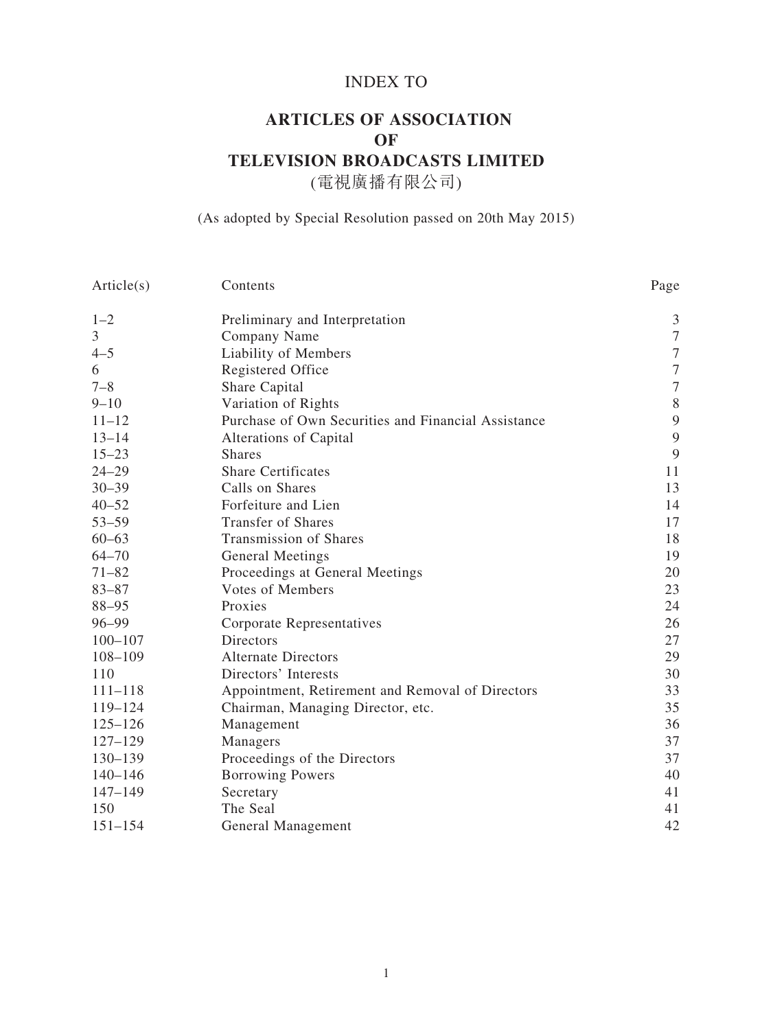INDEX TO

# ARTICLES OF ASSOCIATION
# OF
# TELEVISION BROADCASTS LIMITED
(電視廣播有限公司)

(As adopted by Special Resolution passed on 20th May 2015)

| Article(s) | Contents | Page |
|---|---|---|
| 1–2 | Preliminary and Interpretation | 3 |
| 3 | Company Name | 7 |
| 4–5 | Liability of Members | 7 |
| 6 | Registered Office | 7 |
| 7–8 | Share Capital | 7 |
| 9–10 | Variation of Rights | 8 |
| 11–12 | Purchase of Own Securities and Financial Assistance | 9 |
| 13–14 | Alterations of Capital | 9 |
| 15–23 | Shares | 9 |
| 24–29 | Share Certificates | 11 |
| 30–39 | Calls on Shares | 13 |
| 40–52 | Forfeiture and Lien | 14 |
| 53–59 | Transfer of Shares | 17 |
| 60–63 | Transmission of Shares | 18 |
| 64–70 | General Meetings | 19 |
| 71–82 | Proceedings at General Meetings | 20 |
| 83–87 | Votes of Members | 23 |
| 88–95 | Proxies | 24 |
| 96–99 | Corporate Representatives | 26 |
| 100–107 | Directors | 27 |
| 108–109 | Alternate Directors | 29 |
| 110 | Directors' Interests | 30 |
| 111–118 | Appointment, Retirement and Removal of Directors | 33 |
| 119–124 | Chairman, Managing Director, etc. | 35 |
| 125–126 | Management | 36 |
| 127–129 | Managers | 37 |
| 130–139 | Proceedings of the Directors | 37 |
| 140–146 | Borrowing Powers | 40 |
| 147–149 | Secretary | 41 |
| 150 | The Seal | 41 |
| 151–154 | General Management | 42 |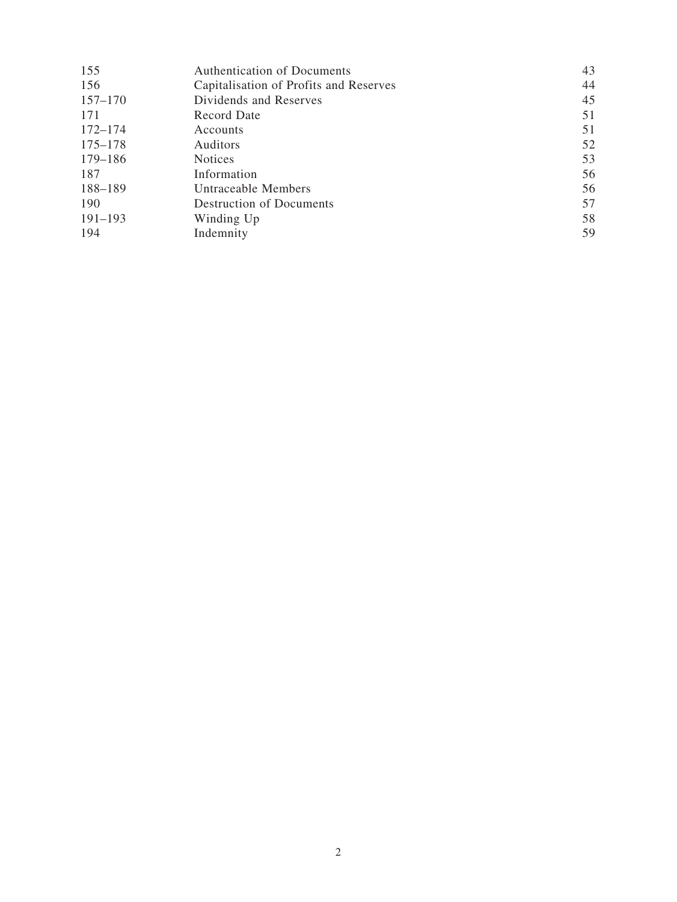| | | |
|---|---|---|
| 155 | Authentication of Documents | 43 |
| 156 | Capitalisation of Profits and Reserves | 44 |
| 157–170 | Dividends and Reserves | 45 |
| 171 | Record Date | 51 |
| 172–174 | Accounts | 51 |
| 175–178 | Auditors | 52 |
| 179–186 | Notices | 53 |
| 187 | Information | 56 |
| 188–189 | Untraceable Members | 56 |
| 190 | Destruction of Documents | 57 |
| 191–193 | Winding Up | 58 |
| 194 | Indemnity | 59 |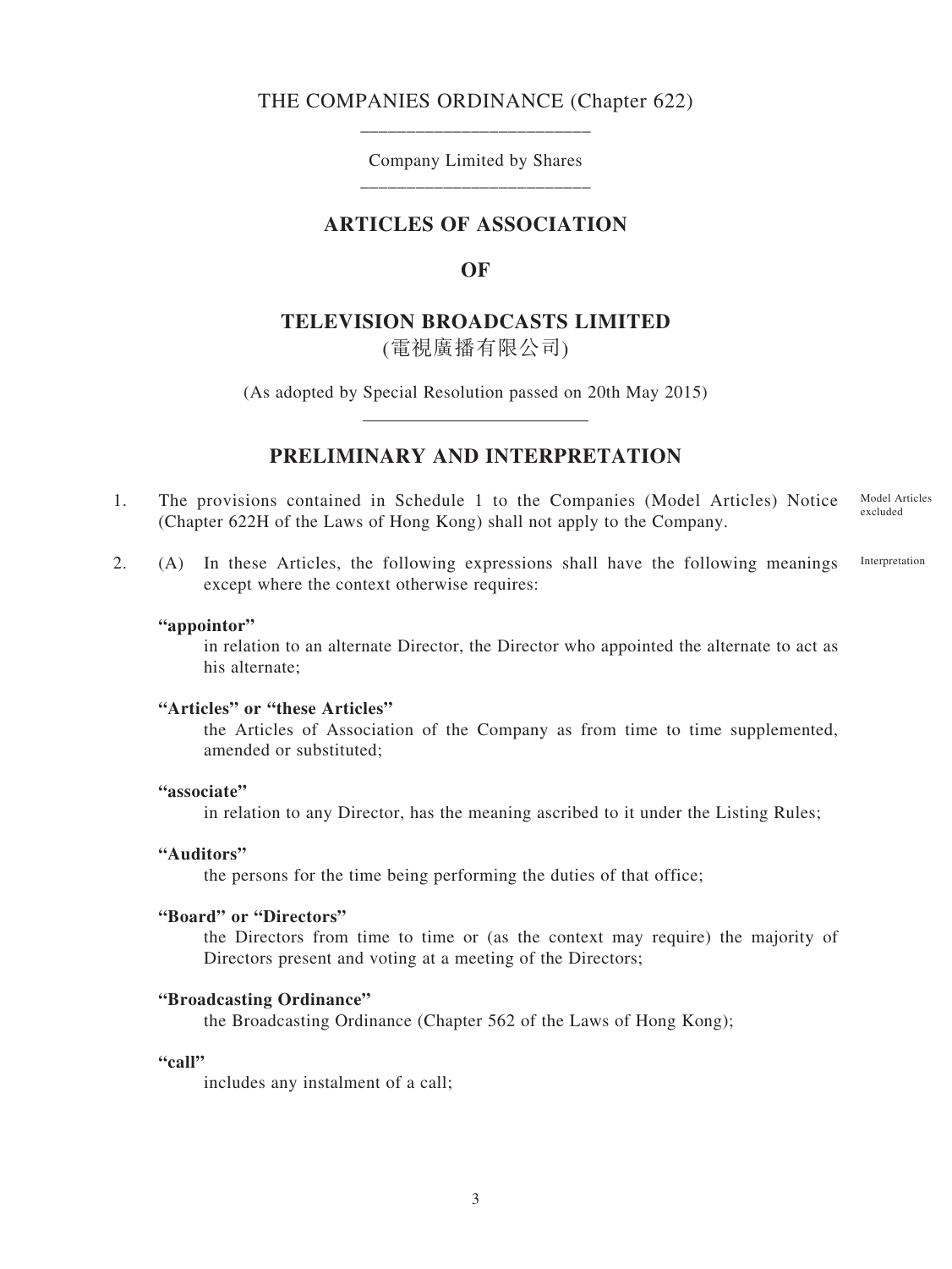THE COMPANIES ORDINANCE (Chapter 622)

Company Limited by Shares

# ARTICLES OF ASSOCIATION

# OF

# TELEVISION BROADCASTS LIMITED

(電視廣播有限公司)

(As adopted by Special Resolution passed on 20th May 2015)

## PRELIMINARY AND INTERPRETATION

1. The provisions contained in Schedule 1 to the Companies (Model Articles) Notice (Chapter 622H of the Laws of Hong Kong) shall not apply to the Company. *Model Articles excluded*

2. (A) In these Articles, the following expressions shall have the following meanings except where the context otherwise requires: *Interpretation*

**"appointor"**
in relation to an alternate Director, the Director who appointed the alternate to act as his alternate;

**"Articles" or "these Articles"**
the Articles of Association of the Company as from time to time supplemented, amended or substituted;

**"associate"**
in relation to any Director, has the meaning ascribed to it under the Listing Rules;

**"Auditors"**
the persons for the time being performing the duties of that office;

**"Board" or "Directors"**
the Directors from time to time or (as the context may require) the majority of Directors present and voting at a meeting of the Directors;

**"Broadcasting Ordinance"**
the Broadcasting Ordinance (Chapter 562 of the Laws of Hong Kong);

**"call"**
includes any instalment of a call;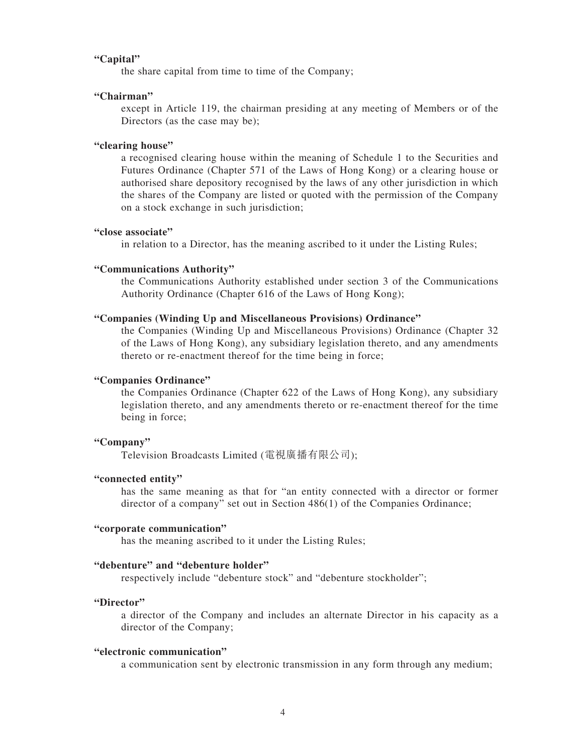**"Capital"**

the share capital from time to time of the Company;

**"Chairman"**

except in Article 119, the chairman presiding at any meeting of Members or of the Directors (as the case may be);

**"clearing house"**

a recognised clearing house within the meaning of Schedule 1 to the Securities and Futures Ordinance (Chapter 571 of the Laws of Hong Kong) or a clearing house or authorised share depository recognised by the laws of any other jurisdiction in which the shares of the Company are listed or quoted with the permission of the Company on a stock exchange in such jurisdiction;

**"close associate"**

in relation to a Director, has the meaning ascribed to it under the Listing Rules;

**"Communications Authority"**

the Communications Authority established under section 3 of the Communications Authority Ordinance (Chapter 616 of the Laws of Hong Kong);

**"Companies (Winding Up and Miscellaneous Provisions) Ordinance"**

the Companies (Winding Up and Miscellaneous Provisions) Ordinance (Chapter 32 of the Laws of Hong Kong), any subsidiary legislation thereto, and any amendments thereto or re-enactment thereof for the time being in force;

**"Companies Ordinance"**

the Companies Ordinance (Chapter 622 of the Laws of Hong Kong), any subsidiary legislation thereto, and any amendments thereto or re-enactment thereof for the time being in force;

**"Company"**

Television Broadcasts Limited (電視廣播有限公司);

**"connected entity"**

has the same meaning as that for "an entity connected with a director or former director of a company" set out in Section 486(1) of the Companies Ordinance;

**"corporate communication"**

has the meaning ascribed to it under the Listing Rules;

**"debenture" and "debenture holder"**

respectively include "debenture stock" and "debenture stockholder";

**"Director"**

a director of the Company and includes an alternate Director in his capacity as a director of the Company;

**"electronic communication"**

a communication sent by electronic transmission in any form through any medium;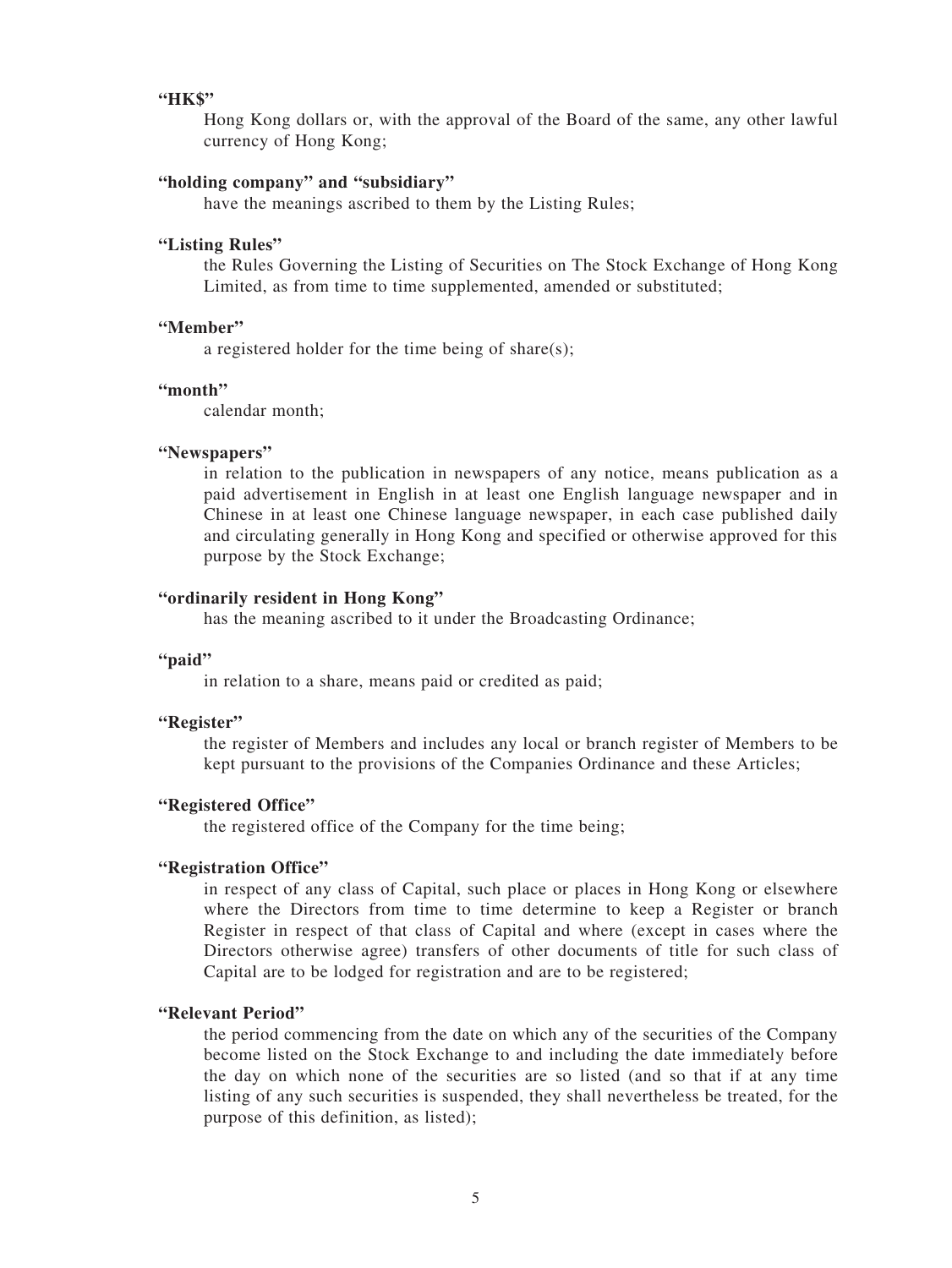**"HK$"**

Hong Kong dollars or, with the approval of the Board of the same, any other lawful currency of Hong Kong;

**"holding company" and "subsidiary"**

have the meanings ascribed to them by the Listing Rules;

**"Listing Rules"**

the Rules Governing the Listing of Securities on The Stock Exchange of Hong Kong Limited, as from time to time supplemented, amended or substituted;

**"Member"**

a registered holder for the time being of share(s);

**"month"**

calendar month;

**"Newspapers"**

in relation to the publication in newspapers of any notice, means publication as a paid advertisement in English in at least one English language newspaper and in Chinese in at least one Chinese language newspaper, in each case published daily and circulating generally in Hong Kong and specified or otherwise approved for this purpose by the Stock Exchange;

**"ordinarily resident in Hong Kong"**

has the meaning ascribed to it under the Broadcasting Ordinance;

**"paid"**

in relation to a share, means paid or credited as paid;

**"Register"**

the register of Members and includes any local or branch register of Members to be kept pursuant to the provisions of the Companies Ordinance and these Articles;

**"Registered Office"**

the registered office of the Company for the time being;

**"Registration Office"**

in respect of any class of Capital, such place or places in Hong Kong or elsewhere where the Directors from time to time determine to keep a Register or branch Register in respect of that class of Capital and where (except in cases where the Directors otherwise agree) transfers of other documents of title for such class of Capital are to be lodged for registration and are to be registered;

**"Relevant Period"**

the period commencing from the date on which any of the securities of the Company become listed on the Stock Exchange to and including the date immediately before the day on which none of the securities are so listed (and so that if at any time listing of any such securities is suspended, they shall nevertheless be treated, for the purpose of this definition, as listed);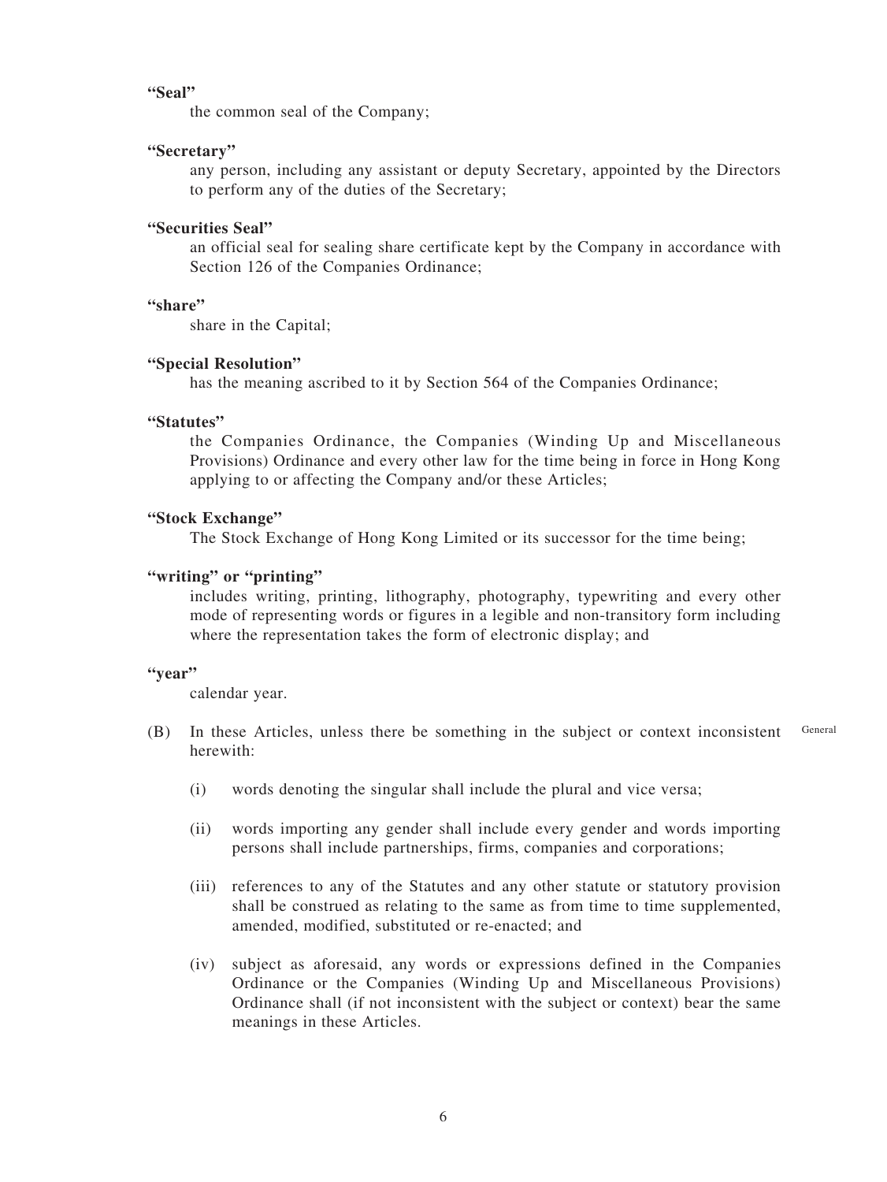**"Seal"**

the common seal of the Company;

**"Secretary"**

any person, including any assistant or deputy Secretary, appointed by the Directors to perform any of the duties of the Secretary;

**"Securities Seal"**

an official seal for sealing share certificate kept by the Company in accordance with Section 126 of the Companies Ordinance;

**"share"**

share in the Capital;

**"Special Resolution"**

has the meaning ascribed to it by Section 564 of the Companies Ordinance;

**"Statutes"**

the Companies Ordinance, the Companies (Winding Up and Miscellaneous Provisions) Ordinance and every other law for the time being in force in Hong Kong applying to or affecting the Company and/or these Articles;

**"Stock Exchange"**

The Stock Exchange of Hong Kong Limited or its successor for the time being;

**"writing" or "printing"**

includes writing, printing, lithography, photography, typewriting and every other mode of representing words or figures in a legible and non-transitory form including where the representation takes the form of electronic display; and

**"year"**

calendar year.

(B) In these Articles, unless there be something in the subject or context inconsistent herewith: General

(i) words denoting the singular shall include the plural and vice versa;

(ii) words importing any gender shall include every gender and words importing persons shall include partnerships, firms, companies and corporations;

(iii) references to any of the Statutes and any other statute or statutory provision shall be construed as relating to the same as from time to time supplemented, amended, modified, substituted or re-enacted; and

(iv) subject as aforesaid, any words or expressions defined in the Companies Ordinance or the Companies (Winding Up and Miscellaneous Provisions) Ordinance shall (if not inconsistent with the subject or context) bear the same meanings in these Articles.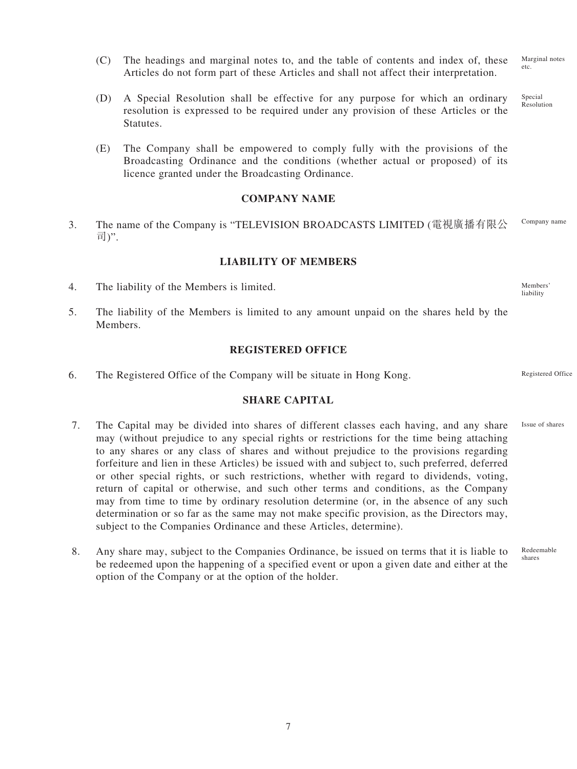(C) The headings and marginal notes to, and the table of contents and index of, these Articles do not form part of these Articles and shall not affect their interpretation. *Marginal notes etc.*

(D) A Special Resolution shall be effective for any purpose for which an ordinary resolution is expressed to be required under any provision of these Articles or the Statutes. *Special Resolution*

(E) The Company shall be empowered to comply fully with the provisions of the Broadcasting Ordinance and the conditions (whether actual or proposed) of its licence granted under the Broadcasting Ordinance.

## COMPANY NAME

3. The name of the Company is "TELEVISION BROADCASTS LIMITED (電視廣播有限公司)". *Company name*

## LIABILITY OF MEMBERS

4. The liability of the Members is limited. *Members' liability*

5. The liability of the Members is limited to any amount unpaid on the shares held by the Members.

## REGISTERED OFFICE

6. The Registered Office of the Company will be situate in Hong Kong. *Registered Office*

## SHARE CAPITAL

7. The Capital may be divided into shares of different classes each having, and any share may (without prejudice to any special rights or restrictions for the time being attaching to any shares or any class of shares and without prejudice to the provisions regarding forfeiture and lien in these Articles) be issued with and subject to, such preferred, deferred or other special rights, or such restrictions, whether with regard to dividends, voting, return of capital or otherwise, and such other terms and conditions, as the Company may from time to time by ordinary resolution determine (or, in the absence of any such determination or so far as the same may not make specific provision, as the Directors may, subject to the Companies Ordinance and these Articles, determine). *Issue of shares*

8. Any share may, subject to the Companies Ordinance, be issued on terms that it is liable to be redeemed upon the happening of a specified event or upon a given date and either at the option of the Company or at the option of the holder. *Redeemable shares*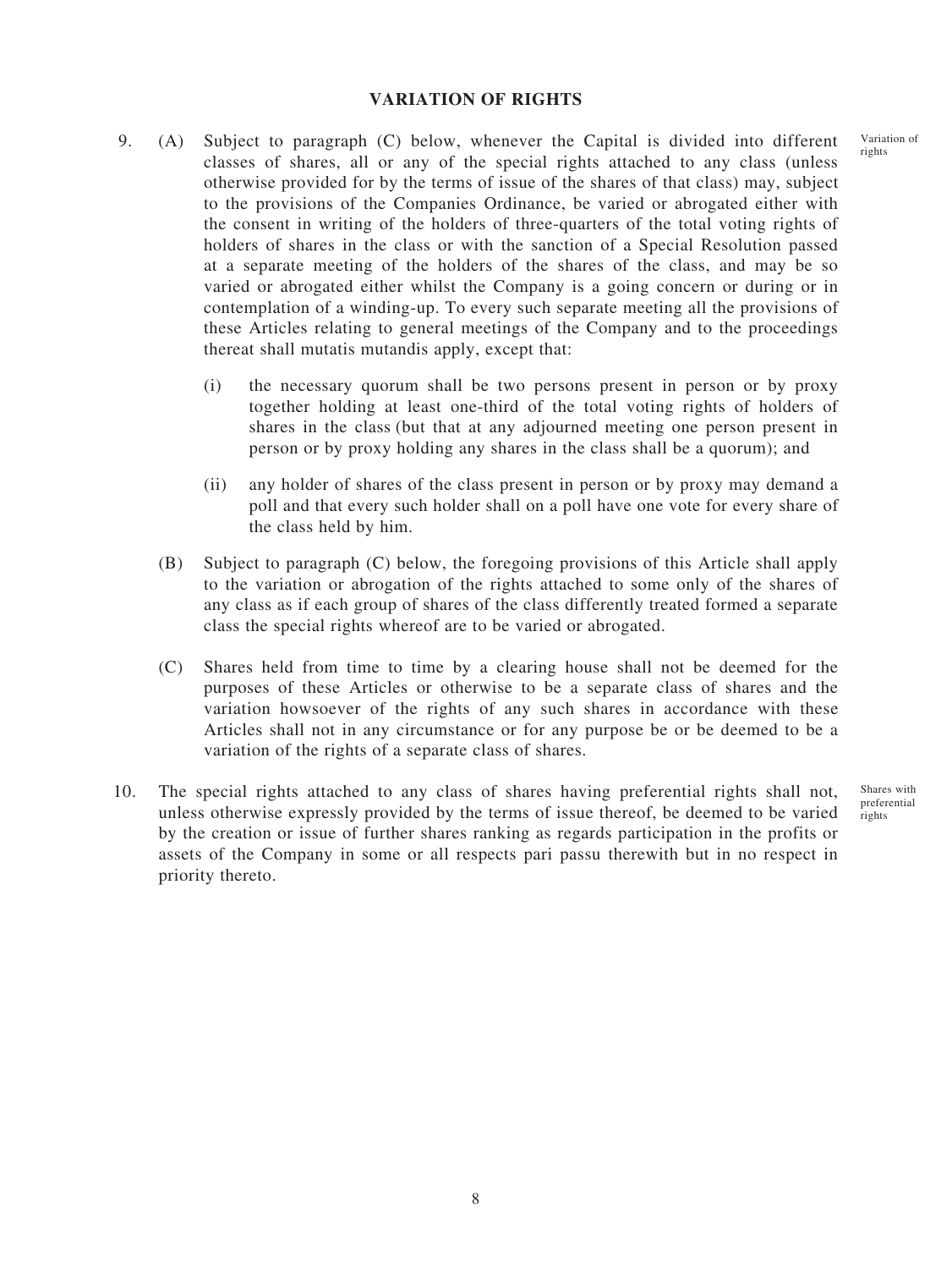## VARIATION OF RIGHTS

9. (A) Subject to paragraph (C) below, whenever the Capital is divided into different classes of shares, all or any of the special rights attached to any class (unless otherwise provided for by the terms of issue of the shares of that class) may, subject to the provisions of the Companies Ordinance, be varied or abrogated either with the consent in writing of the holders of three-quarters of the total voting rights of holders of shares in the class or with the sanction of a Special Resolution passed at a separate meeting of the holders of the shares of the class, and may be so varied or abrogated either whilst the Company is a going concern or during or in contemplation of a winding-up. To every such separate meeting all the provisions of these Articles relating to general meetings of the Company and to the proceedings thereat shall mutatis mutandis apply, except that:

Variation of rights

   (i) the necessary quorum shall be two persons present in person or by proxy together holding at least one-third of the total voting rights of holders of shares in the class (but that at any adjourned meeting one person present in person or by proxy holding any shares in the class shall be a quorum); and

   (ii) any holder of shares of the class present in person or by proxy may demand a poll and that every such holder shall on a poll have one vote for every share of the class held by him.

   (B) Subject to paragraph (C) below, the foregoing provisions of this Article shall apply to the variation or abrogation of the rights attached to some only of the shares of any class as if each group of shares of the class differently treated formed a separate class the special rights whereof are to be varied or abrogated.

   (C) Shares held from time to time by a clearing house shall not be deemed for the purposes of these Articles or otherwise to be a separate class of shares and the variation howsoever of the rights of any such shares in accordance with these Articles shall not in any circumstance or for any purpose be or be deemed to be a variation of the rights of a separate class of shares.

10. The special rights attached to any class of shares having preferential rights shall not, unless otherwise expressly provided by the terms of issue thereof, be deemed to be varied by the creation or issue of further shares ranking as regards participation in the profits or assets of the Company in some or all respects pari passu therewith but in no respect in priority thereto.

Shares with preferential rights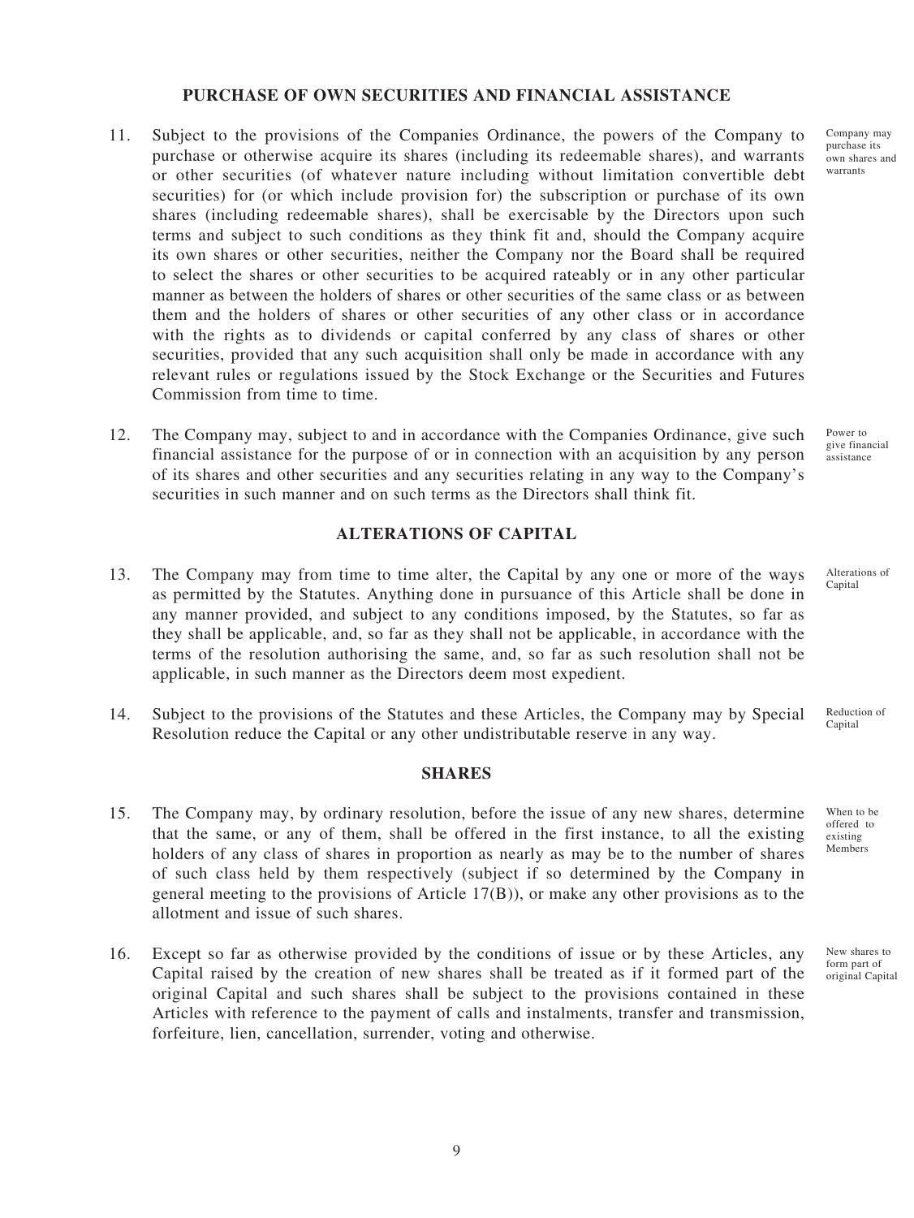## PURCHASE OF OWN SECURITIES AND FINANCIAL ASSISTANCE

11. Subject to the provisions of the Companies Ordinance, the powers of the Company to purchase or otherwise acquire its shares (including its redeemable shares), and warrants or other securities (of whatever nature including without limitation convertible debt securities) for (or which include provision for) the subscription or purchase of its own shares (including redeemable shares), shall be exercisable by the Directors upon such terms and subject to such conditions as they think fit and, should the Company acquire its own shares or other securities, neither the Company nor the Board shall be required to select the shares or other securities to be acquired rateably or in any other particular manner as between the holders of shares or other securities of the same class or as between them and the holders of shares or other securities of any other class or in accordance with the rights as to dividends or capital conferred by any class of shares or other securities, provided that any such acquisition shall only be made in accordance with any relevant rules or regulations issued by the Stock Exchange or the Securities and Futures Commission from time to time.

   *Company may purchase its own shares and warrants*

12. The Company may, subject to and in accordance with the Companies Ordinance, give such financial assistance for the purpose of or in connection with an acquisition by any person of its shares and other securities and any securities relating in any way to the Company's securities in such manner and on such terms as the Directors shall think fit.

   *Power to give financial assistance*

## ALTERATIONS OF CAPITAL

13. The Company may from time to time alter, the Capital by any one or more of the ways as permitted by the Statutes. Anything done in pursuance of this Article shall be done in any manner provided, and subject to any conditions imposed, by the Statutes, so far as they shall be applicable, and, so far as they shall not be applicable, in accordance with the terms of the resolution authorising the same, and, so far as such resolution shall not be applicable, in such manner as the Directors deem most expedient.

   *Alterations of Capital*

14. Subject to the provisions of the Statutes and these Articles, the Company may by Special Resolution reduce the Capital or any other undistributable reserve in any way.

   *Reduction of Capital*

## SHARES

15. The Company may, by ordinary resolution, before the issue of any new shares, determine that the same, or any of them, shall be offered in the first instance, to all the existing holders of any class of shares in proportion as nearly as may be to the number of shares of such class held by them respectively (subject if so determined by the Company in general meeting to the provisions of Article 17(B)), or make any other provisions as to the allotment and issue of such shares.

   *When to be offered to existing Members*

16. Except so far as otherwise provided by the conditions of issue or by these Articles, any Capital raised by the creation of new shares shall be treated as if it formed part of the original Capital and such shares shall be subject to the provisions contained in these Articles with reference to the payment of calls and instalments, transfer and transmission, forfeiture, lien, cancellation, surrender, voting and otherwise.

   *New shares to form part of original Capital*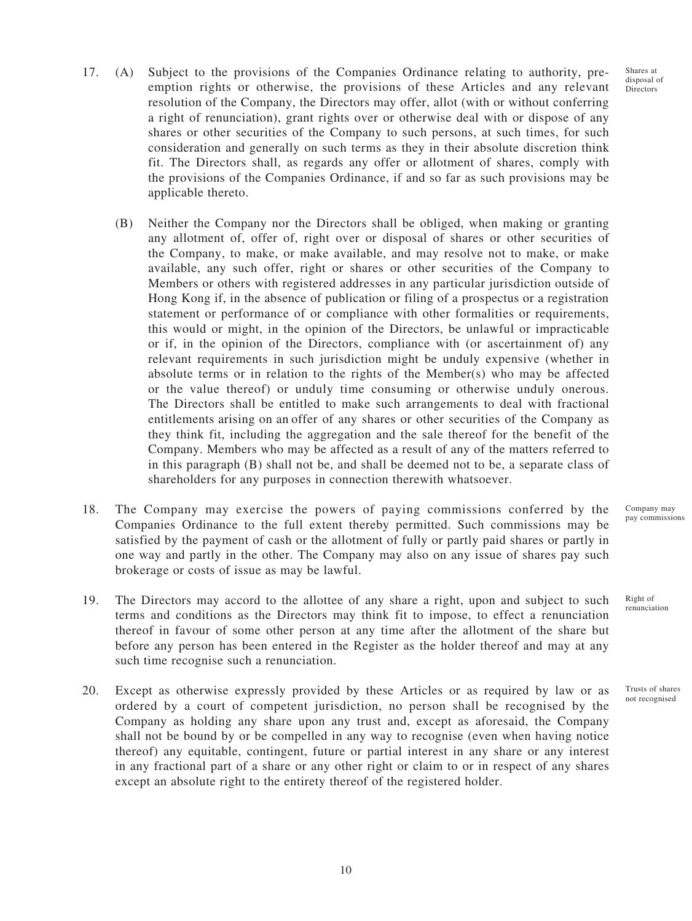17. (A) Subject to the provisions of the Companies Ordinance relating to authority, pre-emption rights or otherwise, the provisions of these Articles and any relevant resolution of the Company, the Directors may offer, allot (with or without conferring a right of renunciation), grant rights over or otherwise deal with or dispose of any shares or other securities of the Company to such persons, at such times, for such consideration and generally on such terms as they in their absolute discretion think fit. The Directors shall, as regards any offer or allotment of shares, comply with the provisions of the Companies Ordinance, if and so far as such provisions may be applicable thereto.

*Shares at disposal of Directors*

(B) Neither the Company nor the Directors shall be obliged, when making or granting any allotment of, offer of, right over or disposal of shares or other securities of the Company, to make, or make available, and may resolve not to make, or make available, any such offer, right or shares or other securities of the Company to Members or others with registered addresses in any particular jurisdiction outside of Hong Kong if, in the absence of publication or filing of a prospectus or a registration statement or performance of or compliance with other formalities or requirements, this would or might, in the opinion of the Directors, be unlawful or impracticable or if, in the opinion of the Directors, compliance with (or ascertainment of) any relevant requirements in such jurisdiction might be unduly expensive (whether in absolute terms or in relation to the rights of the Member(s) who may be affected or the value thereof) or unduly time consuming or otherwise unduly onerous. The Directors shall be entitled to make such arrangements to deal with fractional entitlements arising on an offer of any shares or other securities of the Company as they think fit, including the aggregation and the sale thereof for the benefit of the Company. Members who may be affected as a result of any of the matters referred to in this paragraph (B) shall not be, and shall be deemed not to be, a separate class of shareholders for any purposes in connection therewith whatsoever.

18. The Company may exercise the powers of paying commissions conferred by the Companies Ordinance to the full extent thereby permitted. Such commissions may be satisfied by the payment of cash or the allotment of fully or partly paid shares or partly in one way and partly in the other. The Company may also on any issue of shares pay such brokerage or costs of issue as may be lawful.

*Company may pay commissions*

19. The Directors may accord to the allottee of any share a right, upon and subject to such terms and conditions as the Directors may think fit to impose, to effect a renunciation thereof in favour of some other person at any time after the allotment of the share but before any person has been entered in the Register as the holder thereof and may at any such time recognise such a renunciation.

*Right of renunciation*

20. Except as otherwise expressly provided by these Articles or as required by law or as ordered by a court of competent jurisdiction, no person shall be recognised by the Company as holding any share upon any trust and, except as aforesaid, the Company shall not be bound by or be compelled in any way to recognise (even when having notice thereof) any equitable, contingent, future or partial interest in any share or any interest in any fractional part of a share or any other right or claim to or in respect of any shares except an absolute right to the entirety thereof of the registered holder.

*Trusts of shares not recognised*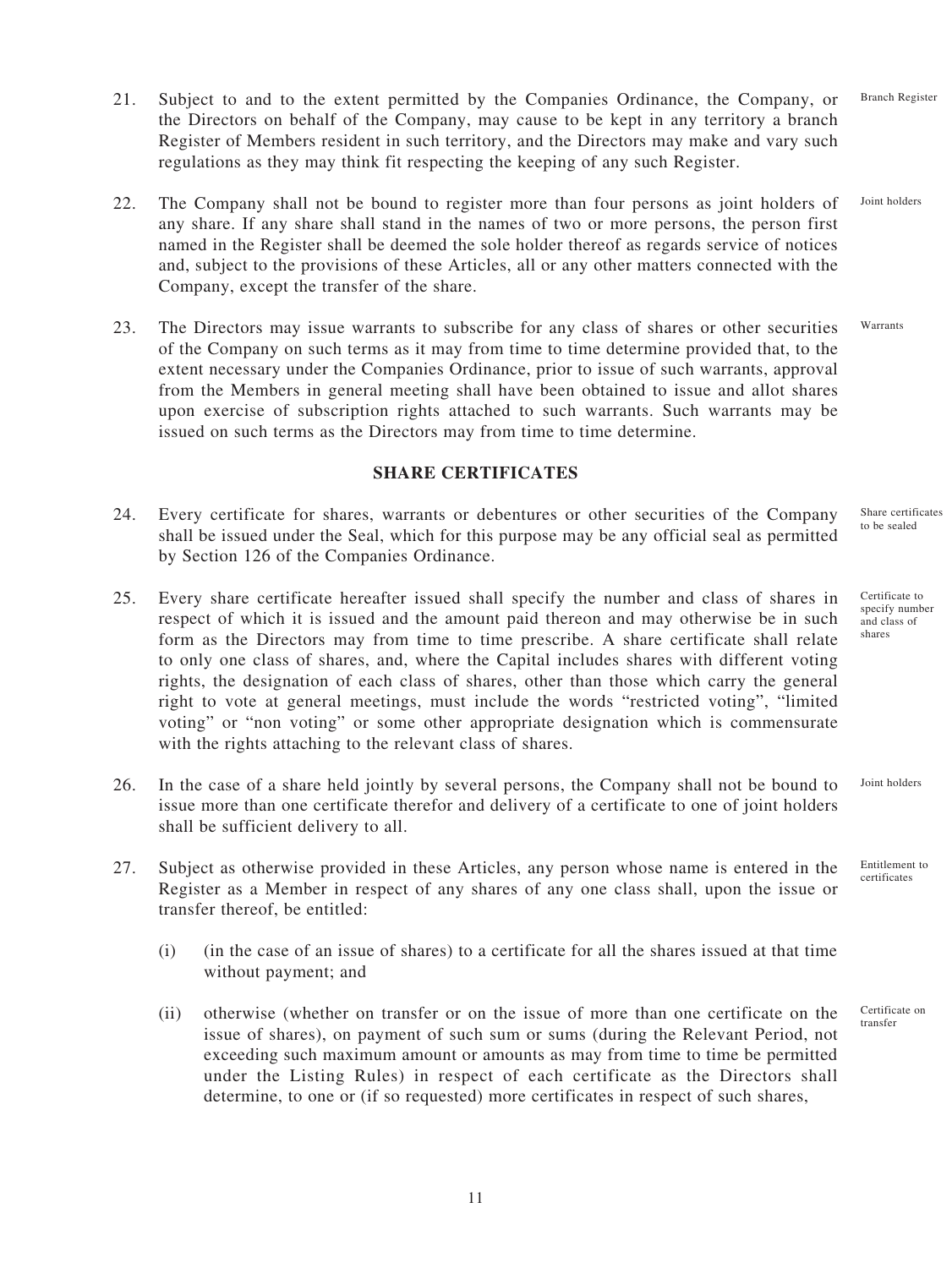21. Subject to and to the extent permitted by the Companies Ordinance, the Company, or the Directors on behalf of the Company, may cause to be kept in any territory a branch Register of Members resident in such territory, and the Directors may make and vary such regulations as they may think fit respecting the keeping of any such Register. *Branch Register*

22. The Company shall not be bound to register more than four persons as joint holders of any share. If any share shall stand in the names of two or more persons, the person first named in the Register shall be deemed the sole holder thereof as regards service of notices and, subject to the provisions of these Articles, all or any other matters connected with the Company, except the transfer of the share. *Joint holders*

23. The Directors may issue warrants to subscribe for any class of shares or other securities of the Company on such terms as it may from time to time determine provided that, to the extent necessary under the Companies Ordinance, prior to issue of such warrants, approval from the Members in general meeting shall have been obtained to issue and allot shares upon exercise of subscription rights attached to such warrants. Such warrants may be issued on such terms as the Directors may from time to time determine. *Warrants*

## SHARE CERTIFICATES

24. Every certificate for shares, warrants or debentures or other securities of the Company shall be issued under the Seal, which for this purpose may be any official seal as permitted by Section 126 of the Companies Ordinance. *Share certificates to be sealed*

25. Every share certificate hereafter issued shall specify the number and class of shares in respect of which it is issued and the amount paid thereon and may otherwise be in such form as the Directors may from time to time prescribe. A share certificate shall relate to only one class of shares, and, where the Capital includes shares with different voting rights, the designation of each class of shares, other than those which carry the general right to vote at general meetings, must include the words "restricted voting", "limited voting" or "non voting" or some other appropriate designation which is commensurate with the rights attaching to the relevant class of shares. *Certificate to specify number and class of shares*

26. In the case of a share held jointly by several persons, the Company shall not be bound to issue more than one certificate therefor and delivery of a certificate to one of joint holders shall be sufficient delivery to all. *Joint holders*

27. Subject as otherwise provided in these Articles, any person whose name is entered in the Register as a Member in respect of any shares of any one class shall, upon the issue or transfer thereof, be entitled: *Entitlement to certificates*

    (i) (in the case of an issue of shares) to a certificate for all the shares issued at that time without payment; and

    (ii) otherwise (whether on transfer or on the issue of more than one certificate on the issue of shares), on payment of such sum or sums (during the Relevant Period, not exceeding such maximum amount or amounts as may from time to time be permitted under the Listing Rules) in respect of each certificate as the Directors shall determine, to one or (if so requested) more certificates in respect of such shares, *Certificate on transfer*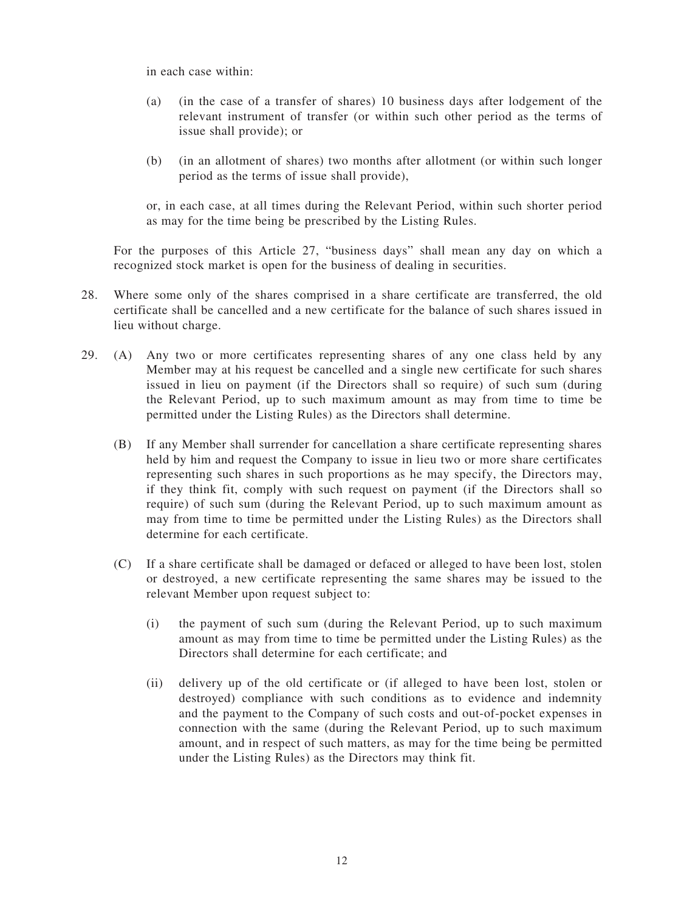in each case within:

(a) (in the case of a transfer of shares) 10 business days after lodgement of the relevant instrument of transfer (or within such other period as the terms of issue shall provide); or

(b) (in an allotment of shares) two months after allotment (or within such longer period as the terms of issue shall provide),

or, in each case, at all times during the Relevant Period, within such shorter period as may for the time being be prescribed by the Listing Rules.

For the purposes of this Article 27, "business days" shall mean any day on which a recognized stock market is open for the business of dealing in securities.

28. Where some only of the shares comprised in a share certificate are transferred, the old certificate shall be cancelled and a new certificate for the balance of such shares issued in lieu without charge.

29. (A) Any two or more certificates representing shares of any one class held by any Member may at his request be cancelled and a single new certificate for such shares issued in lieu on payment (if the Directors shall so require) of such sum (during the Relevant Period, up to such maximum amount as may from time to time be permitted under the Listing Rules) as the Directors shall determine.

(B) If any Member shall surrender for cancellation a share certificate representing shares held by him and request the Company to issue in lieu two or more share certificates representing such shares in such proportions as he may specify, the Directors may, if they think fit, comply with such request on payment (if the Directors shall so require) of such sum (during the Relevant Period, up to such maximum amount as may from time to time be permitted under the Listing Rules) as the Directors shall determine for each certificate.

(C) If a share certificate shall be damaged or defaced or alleged to have been lost, stolen or destroyed, a new certificate representing the same shares may be issued to the relevant Member upon request subject to:

(i) the payment of such sum (during the Relevant Period, up to such maximum amount as may from time to time be permitted under the Listing Rules) as the Directors shall determine for each certificate; and

(ii) delivery up of the old certificate or (if alleged to have been lost, stolen or destroyed) compliance with such conditions as to evidence and indemnity and the payment to the Company of such costs and out-of-pocket expenses in connection with the same (during the Relevant Period, up to such maximum amount, and in respect of such matters, as may for the time being be permitted under the Listing Rules) as the Directors may think fit.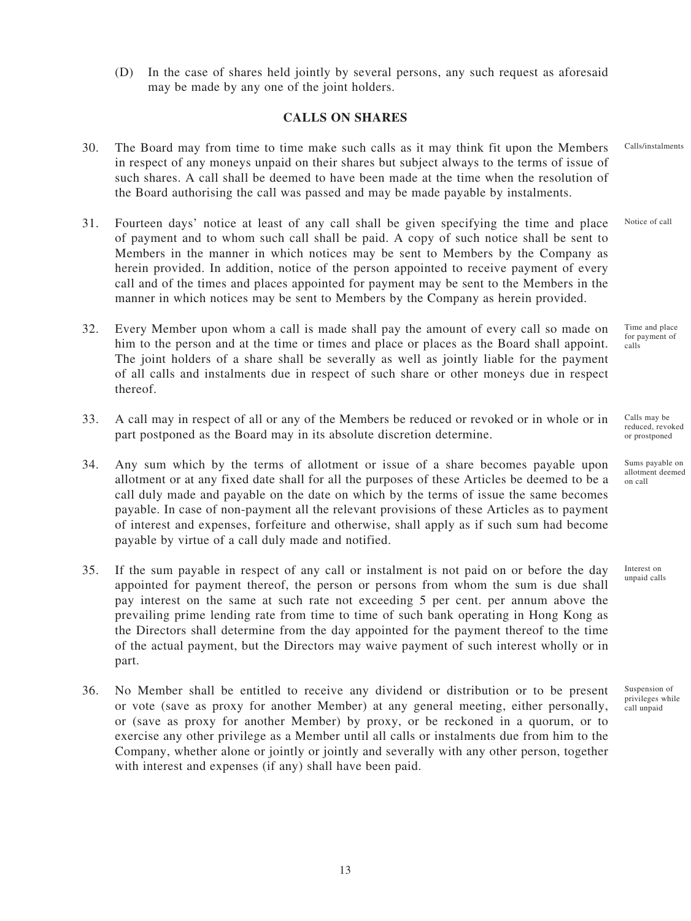(D) In the case of shares held jointly by several persons, any such request as aforesaid may be made by any one of the joint holders.

## CALLS ON SHARES

30. The Board may from time to time make such calls as it may think fit upon the Members in respect of any moneys unpaid on their shares but subject always to the terms of issue of such shares. A call shall be deemed to have been made at the time when the resolution of the Board authorising the call was passed and may be made payable by instalments.

Calls/instalments

31. Fourteen days' notice at least of any call shall be given specifying the time and place of payment and to whom such call shall be paid. A copy of such notice shall be sent to Members in the manner in which notices may be sent to Members by the Company as herein provided. In addition, notice of the person appointed to receive payment of every call and of the times and places appointed for payment may be sent to the Members in the manner in which notices may be sent to Members by the Company as herein provided.

Notice of call

32. Every Member upon whom a call is made shall pay the amount of every call so made on him to the person and at the time or times and place or places as the Board shall appoint. The joint holders of a share shall be severally as well as jointly liable for the payment of all calls and instalments due in respect of such share or other moneys due in respect thereof.

Time and place for payment of calls

33. A call may in respect of all or any of the Members be reduced or revoked or in whole or in part postponed as the Board may in its absolute discretion determine.

Calls may be reduced, revoked or prostponed

34. Any sum which by the terms of allotment or issue of a share becomes payable upon allotment or at any fixed date shall for all the purposes of these Articles be deemed to be a call duly made and payable on the date on which by the terms of issue the same becomes payable. In case of non-payment all the relevant provisions of these Articles as to payment of interest and expenses, forfeiture and otherwise, shall apply as if such sum had become payable by virtue of a call duly made and notified.

Sums payable on allotment deemed on call

35. If the sum payable in respect of any call or instalment is not paid on or before the day appointed for payment thereof, the person or persons from whom the sum is due shall pay interest on the same at such rate not exceeding 5 per cent. per annum above the prevailing prime lending rate from time to time of such bank operating in Hong Kong as the Directors shall determine from the day appointed for the payment thereof to the time of the actual payment, but the Directors may waive payment of such interest wholly or in part.

Interest on unpaid calls

36. No Member shall be entitled to receive any dividend or distribution or to be present or vote (save as proxy for another Member) at any general meeting, either personally, or (save as proxy for another Member) by proxy, or be reckoned in a quorum, or to exercise any other privilege as a Member until all calls or instalments due from him to the Company, whether alone or jointly or jointly and severally with any other person, together with interest and expenses (if any) shall have been paid.

Suspension of privileges while call unpaid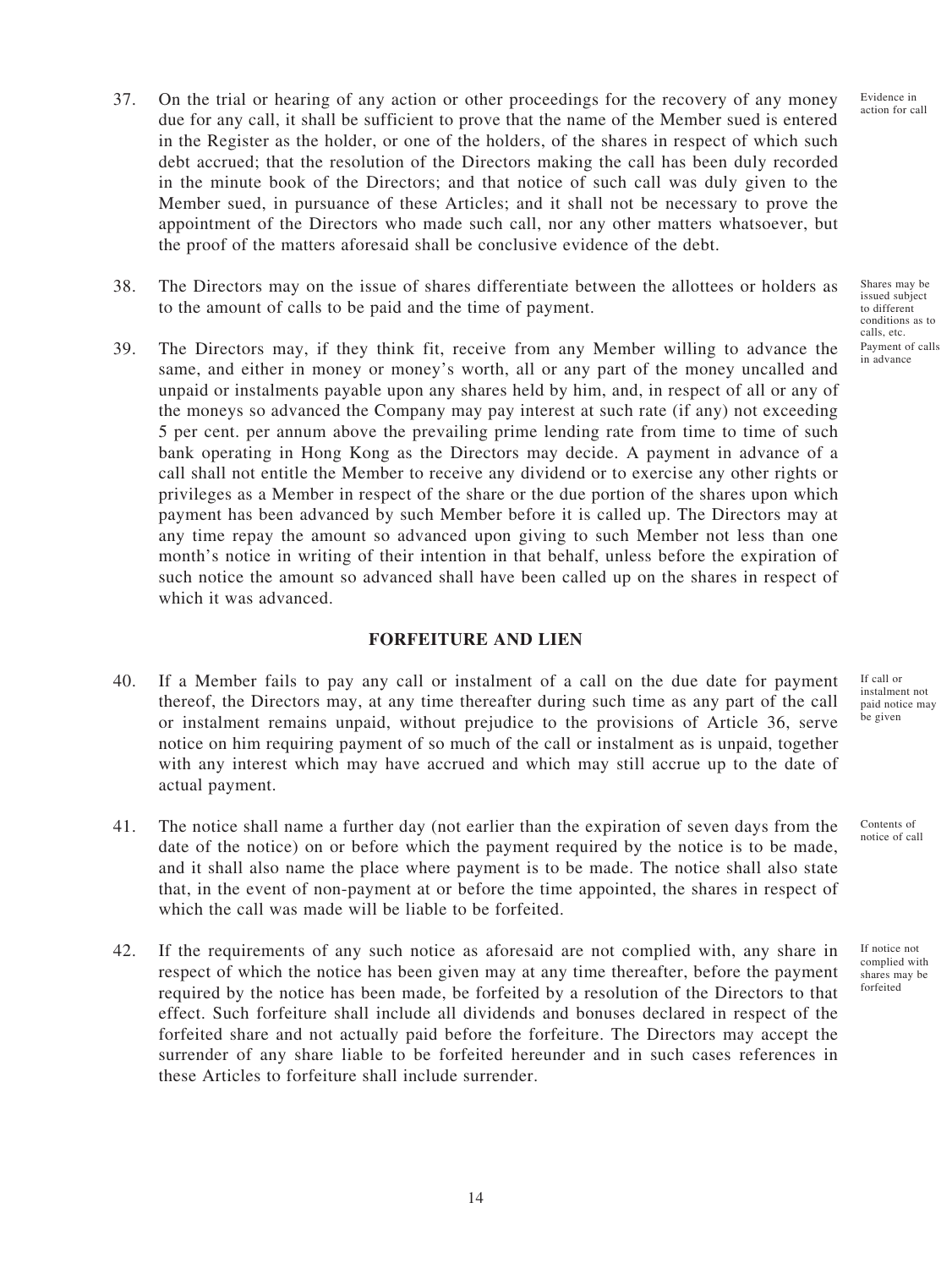37. On the trial or hearing of any action or other proceedings for the recovery of any money due for any call, it shall be sufficient to prove that the name of the Member sued is entered in the Register as the holder, or one of the holders, of the shares in respect of which such debt accrued; that the resolution of the Directors making the call has been duly recorded in the minute book of the Directors; and that notice of such call was duly given to the Member sued, in pursuance of these Articles; and it shall not be necessary to prove the appointment of the Directors who made such call, nor any other matters whatsoever, but the proof of the matters aforesaid shall be conclusive evidence of the debt.

Evidence in action for call

38. The Directors may on the issue of shares differentiate between the allottees or holders as to the amount of calls to be paid and the time of payment.

Shares may be issued subject to different conditions as to calls, etc.

39. The Directors may, if they think fit, receive from any Member willing to advance the same, and either in money or money's worth, all or any part of the money uncalled and unpaid or instalments payable upon any shares held by him, and, in respect of all or any of the moneys so advanced the Company may pay interest at such rate (if any) not exceeding 5 per cent. per annum above the prevailing prime lending rate from time to time of such bank operating in Hong Kong as the Directors may decide. A payment in advance of a call shall not entitle the Member to receive any dividend or to exercise any other rights or privileges as a Member in respect of the share or the due portion of the shares upon which payment has been advanced by such Member before it is called up. The Directors may at any time repay the amount so advanced upon giving to such Member not less than one month's notice in writing of their intention in that behalf, unless before the expiration of such notice the amount so advanced shall have been called up on the shares in respect of which it was advanced.

Payment of calls in advance

## FORFEITURE AND LIEN

40. If a Member fails to pay any call or instalment of a call on the due date for payment thereof, the Directors may, at any time thereafter during such time as any part of the call or instalment remains unpaid, without prejudice to the provisions of Article 36, serve notice on him requiring payment of so much of the call or instalment as is unpaid, together with any interest which may have accrued and which may still accrue up to the date of actual payment.

If call or instalment not paid notice may be given

41. The notice shall name a further day (not earlier than the expiration of seven days from the date of the notice) on or before which the payment required by the notice is to be made, and it shall also name the place where payment is to be made. The notice shall also state that, in the event of non-payment at or before the time appointed, the shares in respect of which the call was made will be liable to be forfeited.

Contents of notice of call

42. If the requirements of any such notice as aforesaid are not complied with, any share in respect of which the notice has been given may at any time thereafter, before the payment required by the notice has been made, be forfeited by a resolution of the Directors to that effect. Such forfeiture shall include all dividends and bonuses declared in respect of the forfeited share and not actually paid before the forfeiture. The Directors may accept the surrender of any share liable to be forfeited hereunder and in such cases references in these Articles to forfeiture shall include surrender.

If notice not complied with shares may be forfeited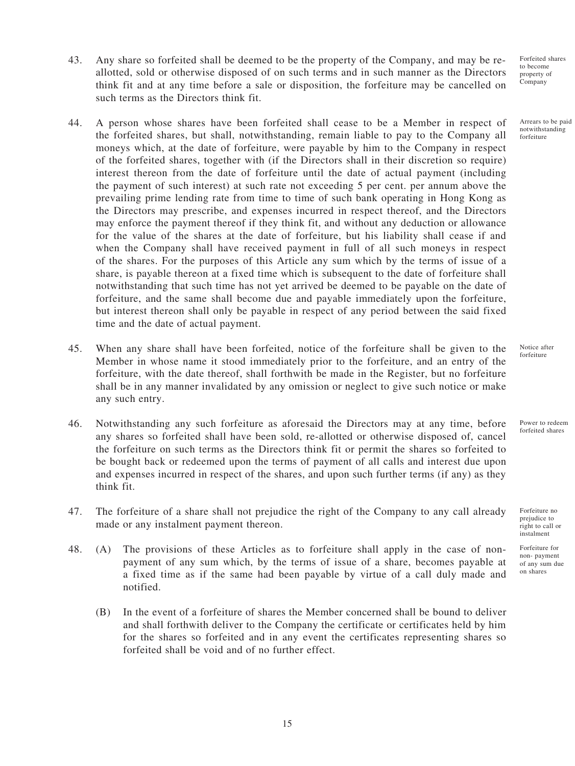43. Any share so forfeited shall be deemed to be the property of the Company, and may be re-allotted, sold or otherwise disposed of on such terms and in such manner as the Directors think fit and at any time before a sale or disposition, the forfeiture may be cancelled on such terms as the Directors think fit.

*Forfeited shares to become property of Company*

44. A person whose shares have been forfeited shall cease to be a Member in respect of the forfeited shares, but shall, notwithstanding, remain liable to pay to the Company all moneys which, at the date of forfeiture, were payable by him to the Company in respect of the forfeited shares, together with (if the Directors shall in their discretion so require) interest thereon from the date of forfeiture until the date of actual payment (including the payment of such interest) at such rate not exceeding 5 per cent. per annum above the prevailing prime lending rate from time to time of such bank operating in Hong Kong as the Directors may prescribe, and expenses incurred in respect thereof, and the Directors may enforce the payment thereof if they think fit, and without any deduction or allowance for the value of the shares at the date of forfeiture, but his liability shall cease if and when the Company shall have received payment in full of all such moneys in respect of the shares. For the purposes of this Article any sum which by the terms of issue of a share, is payable thereon at a fixed time which is subsequent to the date of forfeiture shall notwithstanding that such time has not yet arrived be deemed to be payable on the date of forfeiture, and the same shall become due and payable immediately upon the forfeiture, but interest thereon shall only be payable in respect of any period between the said fixed time and the date of actual payment.

*Arrears to be paid notwithstanding forfeiture*

45. When any share shall have been forfeited, notice of the forfeiture shall be given to the Member in whose name it stood immediately prior to the forfeiture, and an entry of the forfeiture, with the date thereof, shall forthwith be made in the Register, but no forfeiture shall be in any manner invalidated by any omission or neglect to give such notice or make any such entry.

*Notice after forfeiture*

46. Notwithstanding any such forfeiture as aforesaid the Directors may at any time, before any shares so forfeited shall have been sold, re-allotted or otherwise disposed of, cancel the forfeiture on such terms as the Directors think fit or permit the shares so forfeited to be bought back or redeemed upon the terms of payment of all calls and interest due upon and expenses incurred in respect of the shares, and upon such further terms (if any) as they think fit.

*Power to redeem forfeited shares*

47. The forfeiture of a share shall not prejudice the right of the Company to any call already made or any instalment payment thereon.

*Forfeiture no prejudice to right to call or instalment*

48. (A) The provisions of these Articles as to forfeiture shall apply in the case of non-payment of any sum which, by the terms of issue of a share, becomes payable at a fixed time as if the same had been payable by virtue of a call duly made and notified.

*Forfeiture for non- payment of any sum due on shares*

(B) In the event of a forfeiture of shares the Member concerned shall be bound to deliver and shall forthwith deliver to the Company the certificate or certificates held by him for the shares so forfeited and in any event the certificates representing shares so forfeited shall be void and of no further effect.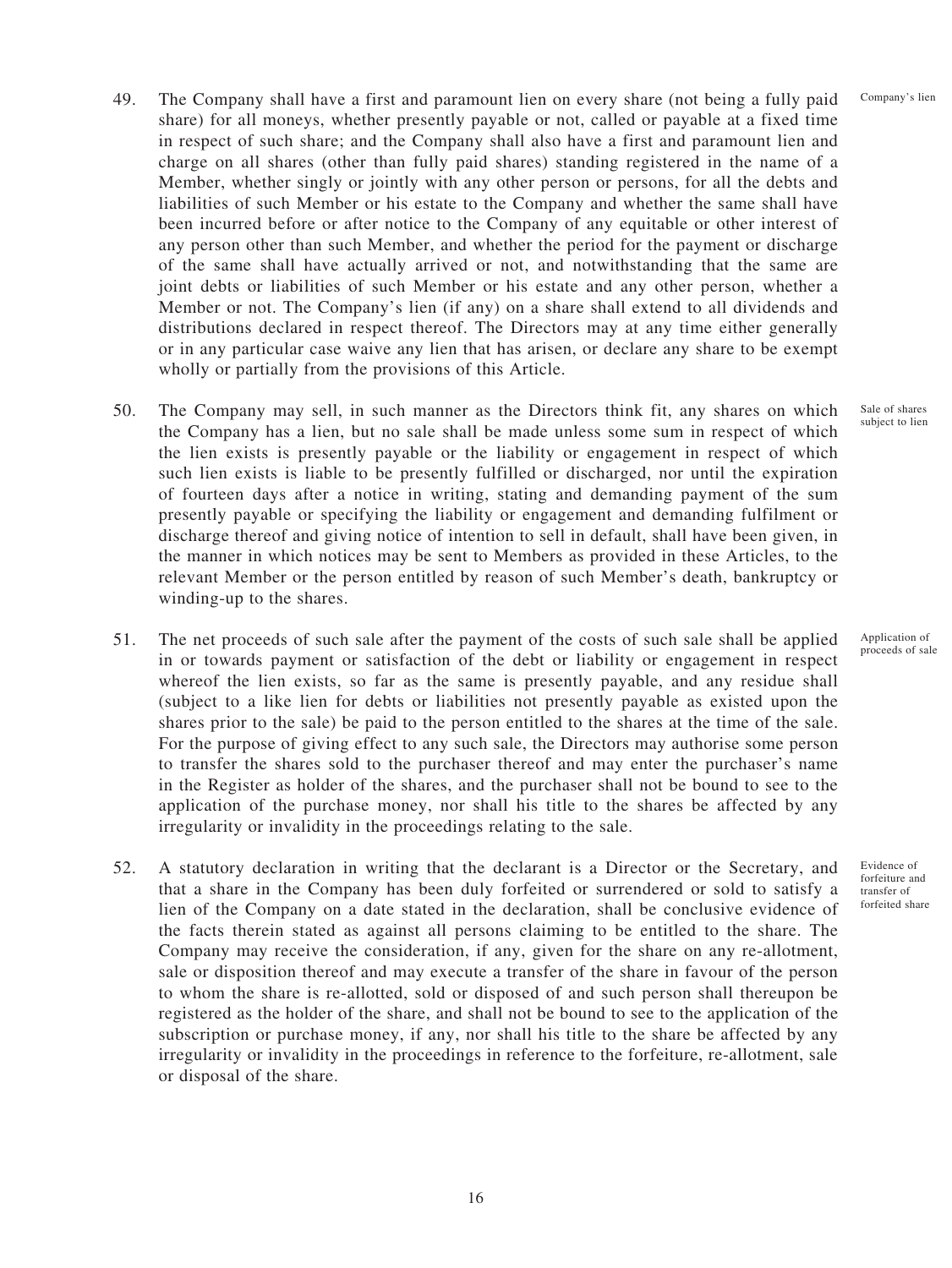49. The Company shall have a first and paramount lien on every share (not being a fully paid share) for all moneys, whether presently payable or not, called or payable at a fixed time in respect of such share; and the Company shall also have a first and paramount lien and charge on all shares (other than fully paid shares) standing registered in the name of a Member, whether singly or jointly with any other person or persons, for all the debts and liabilities of such Member or his estate to the Company and whether the same shall have been incurred before or after notice to the Company of any equitable or other interest of any person other than such Member, and whether the period for the payment or discharge of the same shall have actually arrived or not, and notwithstanding that the same are joint debts or liabilities of such Member or his estate and any other person, whether a Member or not. The Company's lien (if any) on a share shall extend to all dividends and distributions declared in respect thereof. The Directors may at any time either generally or in any particular case waive any lien that has arisen, or declare any share to be exempt wholly or partially from the provisions of this Article.

Company's lien

50. The Company may sell, in such manner as the Directors think fit, any shares on which the Company has a lien, but no sale shall be made unless some sum in respect of which the lien exists is presently payable or the liability or engagement in respect of which such lien exists is liable to be presently fulfilled or discharged, nor until the expiration of fourteen days after a notice in writing, stating and demanding payment of the sum presently payable or specifying the liability or engagement and demanding fulfilment or discharge thereof and giving notice of intention to sell in default, shall have been given, in the manner in which notices may be sent to Members as provided in these Articles, to the relevant Member or the person entitled by reason of such Member's death, bankruptcy or winding-up to the shares.

Sale of shares subject to lien

51. The net proceeds of such sale after the payment of the costs of such sale shall be applied in or towards payment or satisfaction of the debt or liability or engagement in respect whereof the lien exists, so far as the same is presently payable, and any residue shall (subject to a like lien for debts or liabilities not presently payable as existed upon the shares prior to the sale) be paid to the person entitled to the shares at the time of the sale. For the purpose of giving effect to any such sale, the Directors may authorise some person to transfer the shares sold to the purchaser thereof and may enter the purchaser's name in the Register as holder of the shares, and the purchaser shall not be bound to see to the application of the purchase money, nor shall his title to the shares be affected by any irregularity or invalidity in the proceedings relating to the sale.

Application of proceeds of sale

52. A statutory declaration in writing that the declarant is a Director or the Secretary, and that a share in the Company has been duly forfeited or surrendered or sold to satisfy a lien of the Company on a date stated in the declaration, shall be conclusive evidence of the facts therein stated as against all persons claiming to be entitled to the share. The Company may receive the consideration, if any, given for the share on any re-allotment, sale or disposition thereof and may execute a transfer of the share in favour of the person to whom the share is re-allotted, sold or disposed of and such person shall thereupon be registered as the holder of the share, and shall not be bound to see to the application of the subscription or purchase money, if any, nor shall his title to the share be affected by any irregularity or invalidity in the proceedings in reference to the forfeiture, re-allotment, sale or disposal of the share.

Evidence of forfeiture and transfer of forfeited share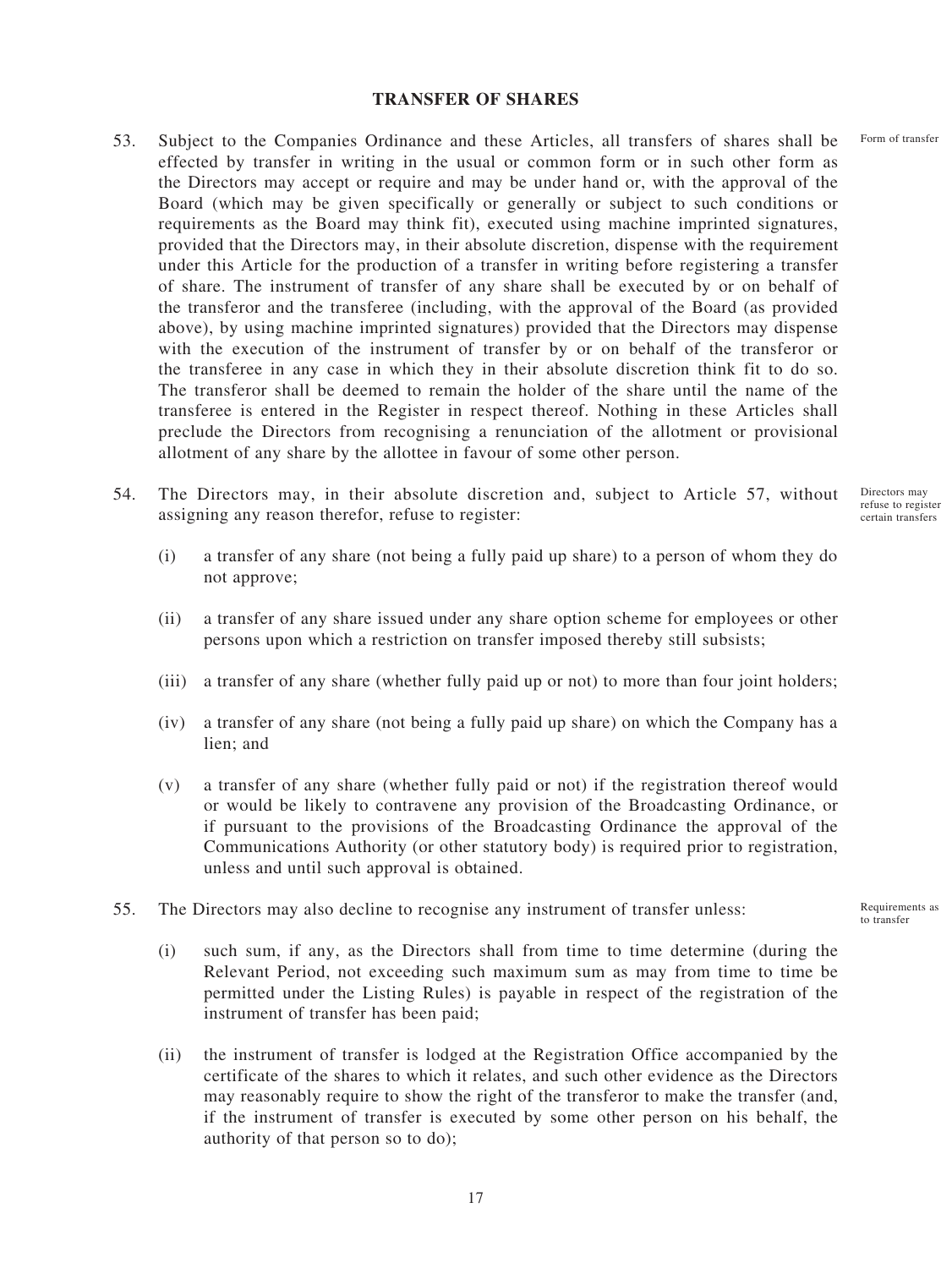## TRANSFER OF SHARES

53. Subject to the Companies Ordinance and these Articles, all transfers of shares shall be effected by transfer in writing in the usual or common form or in such other form as the Directors may accept or require and may be under hand or, with the approval of the Board (which may be given specifically or generally or subject to such conditions or requirements as the Board may think fit), executed using machine imprinted signatures, provided that the Directors may, in their absolute discretion, dispense with the requirement under this Article for the production of a transfer in writing before registering a transfer of share. The instrument of transfer of any share shall be executed by or on behalf of the transferor and the transferee (including, with the approval of the Board (as provided above), by using machine imprinted signatures) provided that the Directors may dispense with the execution of the instrument of transfer by or on behalf of the transferor or the transferee in any case in which they in their absolute discretion think fit to do so. The transferor shall be deemed to remain the holder of the share until the name of the transferee is entered in the Register in respect thereof. Nothing in these Articles shall preclude the Directors from recognising a renunciation of the allotment or provisional allotment of any share by the allottee in favour of some other person. *Form of transfer*

54. The Directors may, in their absolute discretion and, subject to Article 57, without assigning any reason therefor, refuse to register: *Directors may refuse to register certain transfers*

    (i) a transfer of any share (not being a fully paid up share) to a person of whom they do not approve;

    (ii) a transfer of any share issued under any share option scheme for employees or other persons upon which a restriction on transfer imposed thereby still subsists;

    (iii) a transfer of any share (whether fully paid up or not) to more than four joint holders;

    (iv) a transfer of any share (not being a fully paid up share) on which the Company has a lien; and

    (v) a transfer of any share (whether fully paid or not) if the registration thereof would or would be likely to contravene any provision of the Broadcasting Ordinance, or if pursuant to the provisions of the Broadcasting Ordinance the approval of the Communications Authority (or other statutory body) is required prior to registration, unless and until such approval is obtained.

55. The Directors may also decline to recognise any instrument of transfer unless: *Requirements as to transfer*

    (i) such sum, if any, as the Directors shall from time to time determine (during the Relevant Period, not exceeding such maximum sum as may from time to time be permitted under the Listing Rules) is payable in respect of the registration of the instrument of transfer has been paid;

    (ii) the instrument of transfer is lodged at the Registration Office accompanied by the certificate of the shares to which it relates, and such other evidence as the Directors may reasonably require to show the right of the transferor to make the transfer (and, if the instrument of transfer is executed by some other person on his behalf, the authority of that person so to do);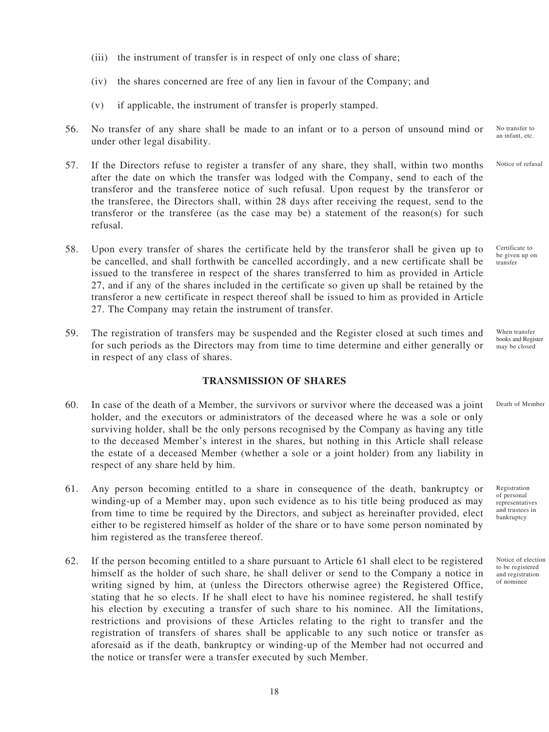(iii) the instrument of transfer is in respect of only one class of share;

(iv) the shares concerned are free of any lien in favour of the Company; and

(v) if applicable, the instrument of transfer is properly stamped.

56. No transfer of any share shall be made to an infant or to a person of unsound mind or under other legal disability. *No transfer to an infant, etc.*

57. If the Directors refuse to register a transfer of any share, they shall, within two months after the date on which the transfer was lodged with the Company, send to each of the transferor and the transferee notice of such refusal. Upon request by the transferor or the transferee, the Directors shall, within 28 days after receiving the request, send to the transferor or the transferee (as the case may be) a statement of the reason(s) for such refusal. *Notice of refusal*

58. Upon every transfer of shares the certificate held by the transferor shall be given up to be cancelled, and shall forthwith be cancelled accordingly, and a new certificate shall be issued to the transferee in respect of the shares transferred to him as provided in Article 27, and if any of the shares included in the certificate so given up shall be retained by the transferor a new certificate in respect thereof shall be issued to him as provided in Article 27. The Company may retain the instrument of transfer. *Certificate to be given up on transfer*

59. The registration of transfers may be suspended and the Register closed at such times and for such periods as the Directors may from time to time determine and either generally or in respect of any class of shares. *When transfer books and Register may be closed*

## TRANSMISSION OF SHARES

60. In case of the death of a Member, the survivors or survivor where the deceased was a joint holder, and the executors or administrators of the deceased where he was a sole or only surviving holder, shall be the only persons recognised by the Company as having any title to the deceased Member's interest in the shares, but nothing in this Article shall release the estate of a deceased Member (whether a sole or a joint holder) from any liability in respect of any share held by him. *Death of Member*

61. Any person becoming entitled to a share in consequence of the death, bankruptcy or winding-up of a Member may, upon such evidence as to his title being produced as may from time to time be required by the Directors, and subject as hereinafter provided, elect either to be registered himself as holder of the share or to have some person nominated by him registered as the transferee thereof. *Registration of personal representatives and trustees in bankruptcy*

62. If the person becoming entitled to a share pursuant to Article 61 shall elect to be registered himself as the holder of such share, he shall deliver or send to the Company a notice in writing signed by him, at (unless the Directors otherwise agree) the Registered Office, stating that he so elects. If he shall elect to have his nominee registered, he shall testify his election by executing a transfer of such share to his nominee. All the limitations, restrictions and provisions of these Articles relating to the right to transfer and the registration of transfers of shares shall be applicable to any such notice or transfer as aforesaid as if the death, bankruptcy or winding-up of the Member had not occurred and the notice or transfer were a transfer executed by such Member. *Notice of election to be registered and registration of nominee*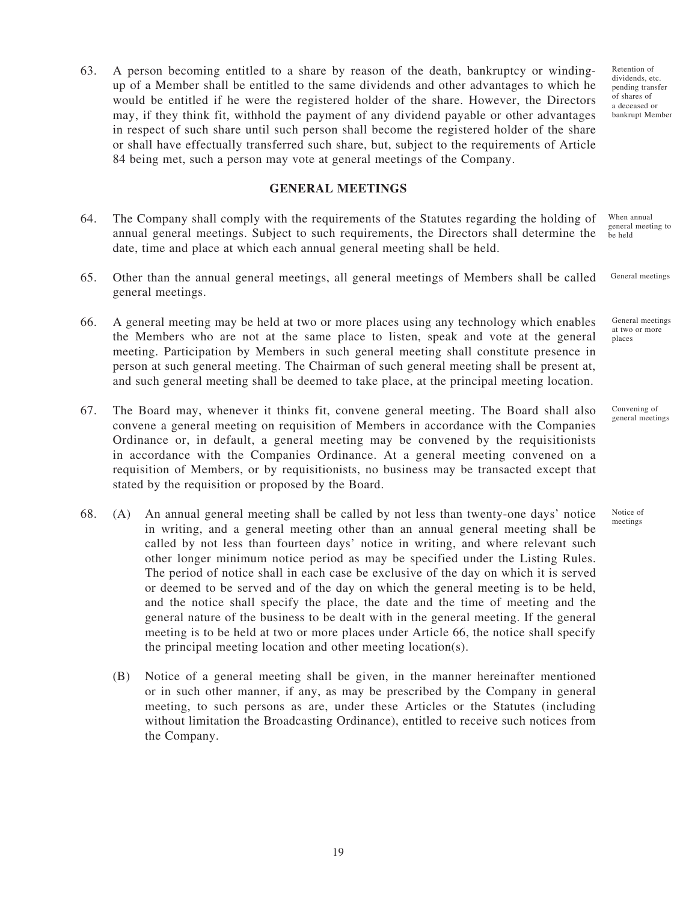63. A person becoming entitled to a share by reason of the death, bankruptcy or winding-up of a Member shall be entitled to the same dividends and other advantages to which he would be entitled if he were the registered holder of the share. However, the Directors may, if they think fit, withhold the payment of any dividend payable or other advantages in respect of such share until such person shall become the registered holder of the share or shall have effectually transferred such share, but, subject to the requirements of Article 84 being met, such a person may vote at general meetings of the Company.

Retention of dividends, etc. pending transfer of shares of a deceased or bankrupt Member

## GENERAL MEETINGS

64. The Company shall comply with the requirements of the Statutes regarding the holding of annual general meetings. Subject to such requirements, the Directors shall determine the date, time and place at which each annual general meeting shall be held.

When annual general meeting to be held

65. Other than the annual general meetings, all general meetings of Members shall be called general meetings.

General meetings

66. A general meeting may be held at two or more places using any technology which enables the Members who are not at the same place to listen, speak and vote at the general meeting. Participation by Members in such general meeting shall constitute presence in person at such general meeting. The Chairman of such general meeting shall be present at, and such general meeting shall be deemed to take place, at the principal meeting location.

General meetings at two or more places

67. The Board may, whenever it thinks fit, convene general meeting. The Board shall also convene a general meeting on requisition of Members in accordance with the Companies Ordinance or, in default, a general meeting may be convened by the requisitionists in accordance with the Companies Ordinance. At a general meeting convened on a requisition of Members, or by requisitionists, no business may be transacted except that stated by the requisition or proposed by the Board.

Convening of general meetings

68. (A) An annual general meeting shall be called by not less than twenty-one days' notice in writing, and a general meeting other than an annual general meeting shall be called by not less than fourteen days' notice in writing, and where relevant such other longer minimum notice period as may be specified under the Listing Rules. The period of notice shall in each case be exclusive of the day on which it is served or deemed to be served and of the day on which the general meeting is to be held, and the notice shall specify the place, the date and the time of meeting and the general nature of the business to be dealt with in the general meeting. If the general meeting is to be held at two or more places under Article 66, the notice shall specify the principal meeting location and other meeting location(s).

Notice of meetings

(B) Notice of a general meeting shall be given, in the manner hereinafter mentioned or in such other manner, if any, as may be prescribed by the Company in general meeting, to such persons as are, under these Articles or the Statutes (including without limitation the Broadcasting Ordinance), entitled to receive such notices from the Company.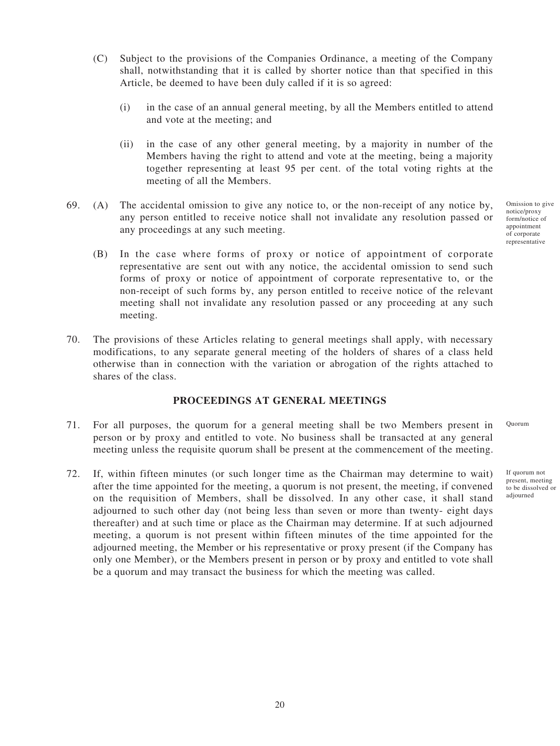(C) Subject to the provisions of the Companies Ordinance, a meeting of the Company shall, notwithstanding that it is called by shorter notice than that specified in this Article, be deemed to have been duly called if it is so agreed:

(i) in the case of an annual general meeting, by all the Members entitled to attend and vote at the meeting; and

(ii) in the case of any other general meeting, by a majority in number of the Members having the right to attend and vote at the meeting, being a majority together representing at least 95 per cent. of the total voting rights at the meeting of all the Members.

69. (A) The accidental omission to give any notice to, or the non-receipt of any notice by, any person entitled to receive notice shall not invalidate any resolution passed or any proceedings at any such meeting.

*Omission to give notice/proxy form/notice of appointment of corporate representative*

(B) In the case where forms of proxy or notice of appointment of corporate representative are sent out with any notice, the accidental omission to send such forms of proxy or notice of appointment of corporate representative to, or the non-receipt of such forms by, any person entitled to receive notice of the relevant meeting shall not invalidate any resolution passed or any proceeding at any such meeting.

70. The provisions of these Articles relating to general meetings shall apply, with necessary modifications, to any separate general meeting of the holders of shares of a class held otherwise than in connection with the variation or abrogation of the rights attached to shares of the class.

## PROCEEDINGS AT GENERAL MEETINGS

71. For all purposes, the quorum for a general meeting shall be two Members present in person or by proxy and entitled to vote. No business shall be transacted at any general meeting unless the requisite quorum shall be present at the commencement of the meeting.

*Quorum*

72. If, within fifteen minutes (or such longer time as the Chairman may determine to wait) after the time appointed for the meeting, a quorum is not present, the meeting, if convened on the requisition of Members, shall be dissolved. In any other case, it shall stand adjourned to such other day (not being less than seven or more than twenty- eight days thereafter) and at such time or place as the Chairman may determine. If at such adjourned meeting, a quorum is not present within fifteen minutes of the time appointed for the adjourned meeting, the Member or his representative or proxy present (if the Company has only one Member), or the Members present in person or by proxy and entitled to vote shall be a quorum and may transact the business for which the meeting was called.

*If quorum not present, meeting to be dissolved or adjourned*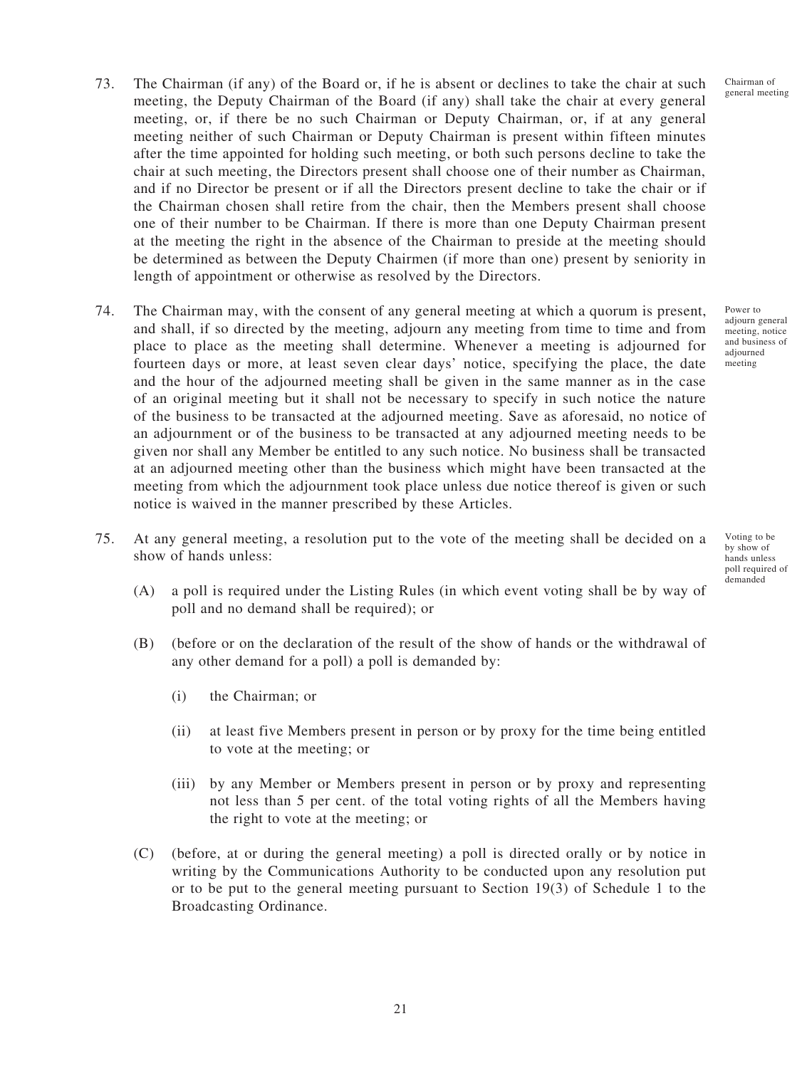73. The Chairman (if any) of the Board or, if he is absent or declines to take the chair at such meeting, the Deputy Chairman of the Board (if any) shall take the chair at every general meeting, or, if there be no such Chairman or Deputy Chairman, or, if at any general meeting neither of such Chairman or Deputy Chairman is present within fifteen minutes after the time appointed for holding such meeting, or both such persons decline to take the chair at such meeting, the Directors present shall choose one of their number as Chairman, and if no Director be present or if all the Directors present decline to take the chair or if the Chairman chosen shall retire from the chair, then the Members present shall choose one of their number to be Chairman. If there is more than one Deputy Chairman present at the meeting the right in the absence of the Chairman to preside at the meeting should be determined as between the Deputy Chairmen (if more than one) present by seniority in length of appointment or otherwise as resolved by the Directors.

Chairman of general meeting

74. The Chairman may, with the consent of any general meeting at which a quorum is present, and shall, if so directed by the meeting, adjourn any meeting from time to time and from place to place as the meeting shall determine. Whenever a meeting is adjourned for fourteen days or more, at least seven clear days' notice, specifying the place, the date and the hour of the adjourned meeting shall be given in the same manner as in the case of an original meeting but it shall not be necessary to specify in such notice the nature of the business to be transacted at the adjourned meeting. Save as aforesaid, no notice of an adjournment or of the business to be transacted at any adjourned meeting needs to be given nor shall any Member be entitled to any such notice. No business shall be transacted at an adjourned meeting other than the business which might have been transacted at the meeting from which the adjournment took place unless due notice thereof is given or such notice is waived in the manner prescribed by these Articles.

Power to adjourn general meeting, notice and business of adjourned meeting

75. At any general meeting, a resolution put to the vote of the meeting shall be decided on a show of hands unless:

Voting to be by show of hands unless poll required of demanded

   (A) a poll is required under the Listing Rules (in which event voting shall be by way of poll and no demand shall be required); or

   (B) (before or on the declaration of the result of the show of hands or the withdrawal of any other demand for a poll) a poll is demanded by:

      (i) the Chairman; or

      (ii) at least five Members present in person or by proxy for the time being entitled to vote at the meeting; or

      (iii) by any Member or Members present in person or by proxy and representing not less than 5 per cent. of the total voting rights of all the Members having the right to vote at the meeting; or

   (C) (before, at or during the general meeting) a poll is directed orally or by notice in writing by the Communications Authority to be conducted upon any resolution put or to be put to the general meeting pursuant to Section 19(3) of Schedule 1 to the Broadcasting Ordinance.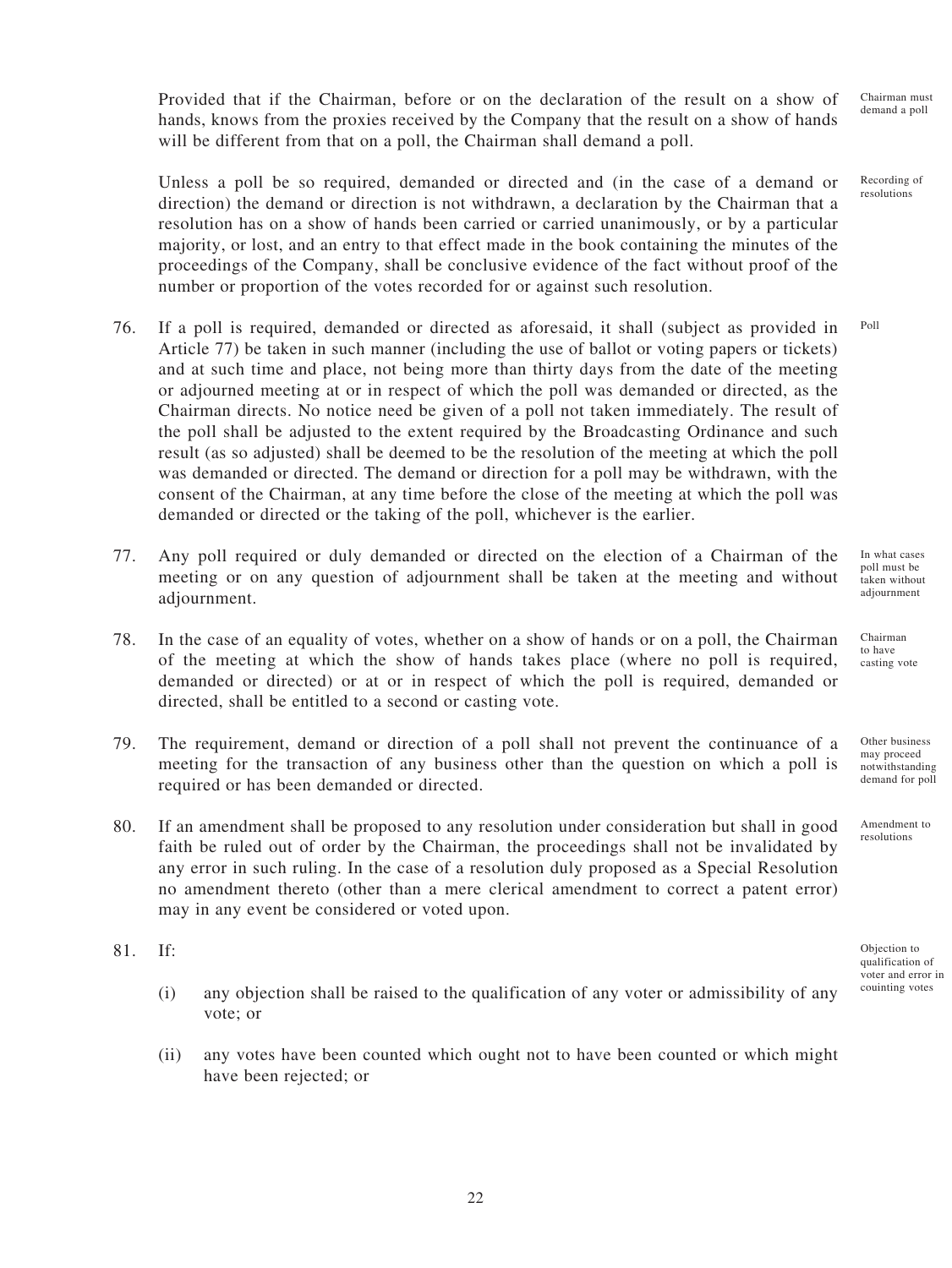Provided that if the Chairman, before or on the declaration of the result on a show of hands, knows from the proxies received by the Company that the result on a show of hands will be different from that on a poll, the Chairman shall demand a poll.

*Chairman must demand a poll*

Unless a poll be so required, demanded or directed and (in the case of a demand or direction) the demand or direction is not withdrawn, a declaration by the Chairman that a resolution has on a show of hands been carried or carried unanimously, or by a particular majority, or lost, and an entry to that effect made in the book containing the minutes of the proceedings of the Company, shall be conclusive evidence of the fact without proof of the number or proportion of the votes recorded for or against such resolution.

*Recording of resolutions*

76. If a poll is required, demanded or directed as aforesaid, it shall (subject as provided in Article 77) be taken in such manner (including the use of ballot or voting papers or tickets) and at such time and place, not being more than thirty days from the date of the meeting or adjourned meeting at or in respect of which the poll was demanded or directed, as the Chairman directs. No notice need be given of a poll not taken immediately. The result of the poll shall be adjusted to the extent required by the Broadcasting Ordinance and such result (as so adjusted) shall be deemed to be the resolution of the meeting at which the poll was demanded or directed. The demand or direction for a poll may be withdrawn, with the consent of the Chairman, at any time before the close of the meeting at which the poll was demanded or directed or the taking of the poll, whichever is the earlier.

*Poll*

77. Any poll required or duly demanded or directed on the election of a Chairman of the meeting or on any question of adjournment shall be taken at the meeting and without adjournment.

*In what cases poll must be taken without adjournment*

78. In the case of an equality of votes, whether on a show of hands or on a poll, the Chairman of the meeting at which the show of hands takes place (where no poll is required, demanded or directed) or at or in respect of which the poll is required, demanded or directed, shall be entitled to a second or casting vote.

*Chairman to have casting vote*

79. The requirement, demand or direction of a poll shall not prevent the continuance of a meeting for the transaction of any business other than the question on which a poll is required or has been demanded or directed.

*Other business may proceed notwithstanding demand for poll*

80. If an amendment shall be proposed to any resolution under consideration but shall in good faith be ruled out of order by the Chairman, the proceedings shall not be invalidated by any error in such ruling. In the case of a resolution duly proposed as a Special Resolution no amendment thereto (other than a mere clerical amendment to correct a patent error) may in any event be considered or voted upon.

*Amendment to resolutions*

81. If:

*Objection to qualification of voter and error in couinting votes*

(i) any objection shall be raised to the qualification of any voter or admissibility of any vote; or

(ii) any votes have been counted which ought not to have been counted or which might have been rejected; or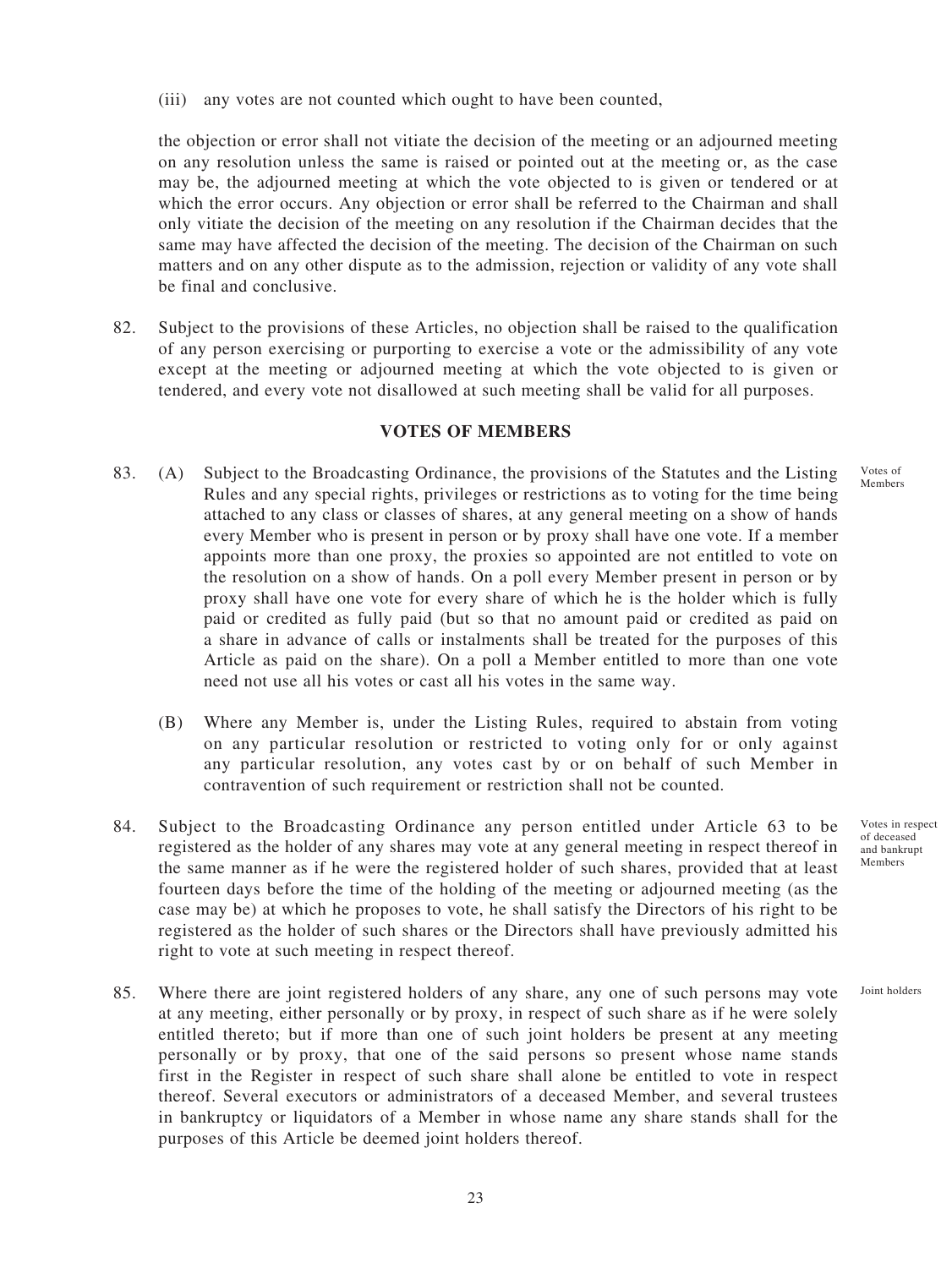(iii) any votes are not counted which ought to have been counted,

the objection or error shall not vitiate the decision of the meeting or an adjourned meeting on any resolution unless the same is raised or pointed out at the meeting or, as the case may be, the adjourned meeting at which the vote objected to is given or tendered or at which the error occurs. Any objection or error shall be referred to the Chairman and shall only vitiate the decision of the meeting on any resolution if the Chairman decides that the same may have affected the decision of the meeting. The decision of the Chairman on such matters and on any other dispute as to the admission, rejection or validity of any vote shall be final and conclusive.

82. Subject to the provisions of these Articles, no objection shall be raised to the qualification of any person exercising or purporting to exercise a vote or the admissibility of any vote except at the meeting or adjourned meeting at which the vote objected to is given or tendered, and every vote not disallowed at such meeting shall be valid for all purposes.

## VOTES OF MEMBERS

83. (A) Subject to the Broadcasting Ordinance, the provisions of the Statutes and the Listing Rules and any special rights, privileges or restrictions as to voting for the time being attached to any class or classes of shares, at any general meeting on a show of hands every Member who is present in person or by proxy shall have one vote. If a member appoints more than one proxy, the proxies so appointed are not entitled to vote on the resolution on a show of hands. On a poll every Member present in person or by proxy shall have one vote for every share of which he is the holder which is fully paid or credited as fully paid (but so that no amount paid or credited as paid on a share in advance of calls or instalments shall be treated for the purposes of this Article as paid on the share). On a poll a Member entitled to more than one vote need not use all his votes or cast all his votes in the same way. *Votes of Members*

(B) Where any Member is, under the Listing Rules, required to abstain from voting on any particular resolution or restricted to voting only for or only against any particular resolution, any votes cast by or on behalf of such Member in contravention of such requirement or restriction shall not be counted.

84. Subject to the Broadcasting Ordinance any person entitled under Article 63 to be registered as the holder of any shares may vote at any general meeting in respect thereof in the same manner as if he were the registered holder of such shares, provided that at least fourteen days before the time of the holding of the meeting or adjourned meeting (as the case may be) at which he proposes to vote, he shall satisfy the Directors of his right to be registered as the holder of such shares or the Directors shall have previously admitted his right to vote at such meeting in respect thereof. *Votes in respect of deceased and bankrupt Members*

85. Where there are joint registered holders of any share, any one of such persons may vote at any meeting, either personally or by proxy, in respect of such share as if he were solely entitled thereto; but if more than one of such joint holders be present at any meeting personally or by proxy, that one of the said persons so present whose name stands first in the Register in respect of such share shall alone be entitled to vote in respect thereof. Several executors or administrators of a deceased Member, and several trustees in bankruptcy or liquidators of a Member in whose name any share stands shall for the purposes of this Article be deemed joint holders thereof. *Joint holders*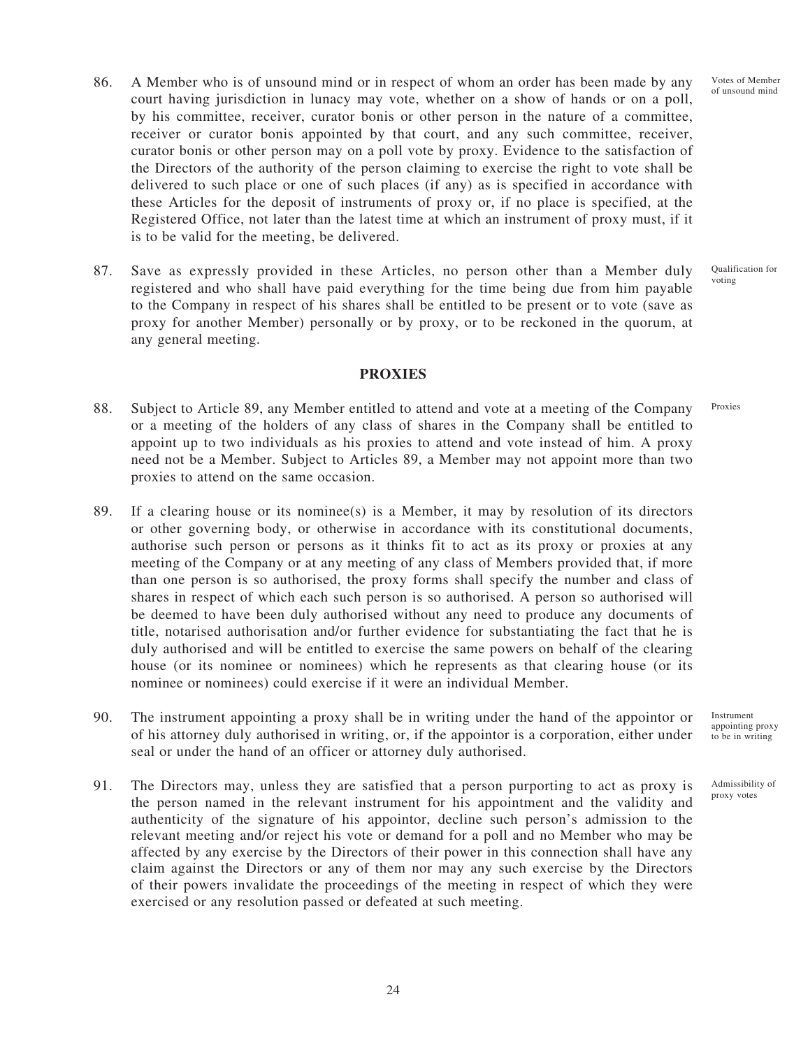86. A Member who is of unsound mind or in respect of whom an order has been made by any court having jurisdiction in lunacy may vote, whether on a show of hands or on a poll, by his committee, receiver, curator bonis or other person in the nature of a committee, receiver or curator bonis appointed by that court, and any such committee, receiver, curator bonis or other person may on a poll vote by proxy. Evidence to the satisfaction of the Directors of the authority of the person claiming to exercise the right to vote shall be delivered to such place or one of such places (if any) as is specified in accordance with these Articles for the deposit of instruments of proxy or, if no place is specified, at the Registered Office, not later than the latest time at which an instrument of proxy must, if it is to be valid for the meeting, be delivered.

Votes of Member of unsound mind

87. Save as expressly provided in these Articles, no person other than a Member duly registered and who shall have paid everything for the time being due from him payable to the Company in respect of his shares shall be entitled to be present or to vote (save as proxy for another Member) personally or by proxy, or to be reckoned in the quorum, at any general meeting.

Qualification for voting

## PROXIES

88. Subject to Article 89, any Member entitled to attend and vote at a meeting of the Company or a meeting of the holders of any class of shares in the Company shall be entitled to appoint up to two individuals as his proxies to attend and vote instead of him. A proxy need not be a Member. Subject to Articles 89, a Member may not appoint more than two proxies to attend on the same occasion.

Proxies

89. If a clearing house or its nominee(s) is a Member, it may by resolution of its directors or other governing body, or otherwise in accordance with its constitutional documents, authorise such person or persons as it thinks fit to act as its proxy or proxies at any meeting of the Company or at any meeting of any class of Members provided that, if more than one person is so authorised, the proxy forms shall specify the number and class of shares in respect of which each such person is so authorised. A person so authorised will be deemed to have been duly authorised without any need to produce any documents of title, notarised authorisation and/or further evidence for substantiating the fact that he is duly authorised and will be entitled to exercise the same powers on behalf of the clearing house (or its nominee or nominees) which he represents as that clearing house (or its nominee or nominees) could exercise if it were an individual Member.

90. The instrument appointing a proxy shall be in writing under the hand of the appointor or of his attorney duly authorised in writing, or, if the appointor is a corporation, either under seal or under the hand of an officer or attorney duly authorised.

Instrument appointing proxy to be in writing

91. The Directors may, unless they are satisfied that a person purporting to act as proxy is the person named in the relevant instrument for his appointment and the validity and authenticity of the signature of his appointor, decline such person's admission to the relevant meeting and/or reject his vote or demand for a poll and no Member who may be affected by any exercise by the Directors of their power in this connection shall have any claim against the Directors or any of them nor may any such exercise by the Directors of their powers invalidate the proceedings of the meeting in respect of which they were exercised or any resolution passed or defeated at such meeting.

Admissibility of proxy votes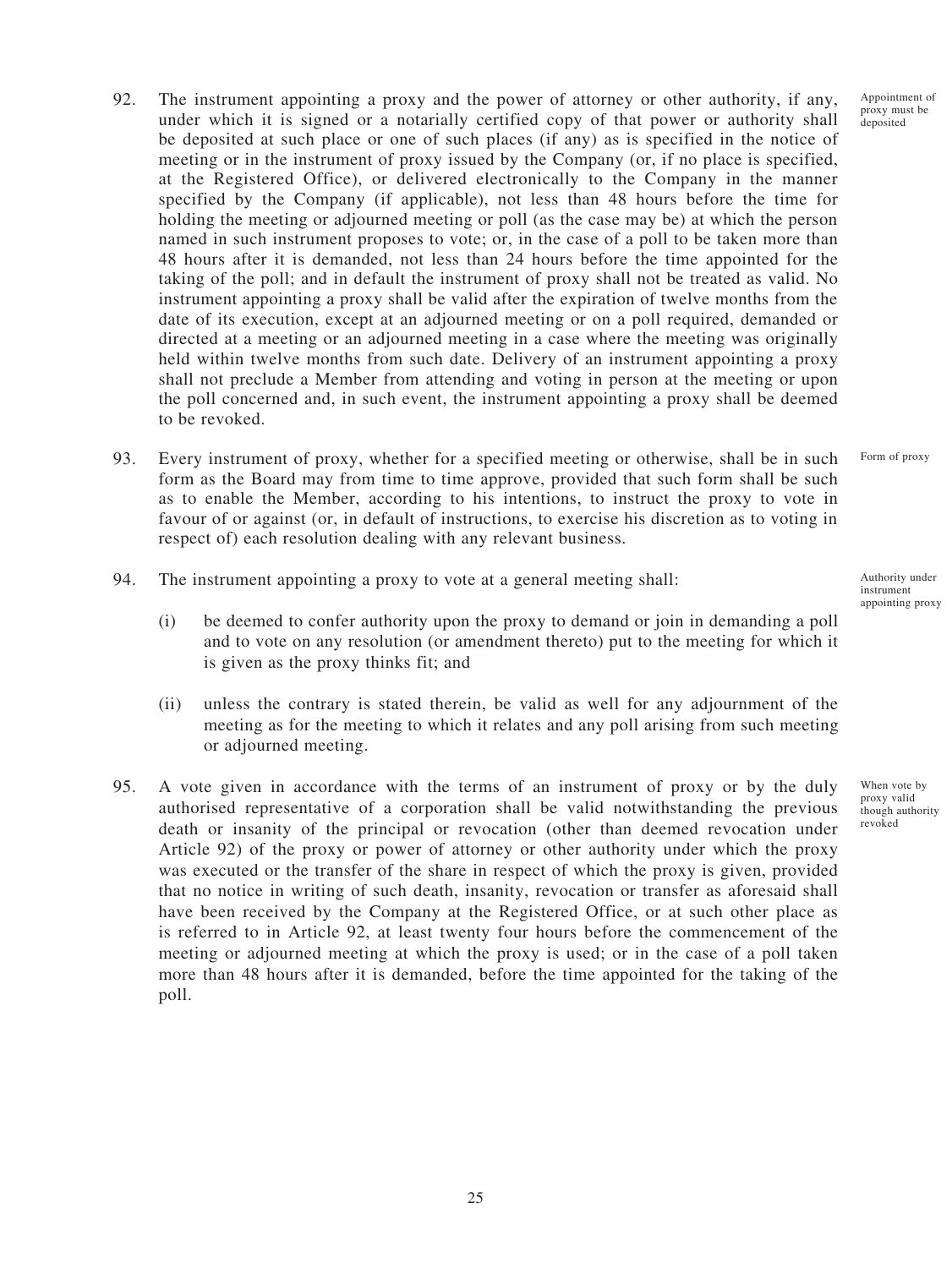92. The instrument appointing a proxy and the power of attorney or other authority, if any, under which it is signed or a notarially certified copy of that power or authority shall be deposited at such place or one of such places (if any) as is specified in the notice of meeting or in the instrument of proxy issued by the Company (or, if no place is specified, at the Registered Office), or delivered electronically to the Company in the manner specified by the Company (if applicable), not less than 48 hours before the time for holding the meeting or adjourned meeting or poll (as the case may be) at which the person named in such instrument proposes to vote; or, in the case of a poll to be taken more than 48 hours after it is demanded, not less than 24 hours before the time appointed for the taking of the poll; and in default the instrument of proxy shall not be treated as valid. No instrument appointing a proxy shall be valid after the expiration of twelve months from the date of its execution, except at an adjourned meeting or on a poll required, demanded or directed at a meeting or an adjourned meeting in a case where the meeting was originally held within twelve months from such date. Delivery of an instrument appointing a proxy shall not preclude a Member from attending and voting in person at the meeting or upon the poll concerned and, in such event, the instrument appointing a proxy shall be deemed to be revoked. *Appointment of proxy must be deposited*

93. Every instrument of proxy, whether for a specified meeting or otherwise, shall be in such form as the Board may from time to time approve, provided that such form shall be such as to enable the Member, according to his intentions, to instruct the proxy to vote in favour of or against (or, in default of instructions, to exercise his discretion as to voting in respect of) each resolution dealing with any relevant business. *Form of proxy*

94. The instrument appointing a proxy to vote at a general meeting shall: *Authority under instrument appointing proxy*

    (i) be deemed to confer authority upon the proxy to demand or join in demanding a poll and to vote on any resolution (or amendment thereto) put to the meeting for which it is given as the proxy thinks fit; and

    (ii) unless the contrary is stated therein, be valid as well for any adjournment of the meeting as for the meeting to which it relates and any poll arising from such meeting or adjourned meeting.

95. A vote given in accordance with the terms of an instrument of proxy or by the duly authorised representative of a corporation shall be valid notwithstanding the previous death or insanity of the principal or revocation (other than deemed revocation under Article 92) of the proxy or power of attorney or other authority under which the proxy was executed or the transfer of the share in respect of which the proxy is given, provided that no notice in writing of such death, insanity, revocation or transfer as aforesaid shall have been received by the Company at the Registered Office, or at such other place as is referred to in Article 92, at least twenty four hours before the commencement of the meeting or adjourned meeting at which the proxy is used; or in the case of a poll taken more than 48 hours after it is demanded, before the time appointed for the taking of the poll. *When vote by proxy valid though authority revoked*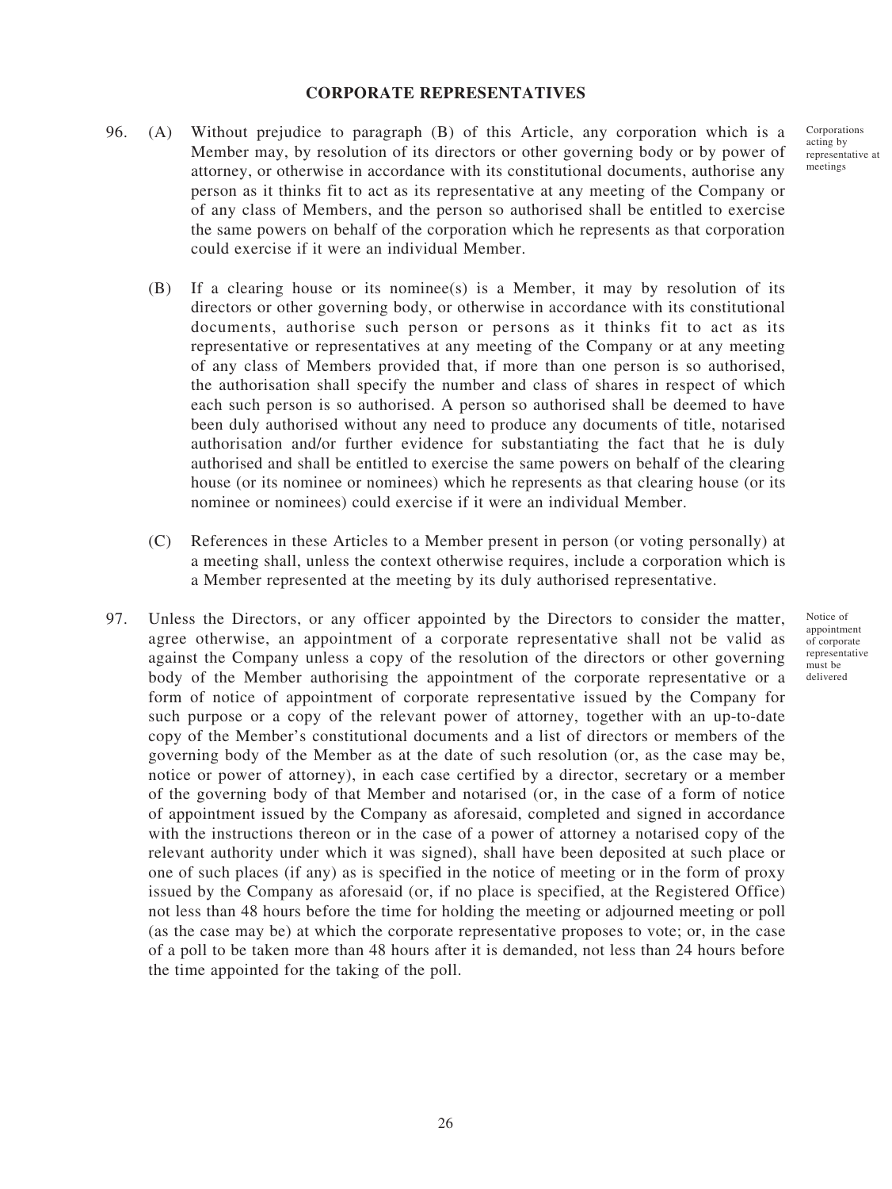## CORPORATE REPRESENTATIVES

96. (A) Without prejudice to paragraph (B) of this Article, any corporation which is a Member may, by resolution of its directors or other governing body or by power of attorney, or otherwise in accordance with its constitutional documents, authorise any person as it thinks fit to act as its representative at any meeting of the Company or of any class of Members, and the person so authorised shall be entitled to exercise the same powers on behalf of the corporation which he represents as that corporation could exercise if it were an individual Member.

*Corporations acting by representative at meetings*

(B) If a clearing house or its nominee(s) is a Member, it may by resolution of its directors or other governing body, or otherwise in accordance with its constitutional documents, authorise such person or persons as it thinks fit to act as its representative or representatives at any meeting of the Company or at any meeting of any class of Members provided that, if more than one person is so authorised, the authorisation shall specify the number and class of shares in respect of which each such person is so authorised. A person so authorised shall be deemed to have been duly authorised without any need to produce any documents of title, notarised authorisation and/or further evidence for substantiating the fact that he is duly authorised and shall be entitled to exercise the same powers on behalf of the clearing house (or its nominee or nominees) which he represents as that clearing house (or its nominee or nominees) could exercise if it were an individual Member.

(C) References in these Articles to a Member present in person (or voting personally) at a meeting shall, unless the context otherwise requires, include a corporation which is a Member represented at the meeting by its duly authorised representative.

97. Unless the Directors, or any officer appointed by the Directors to consider the matter, agree otherwise, an appointment of a corporate representative shall not be valid as against the Company unless a copy of the resolution of the directors or other governing body of the Member authorising the appointment of the corporate representative or a form of notice of appointment of corporate representative issued by the Company for such purpose or a copy of the relevant power of attorney, together with an up-to-date copy of the Member's constitutional documents and a list of directors or members of the governing body of the Member as at the date of such resolution (or, as the case may be, notice or power of attorney), in each case certified by a director, secretary or a member of the governing body of that Member and notarised (or, in the case of a form of notice of appointment issued by the Company as aforesaid, completed and signed in accordance with the instructions thereon or in the case of a power of attorney a notarised copy of the relevant authority under which it was signed), shall have been deposited at such place or one of such places (if any) as is specified in the notice of meeting or in the form of proxy issued by the Company as aforesaid (or, if no place is specified, at the Registered Office) not less than 48 hours before the time for holding the meeting or adjourned meeting or poll (as the case may be) at which the corporate representative proposes to vote; or, in the case of a poll to be taken more than 48 hours after it is demanded, not less than 24 hours before the time appointed for the taking of the poll.

*Notice of appointment of corporate representative must be delivered*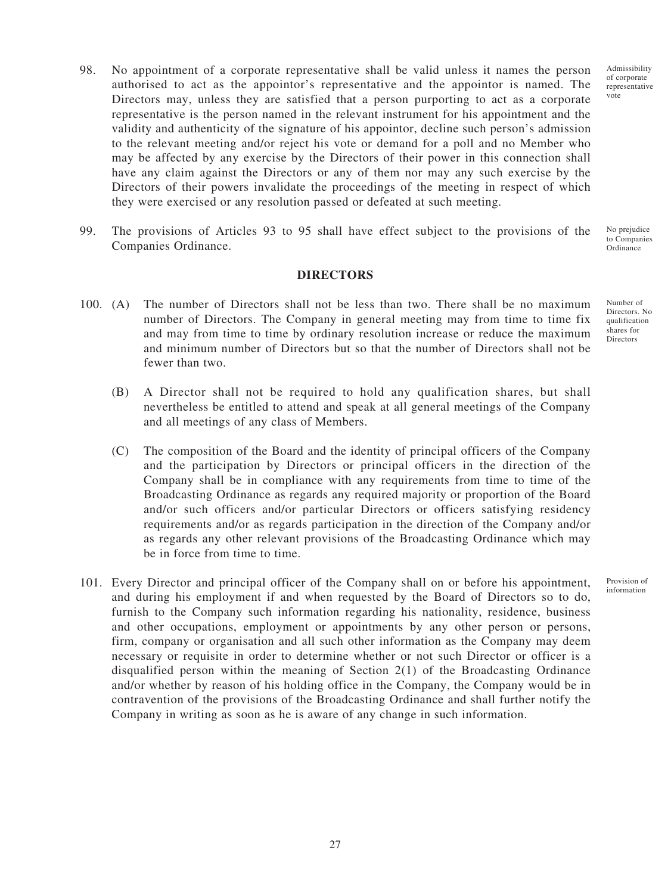98. No appointment of a corporate representative shall be valid unless it names the person authorised to act as the appointor's representative and the appointor is named. The Directors may, unless they are satisfied that a person purporting to act as a corporate representative is the person named in the relevant instrument for his appointment and the validity and authenticity of the signature of his appointor, decline such person's admission to the relevant meeting and/or reject his vote or demand for a poll and no Member who may be affected by any exercise by the Directors of their power in this connection shall have any claim against the Directors or any of them nor may any such exercise by the Directors of their powers invalidate the proceedings of the meeting in respect of which they were exercised or any resolution passed or defeated at such meeting.

Admissibility of corporate representative vote

99. The provisions of Articles 93 to 95 shall have effect subject to the provisions of the Companies Ordinance.

No prejudice to Companies Ordinance

## DIRECTORS

100. (A) The number of Directors shall not be less than two. There shall be no maximum number of Directors. The Company in general meeting may from time to time fix and may from time to time by ordinary resolution increase or reduce the maximum and minimum number of Directors but so that the number of Directors shall not be fewer than two.

Number of Directors. No qualification shares for Directors

(B) A Director shall not be required to hold any qualification shares, but shall nevertheless be entitled to attend and speak at all general meetings of the Company and all meetings of any class of Members.

(C) The composition of the Board and the identity of principal officers of the Company and the participation by Directors or principal officers in the direction of the Company shall be in compliance with any requirements from time to time of the Broadcasting Ordinance as regards any required majority or proportion of the Board and/or such officers and/or particular Directors or officers satisfying residency requirements and/or as regards participation in the direction of the Company and/or as regards any other relevant provisions of the Broadcasting Ordinance which may be in force from time to time.

101. Every Director and principal officer of the Company shall on or before his appointment, and during his employment if and when requested by the Board of Directors so to do, furnish to the Company such information regarding his nationality, residence, business and other occupations, employment or appointments by any other person or persons, firm, company or organisation and all such other information as the Company may deem necessary or requisite in order to determine whether or not such Director or officer is a disqualified person within the meaning of Section 2(1) of the Broadcasting Ordinance and/or whether by reason of his holding office in the Company, the Company would be in contravention of the provisions of the Broadcasting Ordinance and shall further notify the Company in writing as soon as he is aware of any change in such information.

Provision of information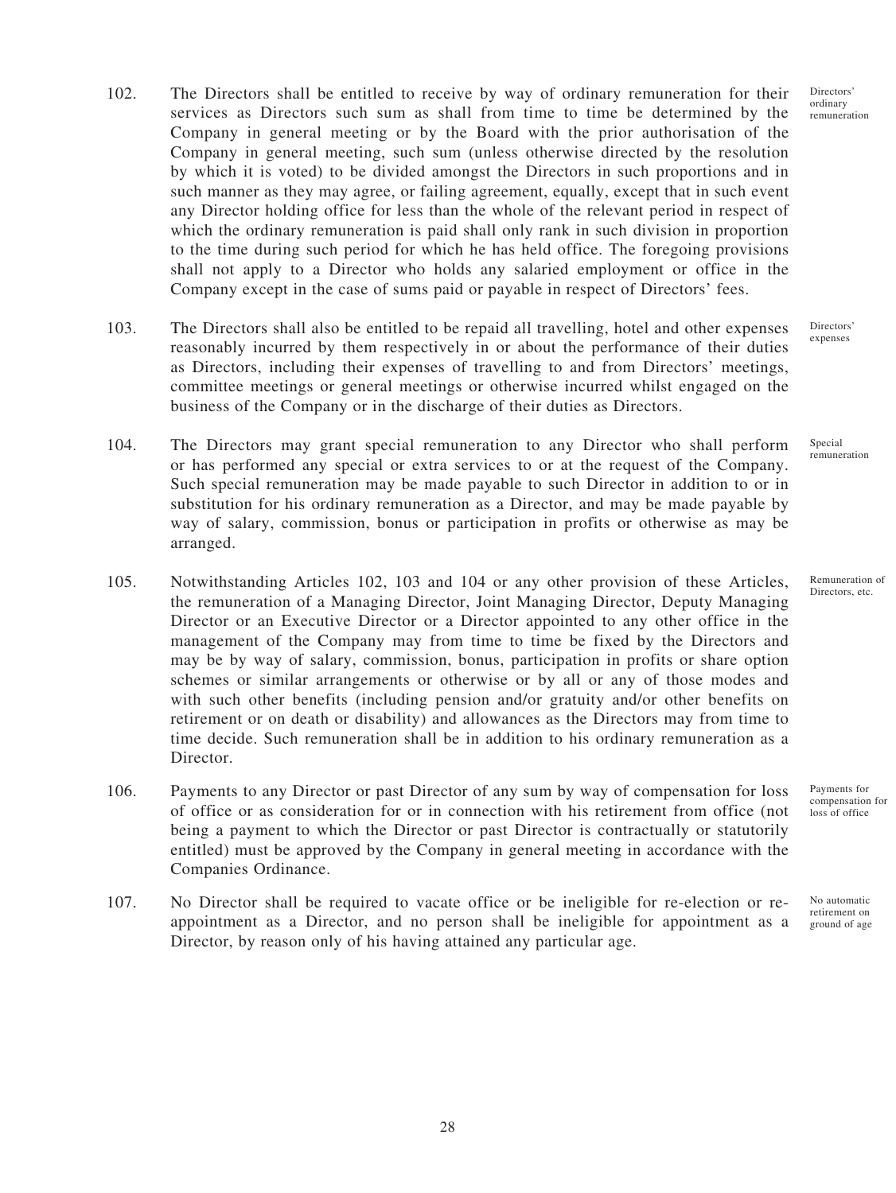102. The Directors shall be entitled to receive by way of ordinary remuneration for their services as Directors such sum as shall from time to time be determined by the Company in general meeting or by the Board with the prior authorisation of the Company in general meeting, such sum (unless otherwise directed by the resolution by which it is voted) to be divided amongst the Directors in such proportions and in such manner as they may agree, or failing agreement, equally, except that in such event any Director holding office for less than the whole of the relevant period in respect of which the ordinary remuneration is paid shall only rank in such division in proportion to the time during such period for which he has held office. The foregoing provisions shall not apply to a Director who holds any salaried employment or office in the Company except in the case of sums paid or payable in respect of Directors' fees.

Directors' ordinary remuneration

103. The Directors shall also be entitled to be repaid all travelling, hotel and other expenses reasonably incurred by them respectively in or about the performance of their duties as Directors, including their expenses of travelling to and from Directors' meetings, committee meetings or general meetings or otherwise incurred whilst engaged on the business of the Company or in the discharge of their duties as Directors.

Directors' expenses

104. The Directors may grant special remuneration to any Director who shall perform or has performed any special or extra services to or at the request of the Company. Such special remuneration may be made payable to such Director in addition to or in substitution for his ordinary remuneration as a Director, and may be made payable by way of salary, commission, bonus or participation in profits or otherwise as may be arranged.

Special remuneration

105. Notwithstanding Articles 102, 103 and 104 or any other provision of these Articles, the remuneration of a Managing Director, Joint Managing Director, Deputy Managing Director or an Executive Director or a Director appointed to any other office in the management of the Company may from time to time be fixed by the Directors and may be by way of salary, commission, bonus, participation in profits or share option schemes or similar arrangements or otherwise or by all or any of those modes and with such other benefits (including pension and/or gratuity and/or other benefits on retirement or on death or disability) and allowances as the Directors may from time to time decide. Such remuneration shall be in addition to his ordinary remuneration as a Director.

Remuneration of Directors, etc.

106. Payments to any Director or past Director of any sum by way of compensation for loss of office or as consideration for or in connection with his retirement from office (not being a payment to which the Director or past Director is contractually or statutorily entitled) must be approved by the Company in general meeting in accordance with the Companies Ordinance.

Payments for compensation for loss of office

107. No Director shall be required to vacate office or be ineligible for re-election or re-appointment as a Director, and no person shall be ineligible for appointment as a Director, by reason only of his having attained any particular age.

No automatic retirement on ground of age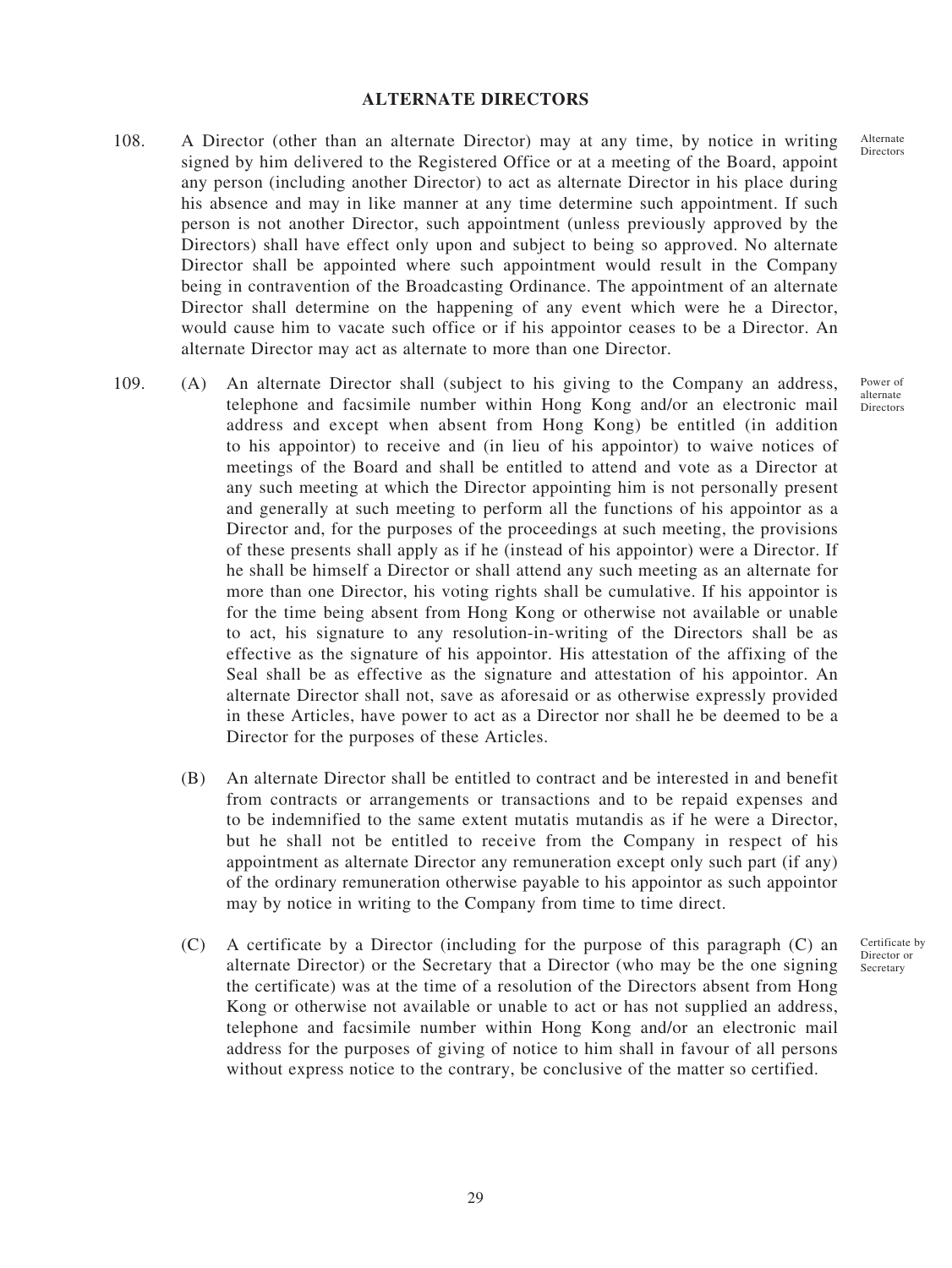## ALTERNATE DIRECTORS

108. A Director (other than an alternate Director) may at any time, by notice in writing signed by him delivered to the Registered Office or at a meeting of the Board, appoint any person (including another Director) to act as alternate Director in his place during his absence and may in like manner at any time determine such appointment. If such person is not another Director, such appointment (unless previously approved by the Directors) shall have effect only upon and subject to being so approved. No alternate Director shall be appointed where such appointment would result in the Company being in contravention of the Broadcasting Ordinance. The appointment of an alternate Director shall determine on the happening of any event which were he a Director, would cause him to vacate such office or if his appointor ceases to be a Director. An alternate Director may act as alternate to more than one Director.

*Alternate Directors*

109. (A) An alternate Director shall (subject to his giving to the Company an address, telephone and facsimile number within Hong Kong and/or an electronic mail address and except when absent from Hong Kong) be entitled (in addition to his appointor) to receive and (in lieu of his appointor) to waive notices of meetings of the Board and shall be entitled to attend and vote as a Director at any such meeting at which the Director appointing him is not personally present and generally at such meeting to perform all the functions of his appointor as a Director and, for the purposes of the proceedings at such meeting, the provisions of these presents shall apply as if he (instead of his appointor) were a Director. If he shall be himself a Director or shall attend any such meeting as an alternate for more than one Director, his voting rights shall be cumulative. If his appointor is for the time being absent from Hong Kong or otherwise not available or unable to act, his signature to any resolution-in-writing of the Directors shall be as effective as the signature of his appointor. His attestation of the affixing of the Seal shall be as effective as the signature and attestation of his appointor. An alternate Director shall not, save as aforesaid or as otherwise expressly provided in these Articles, have power to act as a Director nor shall he be deemed to be a Director for the purposes of these Articles.

*Power of alternate Directors*

(B) An alternate Director shall be entitled to contract and be interested in and benefit from contracts or arrangements or transactions and to be repaid expenses and to be indemnified to the same extent mutatis mutandis as if he were a Director, but he shall not be entitled to receive from the Company in respect of his appointment as alternate Director any remuneration except only such part (if any) of the ordinary remuneration otherwise payable to his appointor as such appointor may by notice in writing to the Company from time to time direct.

(C) A certificate by a Director (including for the purpose of this paragraph (C) an alternate Director) or the Secretary that a Director (who may be the one signing the certificate) was at the time of a resolution of the Directors absent from Hong Kong or otherwise not available or unable to act or has not supplied an address, telephone and facsimile number within Hong Kong and/or an electronic mail address for the purposes of giving of notice to him shall in favour of all persons without express notice to the contrary, be conclusive of the matter so certified.

*Certificate by Director or Secretary*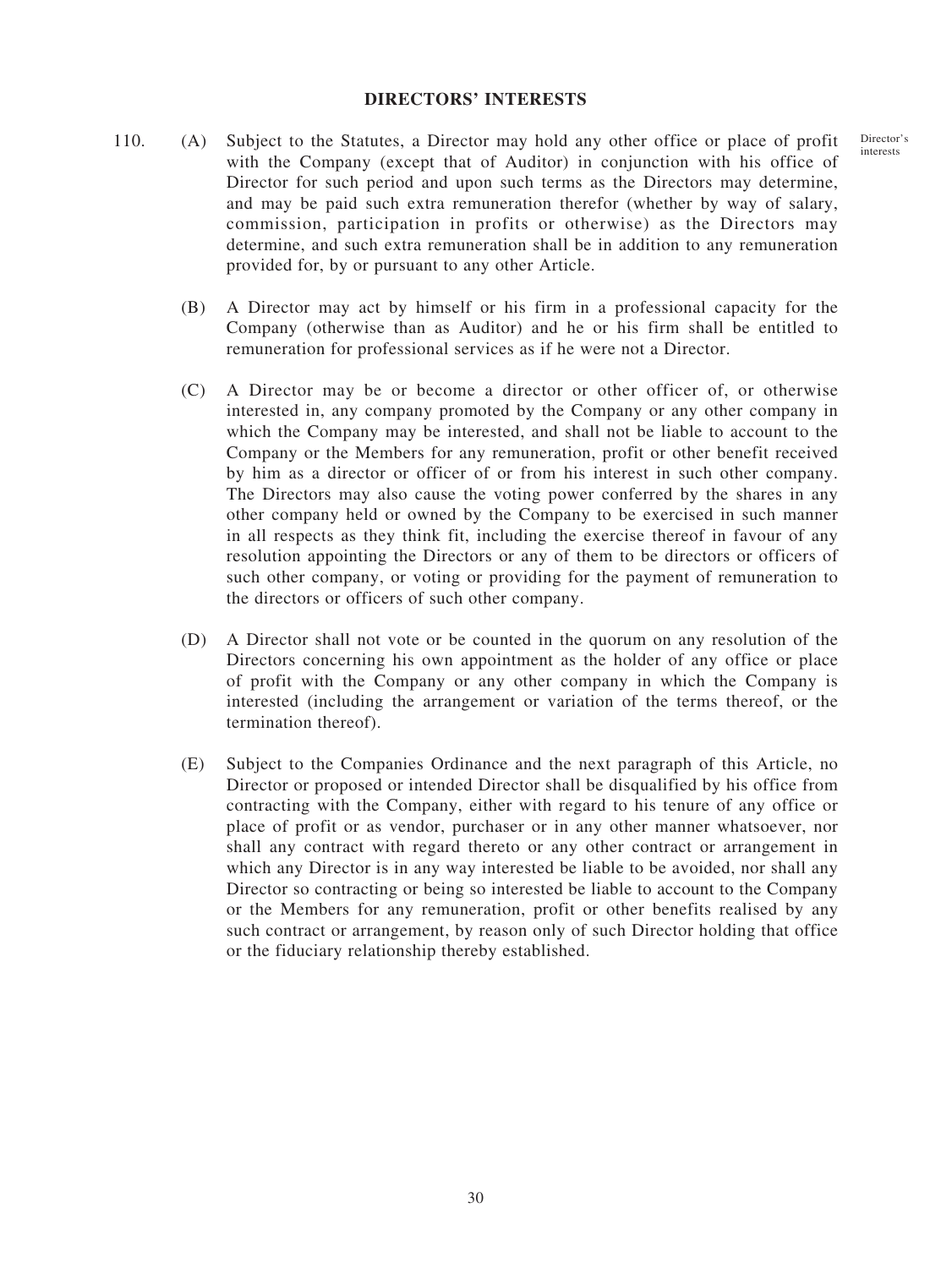## DIRECTORS' INTERESTS

110. (A) Subject to the Statutes, a Director may hold any other office or place of profit with the Company (except that of Auditor) in conjunction with his office of Director for such period and upon such terms as the Directors may determine, and may be paid such extra remuneration therefor (whether by way of salary, commission, participation in profits or otherwise) as the Directors may determine, and such extra remuneration shall be in addition to any remuneration provided for, by or pursuant to any other Article.

Director's interests

(B) A Director may act by himself or his firm in a professional capacity for the Company (otherwise than as Auditor) and he or his firm shall be entitled to remuneration for professional services as if he were not a Director.

(C) A Director may be or become a director or other officer of, or otherwise interested in, any company promoted by the Company or any other company in which the Company may be interested, and shall not be liable to account to the Company or the Members for any remuneration, profit or other benefit received by him as a director or officer of or from his interest in such other company. The Directors may also cause the voting power conferred by the shares in any other company held or owned by the Company to be exercised in such manner in all respects as they think fit, including the exercise thereof in favour of any resolution appointing the Directors or any of them to be directors or officers of such other company, or voting or providing for the payment of remuneration to the directors or officers of such other company.

(D) A Director shall not vote or be counted in the quorum on any resolution of the Directors concerning his own appointment as the holder of any office or place of profit with the Company or any other company in which the Company is interested (including the arrangement or variation of the terms thereof, or the termination thereof).

(E) Subject to the Companies Ordinance and the next paragraph of this Article, no Director or proposed or intended Director shall be disqualified by his office from contracting with the Company, either with regard to his tenure of any office or place of profit or as vendor, purchaser or in any other manner whatsoever, nor shall any contract with regard thereto or any other contract or arrangement in which any Director is in any way interested be liable to be avoided, nor shall any Director so contracting or being so interested be liable to account to the Company or the Members for any remuneration, profit or other benefits realised by any such contract or arrangement, by reason only of such Director holding that office or the fiduciary relationship thereby established.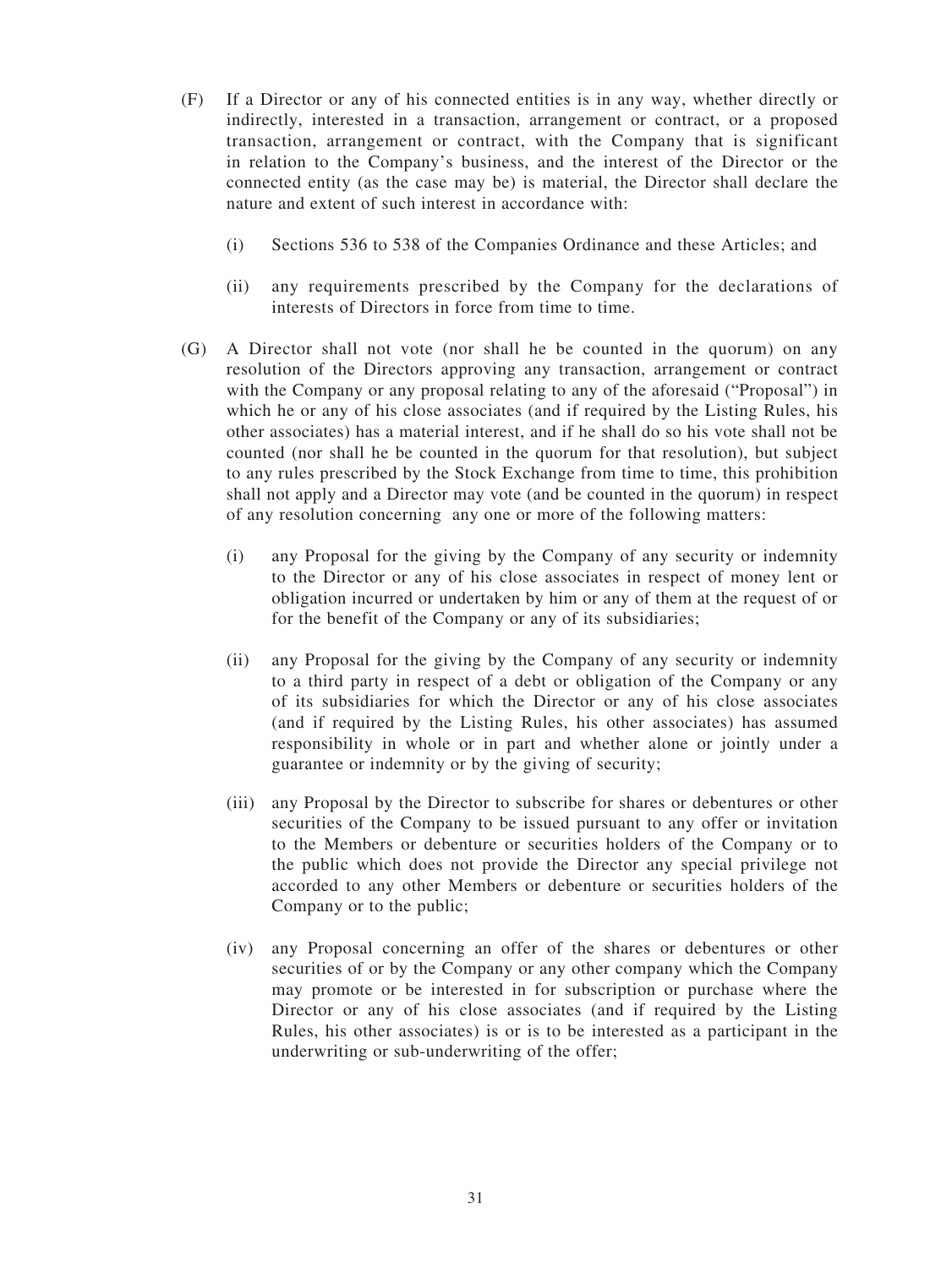(F) If a Director or any of his connected entities is in any way, whether directly or indirectly, interested in a transaction, arrangement or contract, or a proposed transaction, arrangement or contract, with the Company that is significant in relation to the Company's business, and the interest of the Director or the connected entity (as the case may be) is material, the Director shall declare the nature and extent of such interest in accordance with:

   (i) Sections 536 to 538 of the Companies Ordinance and these Articles; and

   (ii) any requirements prescribed by the Company for the declarations of interests of Directors in force from time to time.

(G) A Director shall not vote (nor shall he be counted in the quorum) on any resolution of the Directors approving any transaction, arrangement or contract with the Company or any proposal relating to any of the aforesaid ("Proposal") in which he or any of his close associates (and if required by the Listing Rules, his other associates) has a material interest, and if he shall do so his vote shall not be counted (nor shall he be counted in the quorum for that resolution), but subject to any rules prescribed by the Stock Exchange from time to time, this prohibition shall not apply and a Director may vote (and be counted in the quorum) in respect of any resolution concerning any one or more of the following matters:

   (i) any Proposal for the giving by the Company of any security or indemnity to the Director or any of his close associates in respect of money lent or obligation incurred or undertaken by him or any of them at the request of or for the benefit of the Company or any of its subsidiaries;

   (ii) any Proposal for the giving by the Company of any security or indemnity to a third party in respect of a debt or obligation of the Company or any of its subsidiaries for which the Director or any of his close associates (and if required by the Listing Rules, his other associates) has assumed responsibility in whole or in part and whether alone or jointly under a guarantee or indemnity or by the giving of security;

   (iii) any Proposal by the Director to subscribe for shares or debentures or other securities of the Company to be issued pursuant to any offer or invitation to the Members or debenture or securities holders of the Company or to the public which does not provide the Director any special privilege not accorded to any other Members or debenture or securities holders of the Company or to the public;

   (iv) any Proposal concerning an offer of the shares or debentures or other securities of or by the Company or any other company which the Company may promote or be interested in for subscription or purchase where the Director or any of his close associates (and if required by the Listing Rules, his other associates) is or is to be interested as a participant in the underwriting or sub-underwriting of the offer;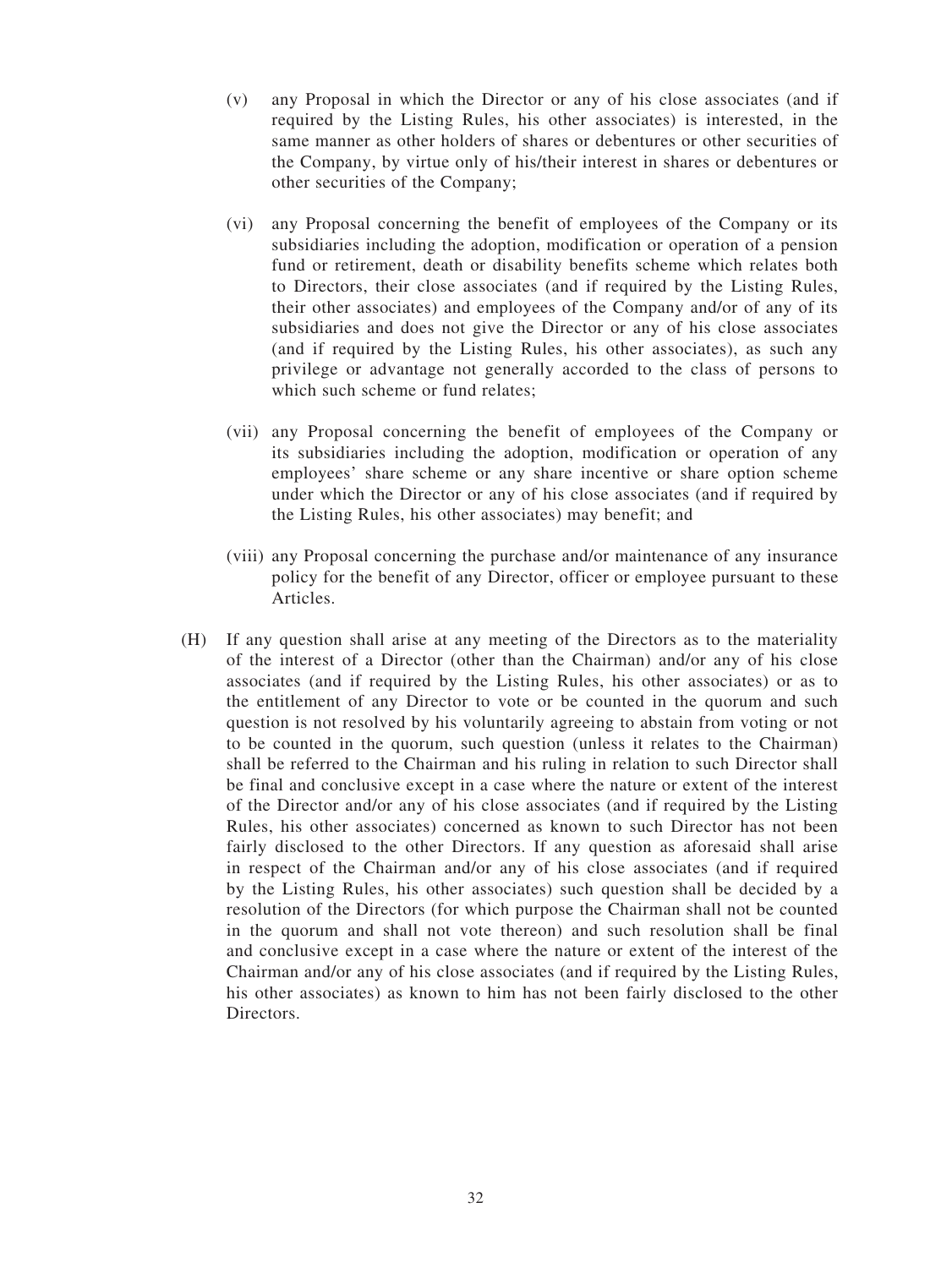(v) any Proposal in which the Director or any of his close associates (and if required by the Listing Rules, his other associates) is interested, in the same manner as other holders of shares or debentures or other securities of the Company, by virtue only of his/their interest in shares or debentures or other securities of the Company;

(vi) any Proposal concerning the benefit of employees of the Company or its subsidiaries including the adoption, modification or operation of a pension fund or retirement, death or disability benefits scheme which relates both to Directors, their close associates (and if required by the Listing Rules, their other associates) and employees of the Company and/or of any of its subsidiaries and does not give the Director or any of his close associates (and if required by the Listing Rules, his other associates), as such any privilege or advantage not generally accorded to the class of persons to which such scheme or fund relates;

(vii) any Proposal concerning the benefit of employees of the Company or its subsidiaries including the adoption, modification or operation of any employees' share scheme or any share incentive or share option scheme under which the Director or any of his close associates (and if required by the Listing Rules, his other associates) may benefit; and

(viii) any Proposal concerning the purchase and/or maintenance of any insurance policy for the benefit of any Director, officer or employee pursuant to these Articles.

(H) If any question shall arise at any meeting of the Directors as to the materiality of the interest of a Director (other than the Chairman) and/or any of his close associates (and if required by the Listing Rules, his other associates) or as to the entitlement of any Director to vote or be counted in the quorum and such question is not resolved by his voluntarily agreeing to abstain from voting or not to be counted in the quorum, such question (unless it relates to the Chairman) shall be referred to the Chairman and his ruling in relation to such Director shall be final and conclusive except in a case where the nature or extent of the interest of the Director and/or any of his close associates (and if required by the Listing Rules, his other associates) concerned as known to such Director has not been fairly disclosed to the other Directors. If any question as aforesaid shall arise in respect of the Chairman and/or any of his close associates (and if required by the Listing Rules, his other associates) such question shall be decided by a resolution of the Directors (for which purpose the Chairman shall not be counted in the quorum and shall not vote thereon) and such resolution shall be final and conclusive except in a case where the nature or extent of the interest of the Chairman and/or any of his close associates (and if required by the Listing Rules, his other associates) as known to him has not been fairly disclosed to the other Directors.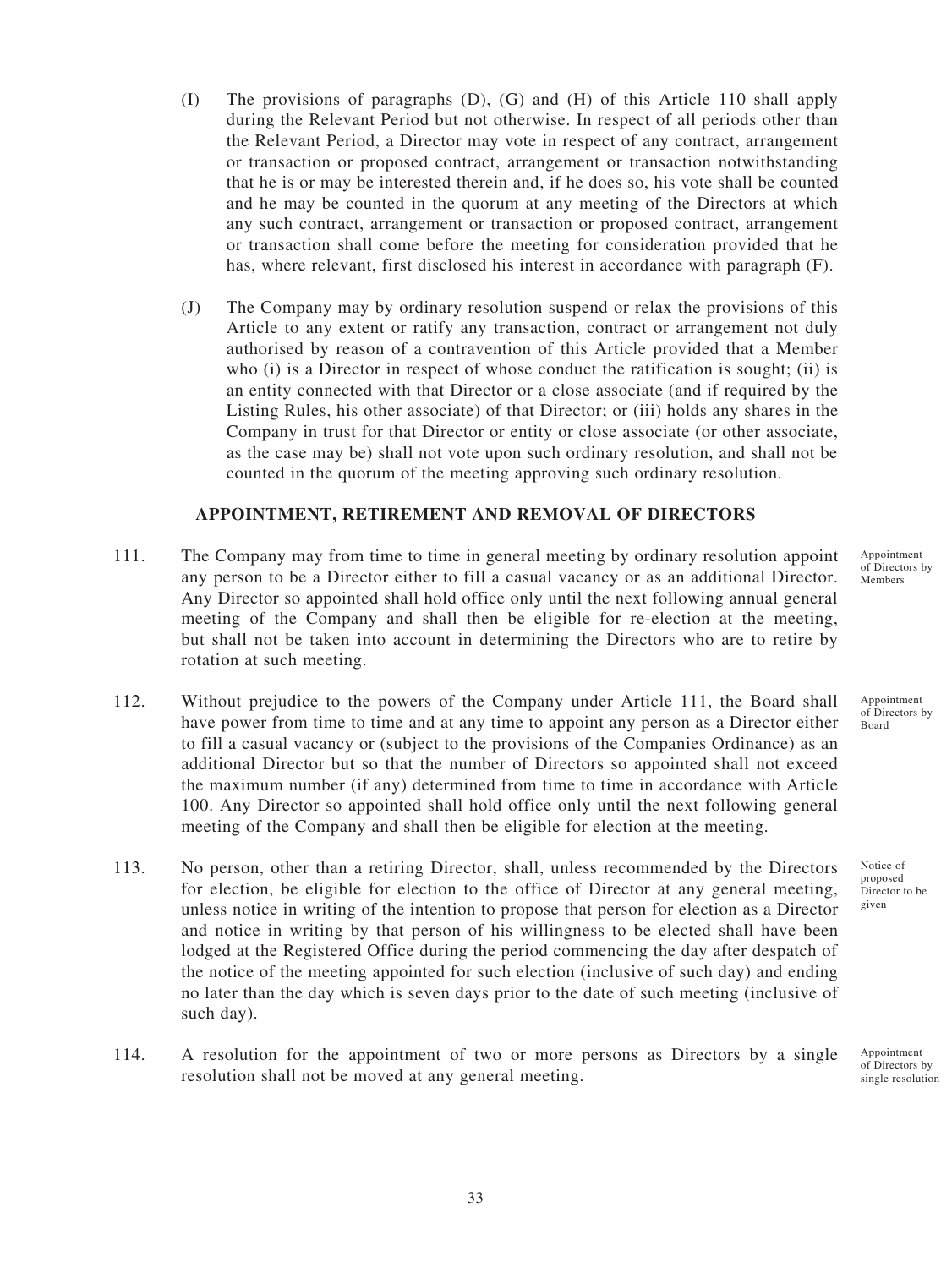(I) The provisions of paragraphs (D), (G) and (H) of this Article 110 shall apply during the Relevant Period but not otherwise. In respect of all periods other than the Relevant Period, a Director may vote in respect of any contract, arrangement or transaction or proposed contract, arrangement or transaction notwithstanding that he is or may be interested therein and, if he does so, his vote shall be counted and he may be counted in the quorum at any meeting of the Directors at which any such contract, arrangement or transaction or proposed contract, arrangement or transaction shall come before the meeting for consideration provided that he has, where relevant, first disclosed his interest in accordance with paragraph (F).

(J) The Company may by ordinary resolution suspend or relax the provisions of this Article to any extent or ratify any transaction, contract or arrangement not duly authorised by reason of a contravention of this Article provided that a Member who (i) is a Director in respect of whose conduct the ratification is sought; (ii) is an entity connected with that Director or a close associate (and if required by the Listing Rules, his other associate) of that Director; or (iii) holds any shares in the Company in trust for that Director or entity or close associate (or other associate, as the case may be) shall not vote upon such ordinary resolution, and shall not be counted in the quorum of the meeting approving such ordinary resolution.

## APPOINTMENT, RETIREMENT AND REMOVAL OF DIRECTORS

111. The Company may from time to time in general meeting by ordinary resolution appoint any person to be a Director either to fill a casual vacancy or as an additional Director. Any Director so appointed shall hold office only until the next following annual general meeting of the Company and shall then be eligible for re-election at the meeting, but shall not be taken into account in determining the Directors who are to retire by rotation at such meeting.

*Appointment of Directors by Members*

112. Without prejudice to the powers of the Company under Article 111, the Board shall have power from time to time and at any time to appoint any person as a Director either to fill a casual vacancy or (subject to the provisions of the Companies Ordinance) as an additional Director but so that the number of Directors so appointed shall not exceed the maximum number (if any) determined from time to time in accordance with Article 100. Any Director so appointed shall hold office only until the next following general meeting of the Company and shall then be eligible for election at the meeting.

*Appointment of Directors by Board*

113. No person, other than a retiring Director, shall, unless recommended by the Directors for election, be eligible for election to the office of Director at any general meeting, unless notice in writing of the intention to propose that person for election as a Director and notice in writing by that person of his willingness to be elected shall have been lodged at the Registered Office during the period commencing the day after despatch of the notice of the meeting appointed for such election (inclusive of such day) and ending no later than the day which is seven days prior to the date of such meeting (inclusive of such day).

*Notice of proposed Director to be given*

114. A resolution for the appointment of two or more persons as Directors by a single resolution shall not be moved at any general meeting.

*Appointment of Directors by single resolution*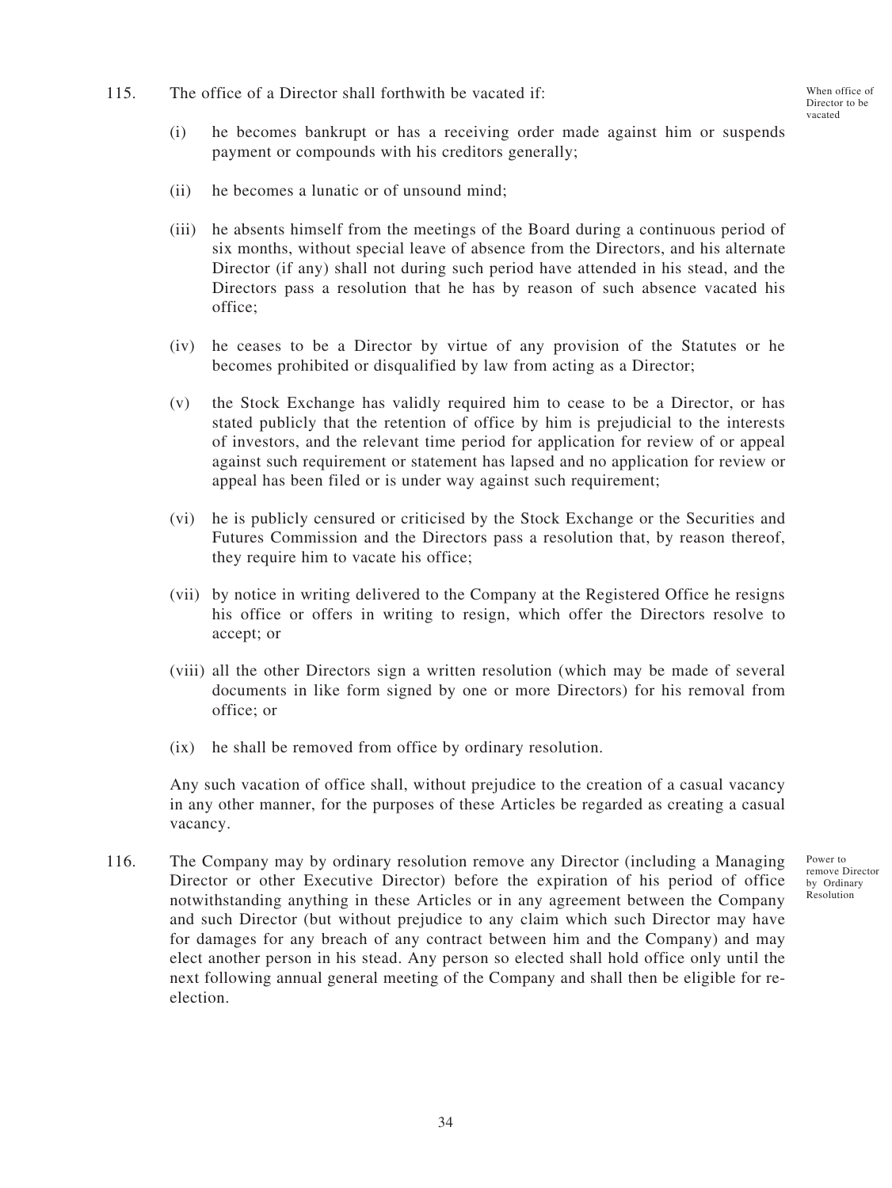115. The office of a Director shall forthwith be vacated if:

When office of Director to be vacated

(i) he becomes bankrupt or has a receiving order made against him or suspends payment or compounds with his creditors generally;

(ii) he becomes a lunatic or of unsound mind;

(iii) he absents himself from the meetings of the Board during a continuous period of six months, without special leave of absence from the Directors, and his alternate Director (if any) shall not during such period have attended in his stead, and the Directors pass a resolution that he has by reason of such absence vacated his office;

(iv) he ceases to be a Director by virtue of any provision of the Statutes or he becomes prohibited or disqualified by law from acting as a Director;

(v) the Stock Exchange has validly required him to cease to be a Director, or has stated publicly that the retention of office by him is prejudicial to the interests of investors, and the relevant time period for application for review of or appeal against such requirement or statement has lapsed and no application for review or appeal has been filed or is under way against such requirement;

(vi) he is publicly censured or criticised by the Stock Exchange or the Securities and Futures Commission and the Directors pass a resolution that, by reason thereof, they require him to vacate his office;

(vii) by notice in writing delivered to the Company at the Registered Office he resigns his office or offers in writing to resign, which offer the Directors resolve to accept; or

(viii) all the other Directors sign a written resolution (which may be made of several documents in like form signed by one or more Directors) for his removal from office; or

(ix) he shall be removed from office by ordinary resolution.

Any such vacation of office shall, without prejudice to the creation of a casual vacancy in any other manner, for the purposes of these Articles be regarded as creating a casual vacancy.

116. The Company may by ordinary resolution remove any Director (including a Managing Director or other Executive Director) before the expiration of his period of office notwithstanding anything in these Articles or in any agreement between the Company and such Director (but without prejudice to any claim which such Director may have for damages for any breach of any contract between him and the Company) and may elect another person in his stead. Any person so elected shall hold office only until the next following annual general meeting of the Company and shall then be eligible for re-election.

Power to remove Director by Ordinary Resolution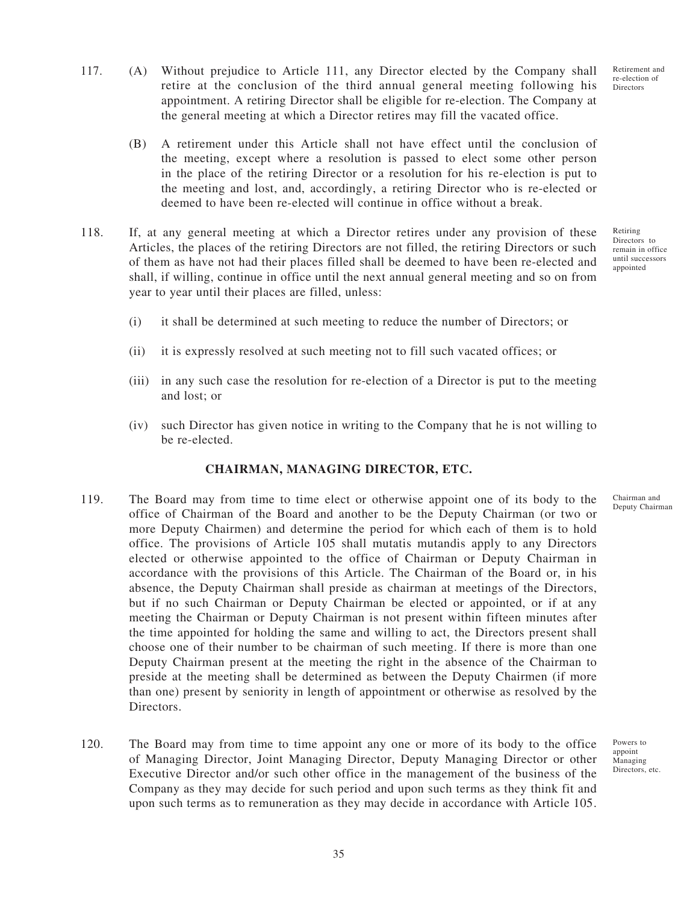117. (A) Without prejudice to Article 111, any Director elected by the Company shall retire at the conclusion of the third annual general meeting following his appointment. A retiring Director shall be eligible for re-election. The Company at the general meeting at which a Director retires may fill the vacated office.

*Retirement and re-election of Directors*

(B) A retirement under this Article shall not have effect until the conclusion of the meeting, except where a resolution is passed to elect some other person in the place of the retiring Director or a resolution for his re-election is put to the meeting and lost, and, accordingly, a retiring Director who is re-elected or deemed to have been re-elected will continue in office without a break.

118. If, at any general meeting at which a Director retires under any provision of these Articles, the places of the retiring Directors are not filled, the retiring Directors or such of them as have not had their places filled shall be deemed to have been re-elected and shall, if willing, continue in office until the next annual general meeting and so on from year to year until their places are filled, unless:

*Retiring Directors to remain in office until successors appointed*

(i) it shall be determined at such meeting to reduce the number of Directors; or

(ii) it is expressly resolved at such meeting not to fill such vacated offices; or

(iii) in any such case the resolution for re-election of a Director is put to the meeting and lost; or

(iv) such Director has given notice in writing to the Company that he is not willing to be re-elected.

## CHAIRMAN, MANAGING DIRECTOR, ETC.

119. The Board may from time to time elect or otherwise appoint one of its body to the office of Chairman of the Board and another to be the Deputy Chairman (or two or more Deputy Chairmen) and determine the period for which each of them is to hold office. The provisions of Article 105 shall mutatis mutandis apply to any Directors elected or otherwise appointed to the office of Chairman or Deputy Chairman in accordance with the provisions of this Article. The Chairman of the Board or, in his absence, the Deputy Chairman shall preside as chairman at meetings of the Directors, but if no such Chairman or Deputy Chairman be elected or appointed, or if at any meeting the Chairman or Deputy Chairman is not present within fifteen minutes after the time appointed for holding the same and willing to act, the Directors present shall choose one of their number to be chairman of such meeting. If there is more than one Deputy Chairman present at the meeting the right in the absence of the Chairman to preside at the meeting shall be determined as between the Deputy Chairmen (if more than one) present by seniority in length of appointment or otherwise as resolved by the Directors.

*Chairman and Deputy Chairman*

120. The Board may from time to time appoint any one or more of its body to the office of Managing Director, Joint Managing Director, Deputy Managing Director or other Executive Director and/or such other office in the management of the business of the Company as they may decide for such period and upon such terms as they think fit and upon such terms as to remuneration as they may decide in accordance with Article 105.

*Powers to appoint Managing Directors, etc.*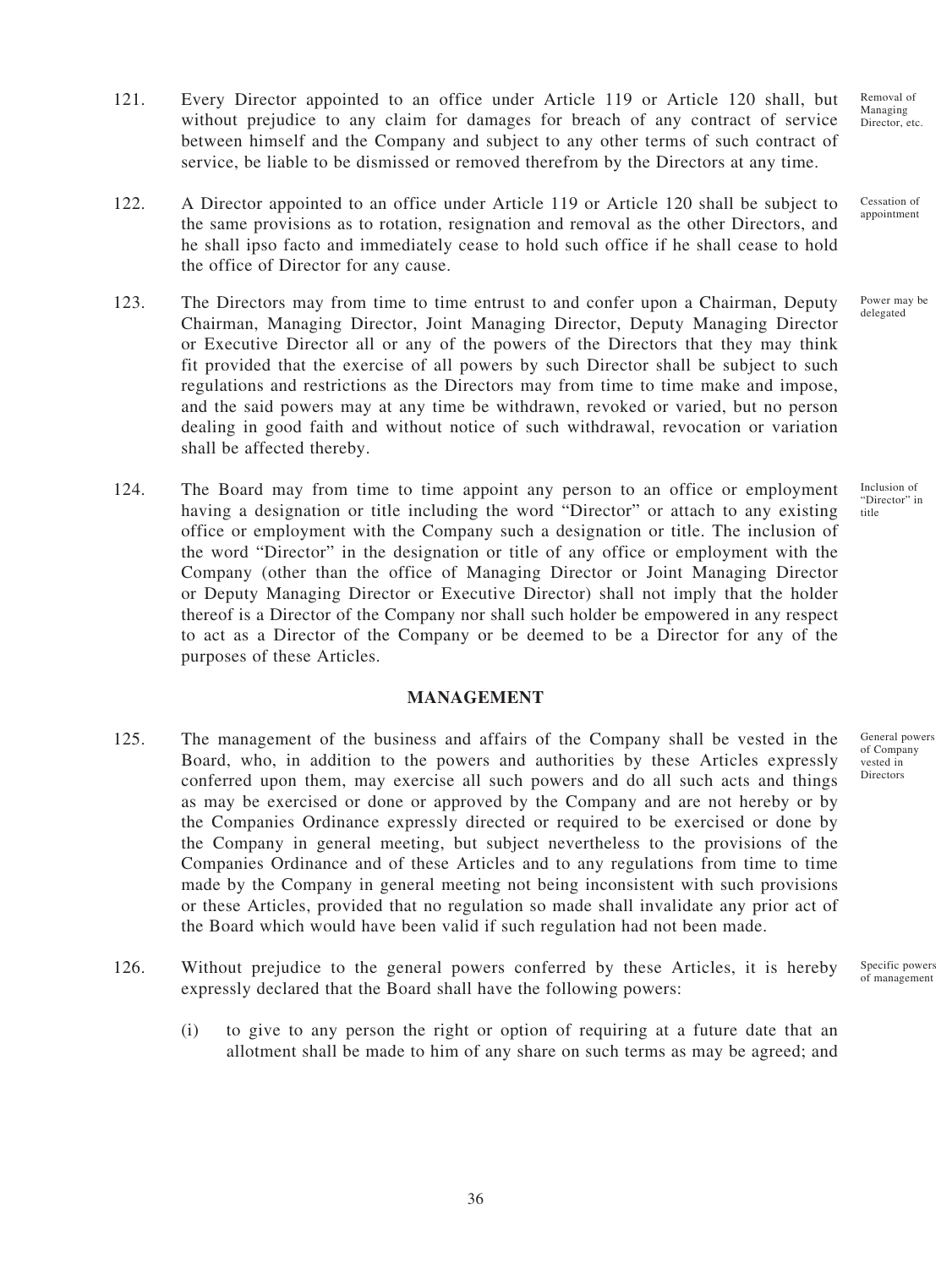121. Every Director appointed to an office under Article 119 or Article 120 shall, but without prejudice to any claim for damages for breach of any contract of service between himself and the Company and subject to any other terms of such contract of service, be liable to be dismissed or removed therefrom by the Directors at any time.

*Removal of Managing Director, etc.*

122. A Director appointed to an office under Article 119 or Article 120 shall be subject to the same provisions as to rotation, resignation and removal as the other Directors, and he shall ipso facto and immediately cease to hold such office if he shall cease to hold the office of Director for any cause.

*Cessation of appointment*

123. The Directors may from time to time entrust to and confer upon a Chairman, Deputy Chairman, Managing Director, Joint Managing Director, Deputy Managing Director or Executive Director all or any of the powers of the Directors that they may think fit provided that the exercise of all powers by such Director shall be subject to such regulations and restrictions as the Directors may from time to time make and impose, and the said powers may at any time be withdrawn, revoked or varied, but no person dealing in good faith and without notice of such withdrawal, revocation or variation shall be affected thereby.

*Power may be delegated*

124. The Board may from time to time appoint any person to an office or employment having a designation or title including the word "Director" or attach to any existing office or employment with the Company such a designation or title. The inclusion of the word "Director" in the designation or title of any office or employment with the Company (other than the office of Managing Director or Joint Managing Director or Deputy Managing Director or Executive Director) shall not imply that the holder thereof is a Director of the Company nor shall such holder be empowered in any respect to act as a Director of the Company or be deemed to be a Director for any of the purposes of these Articles.

*Inclusion of "Director" in title*

## MANAGEMENT

125. The management of the business and affairs of the Company shall be vested in the Board, who, in addition to the powers and authorities by these Articles expressly conferred upon them, may exercise all such powers and do all such acts and things as may be exercised or done or approved by the Company and are not hereby or by the Companies Ordinance expressly directed or required to be exercised or done by the Company in general meeting, but subject nevertheless to the provisions of the Companies Ordinance and of these Articles and to any regulations from time to time made by the Company in general meeting not being inconsistent with such provisions or these Articles, provided that no regulation so made shall invalidate any prior act of the Board which would have been valid if such regulation had not been made.

*General powers of Company vested in Directors*

126. Without prejudice to the general powers conferred by these Articles, it is hereby expressly declared that the Board shall have the following powers:

*Specific powers of management*

(i) to give to any person the right or option of requiring at a future date that an allotment shall be made to him of any share on such terms as may be agreed; and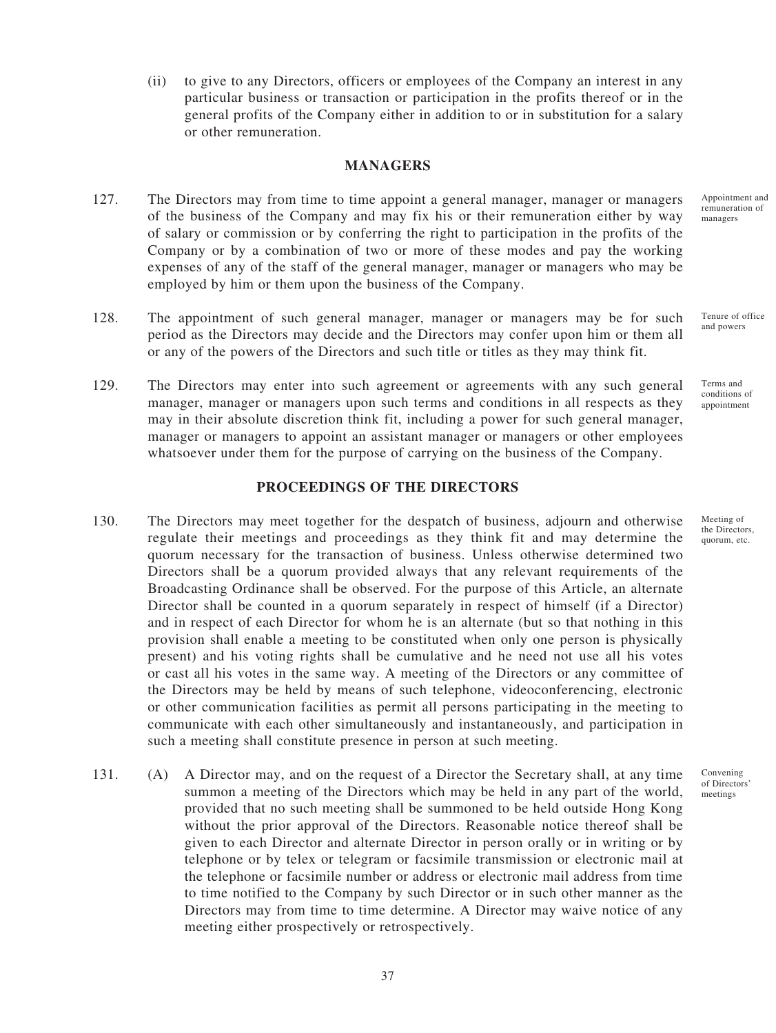(ii) to give to any Directors, officers or employees of the Company an interest in any particular business or transaction or participation in the profits thereof or in the general profits of the Company either in addition to or in substitution for a salary or other remuneration.

## MANAGERS

127. The Directors may from time to time appoint a general manager, manager or managers of the business of the Company and may fix his or their remuneration either by way of salary or commission or by conferring the right to participation in the profits of the Company or by a combination of two or more of these modes and pay the working expenses of any of the staff of the general manager, manager or managers who may be employed by him or them upon the business of the Company. *Appointment and remuneration of managers*

128. The appointment of such general manager, manager or managers may be for such period as the Directors may decide and the Directors may confer upon him or them all or any of the powers of the Directors and such title or titles as they may think fit. *Tenure of office and powers*

129. The Directors may enter into such agreement or agreements with any such general manager, manager or managers upon such terms and conditions in all respects as they may in their absolute discretion think fit, including a power for such general manager, manager or managers to appoint an assistant manager or managers or other employees whatsoever under them for the purpose of carrying on the business of the Company. *Terms and conditions of appointment*

## PROCEEDINGS OF THE DIRECTORS

130. The Directors may meet together for the despatch of business, adjourn and otherwise regulate their meetings and proceedings as they think fit and may determine the quorum necessary for the transaction of business. Unless otherwise determined two Directors shall be a quorum provided always that any relevant requirements of the Broadcasting Ordinance shall be observed. For the purpose of this Article, an alternate Director shall be counted in a quorum separately in respect of himself (if a Director) and in respect of each Director for whom he is an alternate (but so that nothing in this provision shall enable a meeting to be constituted when only one person is physically present) and his voting rights shall be cumulative and he need not use all his votes or cast all his votes in the same way. A meeting of the Directors or any committee of the Directors may be held by means of such telephone, videoconferencing, electronic or other communication facilities as permit all persons participating in the meeting to communicate with each other simultaneously and instantaneously, and participation in such a meeting shall constitute presence in person at such meeting. *Meeting of the Directors, quorum, etc.*

131. (A) A Director may, and on the request of a Director the Secretary shall, at any time summon a meeting of the Directors which may be held in any part of the world, provided that no such meeting shall be summoned to be held outside Hong Kong without the prior approval of the Directors. Reasonable notice thereof shall be given to each Director and alternate Director in person orally or in writing or by telephone or by telex or telegram or facsimile transmission or electronic mail at the telephone or facsimile number or address or electronic mail address from time to time notified to the Company by such Director or in such other manner as the Directors may from time to time determine. A Director may waive notice of any meeting either prospectively or retrospectively. *Convening of Directors' meetings*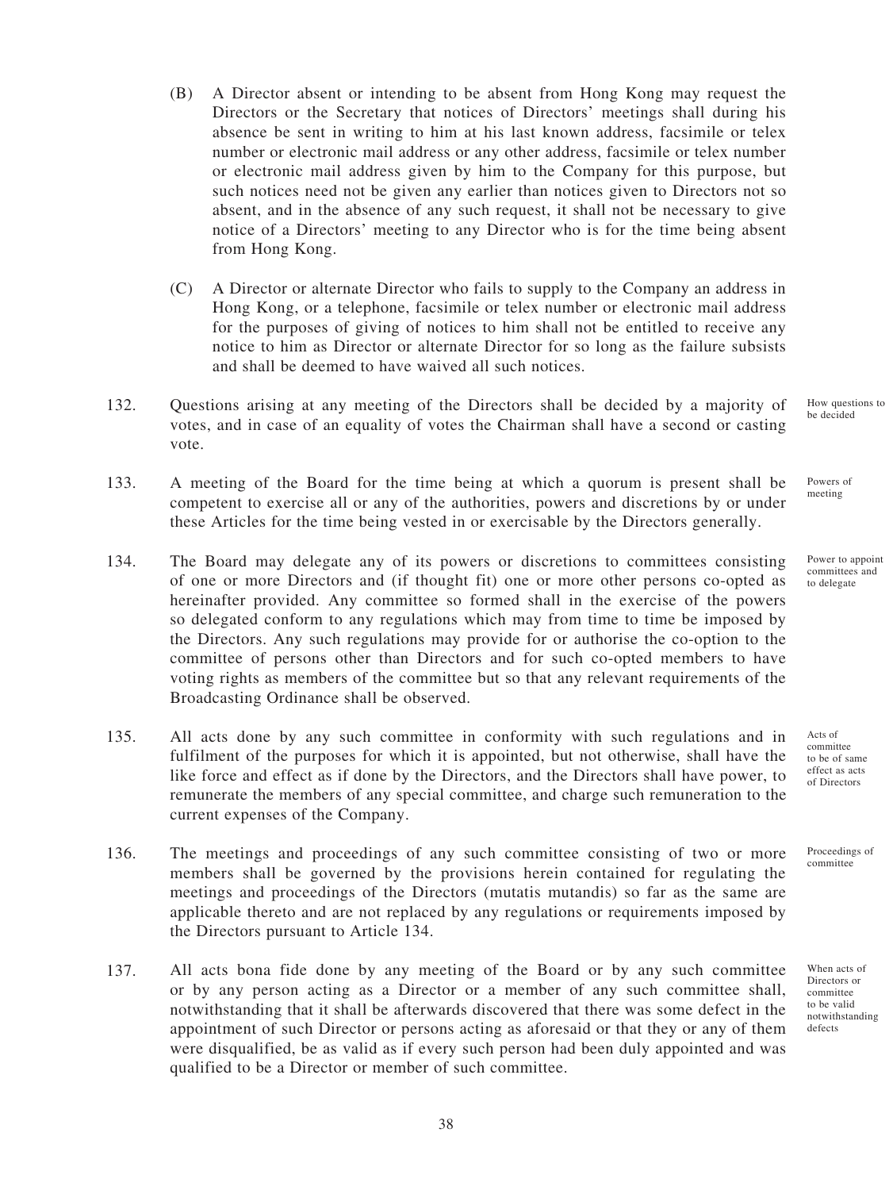(B) A Director absent or intending to be absent from Hong Kong may request the Directors or the Secretary that notices of Directors' meetings shall during his absence be sent in writing to him at his last known address, facsimile or telex number or electronic mail address or any other address, facsimile or telex number or electronic mail address given by him to the Company for this purpose, but such notices need not be given any earlier than notices given to Directors not so absent, and in the absence of any such request, it shall not be necessary to give notice of a Directors' meeting to any Director who is for the time being absent from Hong Kong.

(C) A Director or alternate Director who fails to supply to the Company an address in Hong Kong, or a telephone, facsimile or telex number or electronic mail address for the purposes of giving of notices to him shall not be entitled to receive any notice to him as Director or alternate Director for so long as the failure subsists and shall be deemed to have waived all such notices.

132. *How questions to be decided* — Questions arising at any meeting of the Directors shall be decided by a majority of votes, and in case of an equality of votes the Chairman shall have a second or casting vote.

133. *Powers of meeting* — A meeting of the Board for the time being at which a quorum is present shall be competent to exercise all or any of the authorities, powers and discretions by or under these Articles for the time being vested in or exercisable by the Directors generally.

134. *Power to appoint committees and to delegate* — The Board may delegate any of its powers or discretions to committees consisting of one or more Directors and (if thought fit) one or more other persons co-opted as hereinafter provided. Any committee so formed shall in the exercise of the powers so delegated conform to any regulations which may from time to time be imposed by the Directors. Any such regulations may provide for or authorise the co-option to the committee of persons other than Directors and for such co-opted members to have voting rights as members of the committee but so that any relevant requirements of the Broadcasting Ordinance shall be observed.

135. *Acts of committee to be of same effect as acts of Directors* — All acts done by any such committee in conformity with such regulations and in fulfilment of the purposes for which it is appointed, but not otherwise, shall have the like force and effect as if done by the Directors, and the Directors shall have power, to remunerate the members of any special committee, and charge such remuneration to the current expenses of the Company.

136. *Proceedings of committee* — The meetings and proceedings of any such committee consisting of two or more members shall be governed by the provisions herein contained for regulating the meetings and proceedings of the Directors (mutatis mutandis) so far as the same are applicable thereto and are not replaced by any regulations or requirements imposed by the Directors pursuant to Article 134.

137. *When acts of Directors or committee to be valid notwithstanding defects* — All acts bona fide done by any meeting of the Board or by any such committee or by any person acting as a Director or a member of any such committee shall, notwithstanding that it shall be afterwards discovered that there was some defect in the appointment of such Director or persons acting as aforesaid or that they or any of them were disqualified, be as valid as if every such person had been duly appointed and was qualified to be a Director or member of such committee.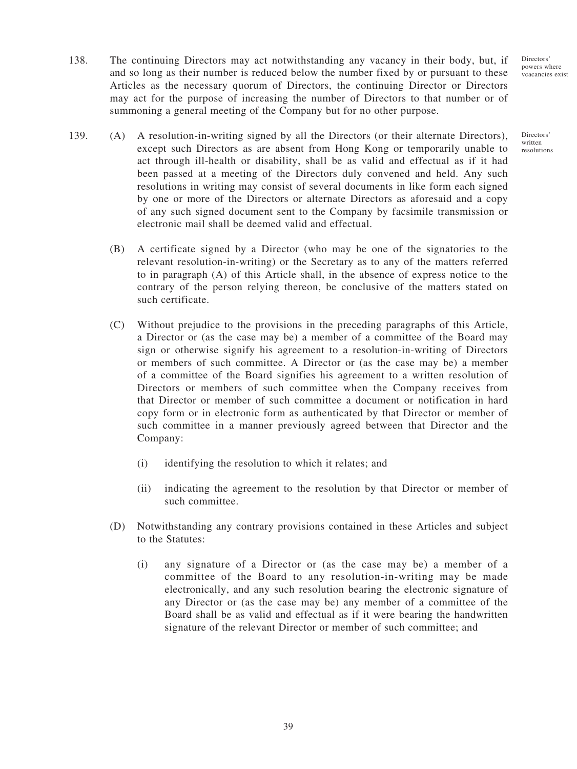138. The continuing Directors may act notwithstanding any vacancy in their body, but, if and so long as their number is reduced below the number fixed by or pursuant to these Articles as the necessary quorum of Directors, the continuing Director or Directors may act for the purpose of increasing the number of Directors to that number or of summoning a general meeting of the Company but for no other purpose.

Directors' powers where vcacancies exist

139. (A) A resolution-in-writing signed by all the Directors (or their alternate Directors), except such Directors as are absent from Hong Kong or temporarily unable to act through ill-health or disability, shall be as valid and effectual as if it had been passed at a meeting of the Directors duly convened and held. Any such resolutions in writing may consist of several documents in like form each signed by one or more of the Directors or alternate Directors as aforesaid and a copy of any such signed document sent to the Company by facsimile transmission or electronic mail shall be deemed valid and effectual.

Directors' written resolutions

(B) A certificate signed by a Director (who may be one of the signatories to the relevant resolution-in-writing) or the Secretary as to any of the matters referred to in paragraph (A) of this Article shall, in the absence of express notice to the contrary of the person relying thereon, be conclusive of the matters stated on such certificate.

(C) Without prejudice to the provisions in the preceding paragraphs of this Article, a Director or (as the case may be) a member of a committee of the Board may sign or otherwise signify his agreement to a resolution-in-writing of Directors or members of such committee. A Director or (as the case may be) a member of a committee of the Board signifies his agreement to a written resolution of Directors or members of such committee when the Company receives from that Director or member of such committee a document or notification in hard copy form or in electronic form as authenticated by that Director or member of such committee in a manner previously agreed between that Director and the Company:

(i) identifying the resolution to which it relates; and

(ii) indicating the agreement to the resolution by that Director or member of such committee.

(D) Notwithstanding any contrary provisions contained in these Articles and subject to the Statutes:

(i) any signature of a Director or (as the case may be) a member of a committee of the Board to any resolution-in-writing may be made electronically, and any such resolution bearing the electronic signature of any Director or (as the case may be) any member of a committee of the Board shall be as valid and effectual as if it were bearing the handwritten signature of the relevant Director or member of such committee; and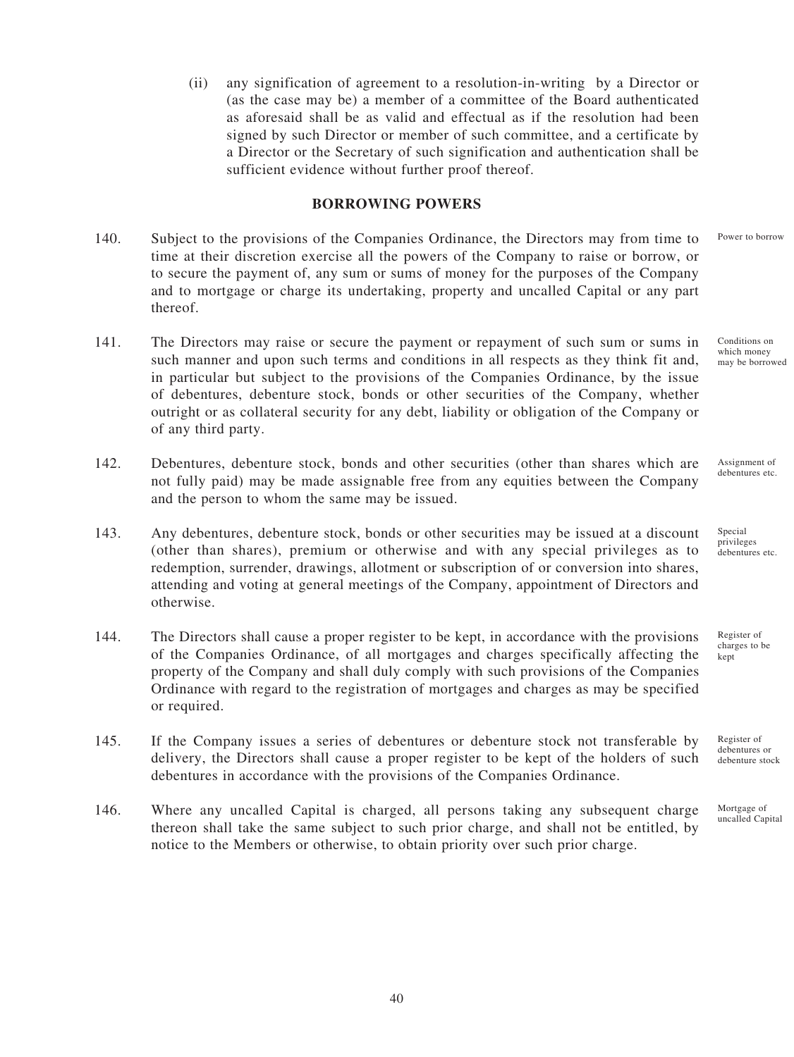(ii) any signification of agreement to a resolution-in-writing by a Director or (as the case may be) a member of a committee of the Board authenticated as aforesaid shall be as valid and effectual as if the resolution had been signed by such Director or member of such committee, and a certificate by a Director or the Secretary of such signification and authentication shall be sufficient evidence without further proof thereof.

## BORROWING POWERS

140. Subject to the provisions of the Companies Ordinance, the Directors may from time to time at their discretion exercise all the powers of the Company to raise or borrow, or to secure the payment of, any sum or sums of money for the purposes of the Company and to mortgage or charge its undertaking, property and uncalled Capital or any part thereof. *Power to borrow*

141. The Directors may raise or secure the payment or repayment of such sum or sums in such manner and upon such terms and conditions in all respects as they think fit and, in particular but subject to the provisions of the Companies Ordinance, by the issue of debentures, debenture stock, bonds or other securities of the Company, whether outright or as collateral security for any debt, liability or obligation of the Company or of any third party. *Conditions on which money may be borrowed*

142. Debentures, debenture stock, bonds and other securities (other than shares which are not fully paid) may be made assignable free from any equities between the Company and the person to whom the same may be issued. *Assignment of debentures etc.*

143. Any debentures, debenture stock, bonds or other securities may be issued at a discount (other than shares), premium or otherwise and with any special privileges as to redemption, surrender, drawings, allotment or subscription of or conversion into shares, attending and voting at general meetings of the Company, appointment of Directors and otherwise. *Special privileges debentures etc.*

144. The Directors shall cause a proper register to be kept, in accordance with the provisions of the Companies Ordinance, of all mortgages and charges specifically affecting the property of the Company and shall duly comply with such provisions of the Companies Ordinance with regard to the registration of mortgages and charges as may be specified or required. *Register of charges to be kept*

145. If the Company issues a series of debentures or debenture stock not transferable by delivery, the Directors shall cause a proper register to be kept of the holders of such debentures in accordance with the provisions of the Companies Ordinance. *Register of debentures or debenture stock*

146. Where any uncalled Capital is charged, all persons taking any subsequent charge thereon shall take the same subject to such prior charge, and shall not be entitled, by notice to the Members or otherwise, to obtain priority over such prior charge. *Mortgage of uncalled Capital*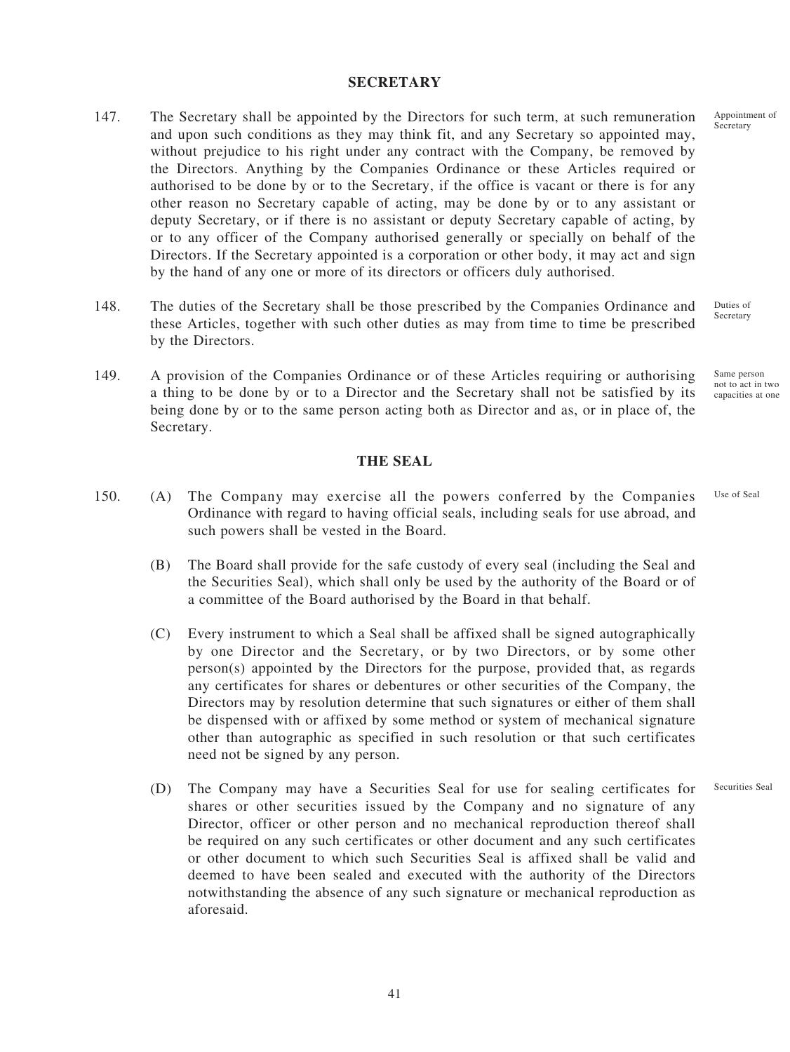## SECRETARY

147. The Secretary shall be appointed by the Directors for such term, at such remuneration and upon such conditions as they may think fit, and any Secretary so appointed may, without prejudice to his right under any contract with the Company, be removed by the Directors. Anything by the Companies Ordinance or these Articles required or authorised to be done by or to the Secretary, if the office is vacant or there is for any other reason no Secretary capable of acting, may be done by or to any assistant or deputy Secretary, or if there is no assistant or deputy Secretary capable of acting, by or to any officer of the Company authorised generally or specially on behalf of the Directors. If the Secretary appointed is a corporation or other body, it may act and sign by the hand of any one or more of its directors or officers duly authorised.

*Appointment of Secretary*

148. The duties of the Secretary shall be those prescribed by the Companies Ordinance and these Articles, together with such other duties as may from time to time be prescribed by the Directors.

*Duties of Secretary*

149. A provision of the Companies Ordinance or of these Articles requiring or authorising a thing to be done by or to a Director and the Secretary shall not be satisfied by its being done by or to the same person acting both as Director and as, or in place of, the Secretary.

*Same person not to act in two capacities at one*

## THE SEAL

150. (A) The Company may exercise all the powers conferred by the Companies Ordinance with regard to having official seals, including seals for use abroad, and such powers shall be vested in the Board.

*Use of Seal*

(B) The Board shall provide for the safe custody of every seal (including the Seal and the Securities Seal), which shall only be used by the authority of the Board or of a committee of the Board authorised by the Board in that behalf.

(C) Every instrument to which a Seal shall be affixed shall be signed autographically by one Director and the Secretary, or by two Directors, or by some other person(s) appointed by the Directors for the purpose, provided that, as regards any certificates for shares or debentures or other securities of the Company, the Directors may by resolution determine that such signatures or either of them shall be dispensed with or affixed by some method or system of mechanical signature other than autographic as specified in such resolution or that such certificates need not be signed by any person.

(D) The Company may have a Securities Seal for use for sealing certificates for shares or other securities issued by the Company and no signature of any Director, officer or other person and no mechanical reproduction thereof shall be required on any such certificates or other document and any such certificates or other document to which such Securities Seal is affixed shall be valid and deemed to have been sealed and executed with the authority of the Directors notwithstanding the absence of any such signature or mechanical reproduction as aforesaid.

*Securities Seal*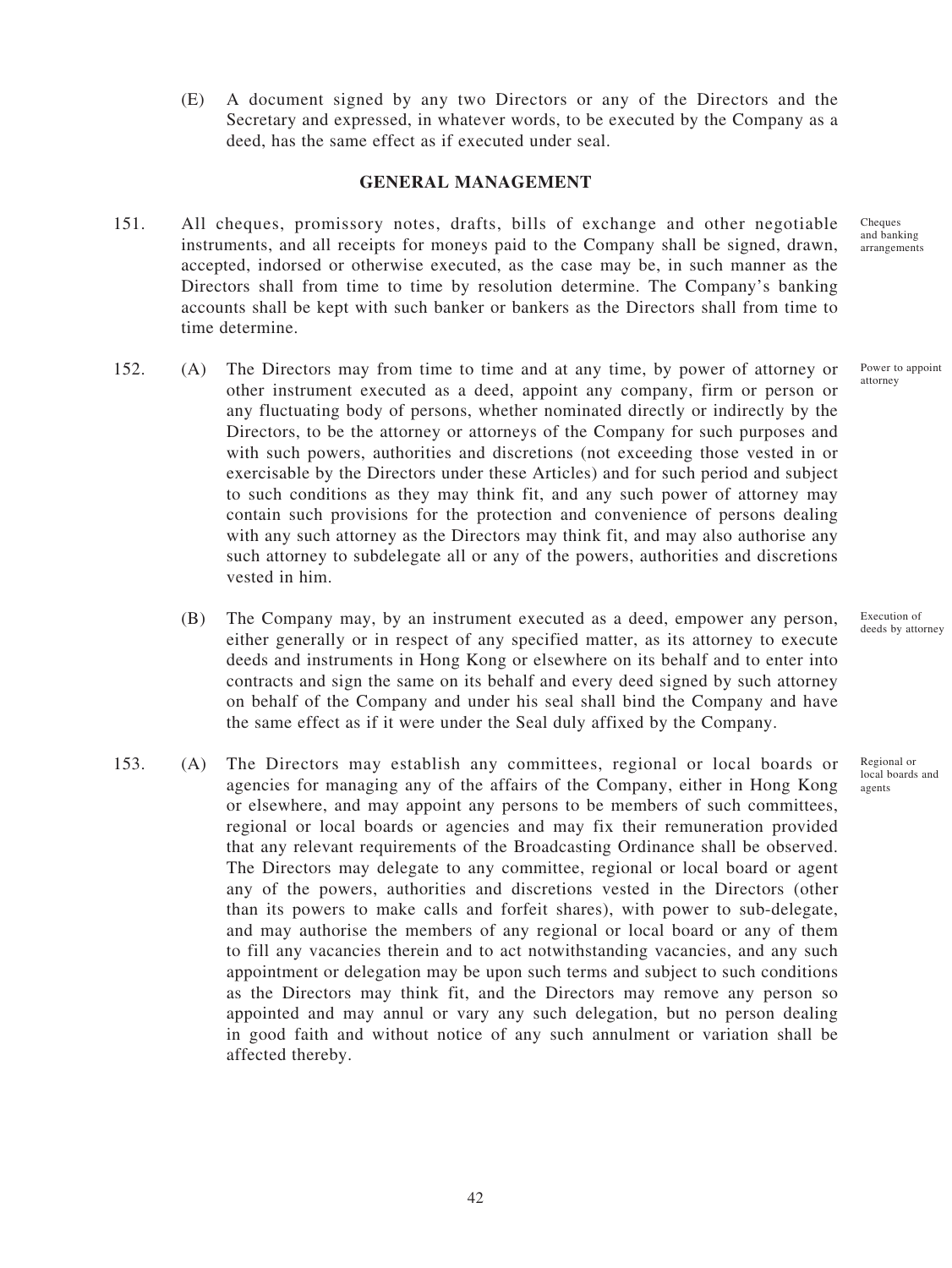(E) A document signed by any two Directors or any of the Directors and the Secretary and expressed, in whatever words, to be executed by the Company as a deed, has the same effect as if executed under seal.

## GENERAL MANAGEMENT

151. All cheques, promissory notes, drafts, bills of exchange and other negotiable instruments, and all receipts for moneys paid to the Company shall be signed, drawn, accepted, indorsed or otherwise executed, as the case may be, in such manner as the Directors shall from time to time by resolution determine. The Company's banking accounts shall be kept with such banker or bankers as the Directors shall from time to time determine.

*Cheques and banking arrangements*

152. (A) The Directors may from time to time and at any time, by power of attorney or other instrument executed as a deed, appoint any company, firm or person or any fluctuating body of persons, whether nominated directly or indirectly by the Directors, to be the attorney or attorneys of the Company for such purposes and with such powers, authorities and discretions (not exceeding those vested in or exercisable by the Directors under these Articles) and for such period and subject to such conditions as they may think fit, and any such power of attorney may contain such provisions for the protection and convenience of persons dealing with any such attorney as the Directors may think fit, and may also authorise any such attorney to subdelegate all or any of the powers, authorities and discretions vested in him.

*Power to appoint attorney*

(B) The Company may, by an instrument executed as a deed, empower any person, either generally or in respect of any specified matter, as its attorney to execute deeds and instruments in Hong Kong or elsewhere on its behalf and to enter into contracts and sign the same on its behalf and every deed signed by such attorney on behalf of the Company and under his seal shall bind the Company and have the same effect as if it were under the Seal duly affixed by the Company.

*Execution of deeds by attorney*

153. (A) The Directors may establish any committees, regional or local boards or agencies for managing any of the affairs of the Company, either in Hong Kong or elsewhere, and may appoint any persons to be members of such committees, regional or local boards or agencies and may fix their remuneration provided that any relevant requirements of the Broadcasting Ordinance shall be observed. The Directors may delegate to any committee, regional or local board or agent any of the powers, authorities and discretions vested in the Directors (other than its powers to make calls and forfeit shares), with power to sub-delegate, and may authorise the members of any regional or local board or any of them to fill any vacancies therein and to act notwithstanding vacancies, and any such appointment or delegation may be upon such terms and subject to such conditions as the Directors may think fit, and the Directors may remove any person so appointed and may annul or vary any such delegation, but no person dealing in good faith and without notice of any such annulment or variation shall be affected thereby.

*Regional or local boards and agents*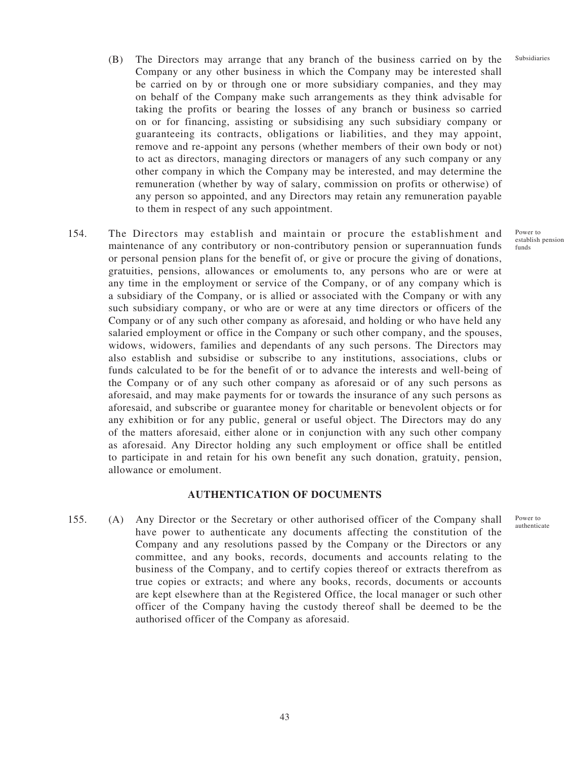(B) The Directors may arrange that any branch of the business carried on by the Company or any other business in which the Company may be interested shall be carried on by or through one or more subsidiary companies, and they may on behalf of the Company make such arrangements as they think advisable for taking the profits or bearing the losses of any branch or business so carried on or for financing, assisting or subsidising any such subsidiary company or guaranteeing its contracts, obligations or liabilities, and they may appoint, remove and re-appoint any persons (whether members of their own body or not) to act as directors, managing directors or managers of any such company or any other company in which the Company may be interested, and may determine the remuneration (whether by way of salary, commission on profits or otherwise) of any person so appointed, and any Directors may retain any remuneration payable to them in respect of any such appointment.

Subsidiaries

154. The Directors may establish and maintain or procure the establishment and maintenance of any contributory or non-contributory pension or superannuation funds or personal pension plans for the benefit of, or give or procure the giving of donations, gratuities, pensions, allowances or emoluments to, any persons who are or were at any time in the employment or service of the Company, or of any company which is a subsidiary of the Company, or is allied or associated with the Company or with any such subsidiary company, or who are or were at any time directors or officers of the Company or of any such other company as aforesaid, and holding or who have held any salaried employment or office in the Company or such other company, and the spouses, widows, widowers, families and dependants of any such persons. The Directors may also establish and subsidise or subscribe to any institutions, associations, clubs or funds calculated to be for the benefit of or to advance the interests and well-being of the Company or of any such other company as aforesaid or of any such persons as aforesaid, and may make payments for or towards the insurance of any such persons as aforesaid, and subscribe or guarantee money for charitable or benevolent objects or for any exhibition or for any public, general or useful object. The Directors may do any of the matters aforesaid, either alone or in conjunction with any such other company as aforesaid. Any Director holding any such employment or office shall be entitled to participate in and retain for his own benefit any such donation, gratuity, pension, allowance or emolument.

Power to establish pension funds

## AUTHENTICATION OF DOCUMENTS

155. (A) Any Director or the Secretary or other authorised officer of the Company shall have power to authenticate any documents affecting the constitution of the Company and any resolutions passed by the Company or the Directors or any committee, and any books, records, documents and accounts relating to the business of the Company, and to certify copies thereof or extracts therefrom as true copies or extracts; and where any books, records, documents or accounts are kept elsewhere than at the Registered Office, the local manager or such other officer of the Company having the custody thereof shall be deemed to be the authorised officer of the Company as aforesaid.

Power to authenticate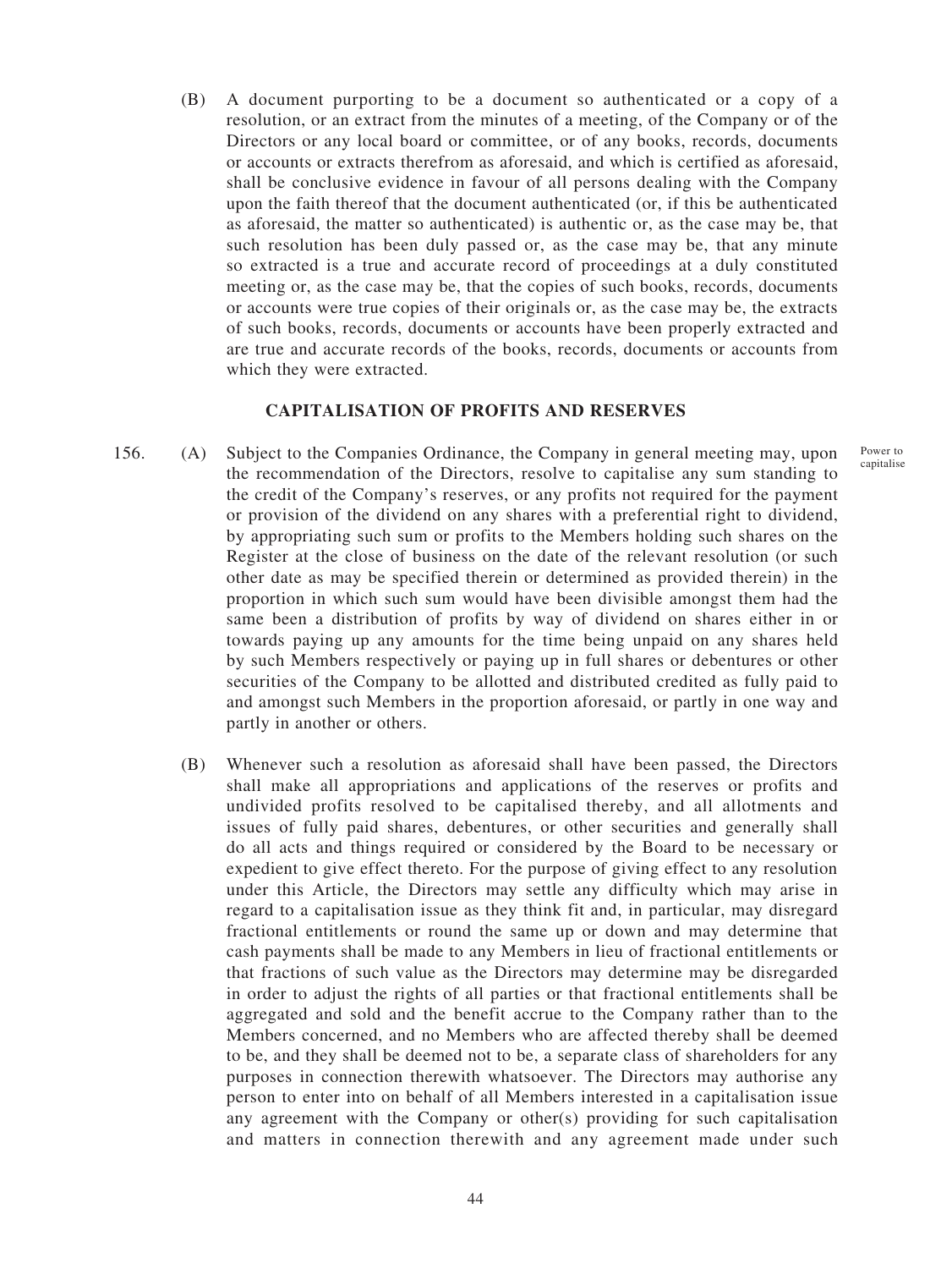(B) A document purporting to be a document so authenticated or a copy of a resolution, or an extract from the minutes of a meeting, of the Company or of the Directors or any local board or committee, or of any books, records, documents or accounts or extracts therefrom as aforesaid, and which is certified as aforesaid, shall be conclusive evidence in favour of all persons dealing with the Company upon the faith thereof that the document authenticated (or, if this be authenticated as aforesaid, the matter so authenticated) is authentic or, as the case may be, that such resolution has been duly passed or, as the case may be, that any minute so extracted is a true and accurate record of proceedings at a duly constituted meeting or, as the case may be, that the copies of such books, records, documents or accounts were true copies of their originals or, as the case may be, the extracts of such books, records, documents or accounts have been properly extracted and are true and accurate records of the books, records, documents or accounts from which they were extracted.

## CAPITALISATION OF PROFITS AND RESERVES

156. (A) Subject to the Companies Ordinance, the Company in general meeting may, upon the recommendation of the Directors, resolve to capitalise any sum standing to the credit of the Company's reserves, or any profits not required for the payment or provision of the dividend on any shares with a preferential right to dividend, by appropriating such sum or profits to the Members holding such shares on the Register at the close of business on the date of the relevant resolution (or such other date as may be specified therein or determined as provided therein) in the proportion in which such sum would have been divisible amongst them had the same been a distribution of profits by way of dividend on shares either in or towards paying up any amounts for the time being unpaid on any shares held by such Members respectively or paying up in full shares or debentures or other securities of the Company to be allotted and distributed credited as fully paid to and amongst such Members in the proportion aforesaid, or partly in one way and partly in another or others.

Power to capitalise

(B) Whenever such a resolution as aforesaid shall have been passed, the Directors shall make all appropriations and applications of the reserves or profits and undivided profits resolved to be capitalised thereby, and all allotments and issues of fully paid shares, debentures, or other securities and generally shall do all acts and things required or considered by the Board to be necessary or expedient to give effect thereto. For the purpose of giving effect to any resolution under this Article, the Directors may settle any difficulty which may arise in regard to a capitalisation issue as they think fit and, in particular, may disregard fractional entitlements or round the same up or down and may determine that cash payments shall be made to any Members in lieu of fractional entitlements or that fractions of such value as the Directors may determine may be disregarded in order to adjust the rights of all parties or that fractional entitlements shall be aggregated and sold and the benefit accrue to the Company rather than to the Members concerned, and no Members who are affected thereby shall be deemed to be, and they shall be deemed not to be, a separate class of shareholders for any purposes in connection therewith whatsoever. The Directors may authorise any person to enter into on behalf of all Members interested in a capitalisation issue any agreement with the Company or other(s) providing for such capitalisation and matters in connection therewith and any agreement made under such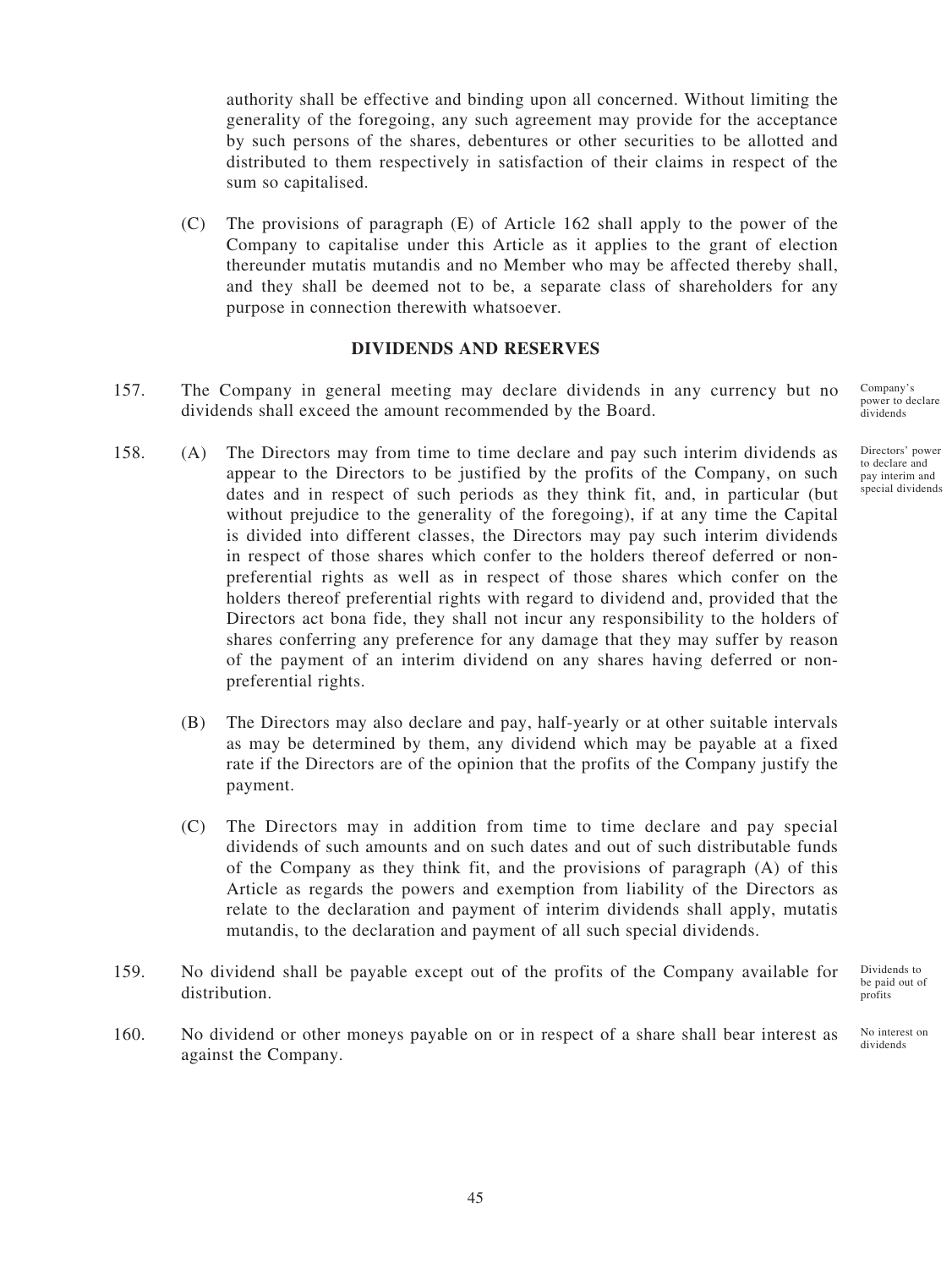authority shall be effective and binding upon all concerned. Without limiting the generality of the foregoing, any such agreement may provide for the acceptance by such persons of the shares, debentures or other securities to be allotted and distributed to them respectively in satisfaction of their claims in respect of the sum so capitalised.

(C) The provisions of paragraph (E) of Article 162 shall apply to the power of the Company to capitalise under this Article as it applies to the grant of election thereunder mutatis mutandis and no Member who may be affected thereby shall, and they shall be deemed not to be, a separate class of shareholders for any purpose in connection therewith whatsoever.

## DIVIDENDS AND RESERVES

157. The Company in general meeting may declare dividends in any currency but no dividends shall exceed the amount recommended by the Board.

*Company's power to declare dividends*

158. (A) The Directors may from time to time declare and pay such interim dividends as appear to the Directors to be justified by the profits of the Company, on such dates and in respect of such periods as they think fit, and, in particular (but without prejudice to the generality of the foregoing), if at any time the Capital is divided into different classes, the Directors may pay such interim dividends in respect of those shares which confer to the holders thereof deferred or non-preferential rights as well as in respect of those shares which confer on the holders thereof preferential rights with regard to dividend and, provided that the Directors act bona fide, they shall not incur any responsibility to the holders of shares conferring any preference for any damage that they may suffer by reason of the payment of an interim dividend on any shares having deferred or non-preferential rights.

*Directors' power to declare and pay interim and special dividends*

(B) The Directors may also declare and pay, half-yearly or at other suitable intervals as may be determined by them, any dividend which may be payable at a fixed rate if the Directors are of the opinion that the profits of the Company justify the payment.

(C) The Directors may in addition from time to time declare and pay special dividends of such amounts and on such dates and out of such distributable funds of the Company as they think fit, and the provisions of paragraph (A) of this Article as regards the powers and exemption from liability of the Directors as relate to the declaration and payment of interim dividends shall apply, mutatis mutandis, to the declaration and payment of all such special dividends.

159. No dividend shall be payable except out of the profits of the Company available for distribution.

*Dividends to be paid out of profits*

160. No dividend or other moneys payable on or in respect of a share shall bear interest as against the Company.

*No interest on dividends*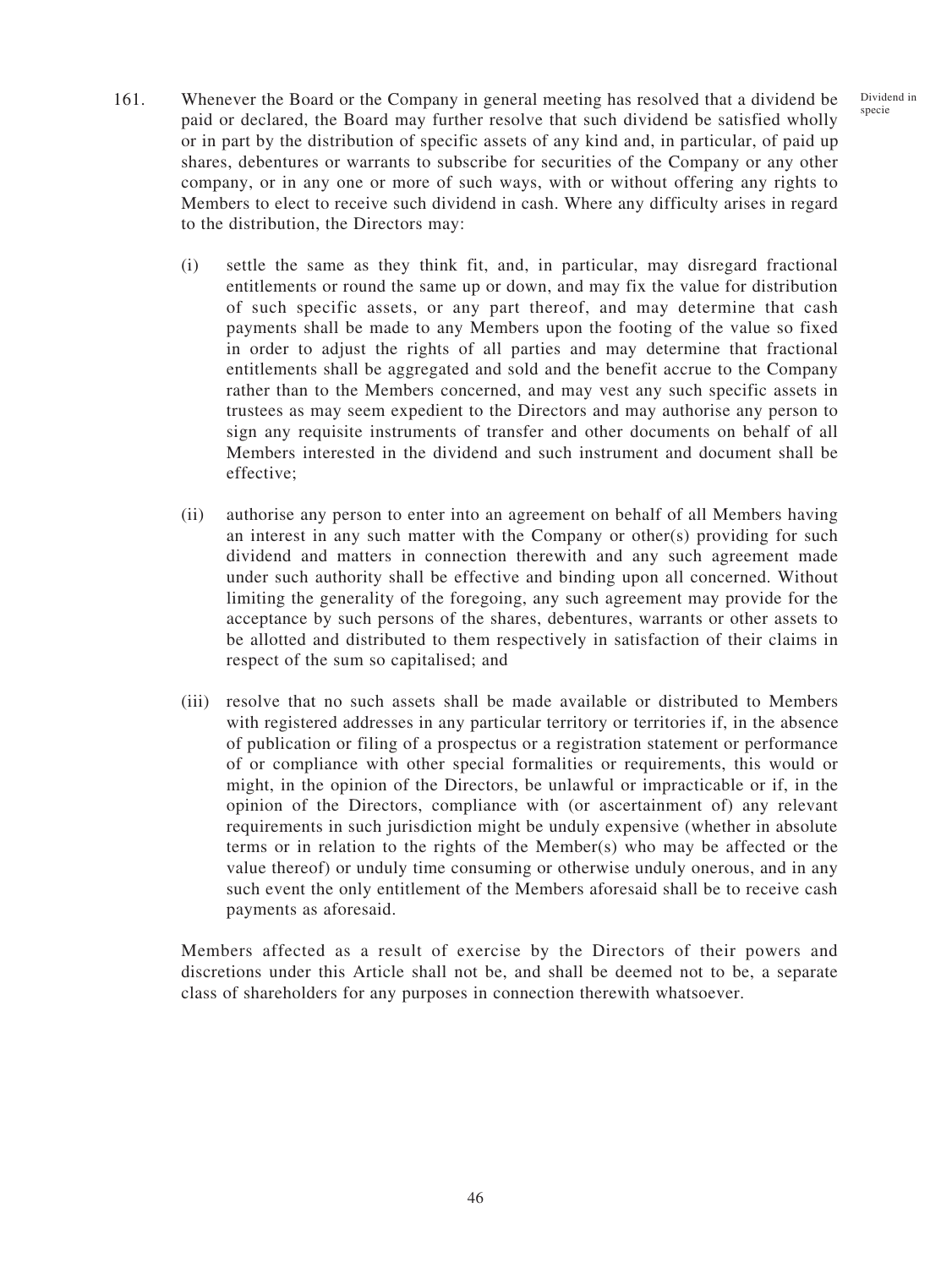161. Whenever the Board or the Company in general meeting has resolved that a dividend be paid or declared, the Board may further resolve that such dividend be satisfied wholly or in part by the distribution of specific assets of any kind and, in particular, of paid up shares, debentures or warrants to subscribe for securities of the Company or any other company, or in any one or more of such ways, with or without offering any rights to Members to elect to receive such dividend in cash. Where any difficulty arises in regard to the distribution, the Directors may:

Dividend in specie

(i) settle the same as they think fit, and, in particular, may disregard fractional entitlements or round the same up or down, and may fix the value for distribution of such specific assets, or any part thereof, and may determine that cash payments shall be made to any Members upon the footing of the value so fixed in order to adjust the rights of all parties and may determine that fractional entitlements shall be aggregated and sold and the benefit accrue to the Company rather than to the Members concerned, and may vest any such specific assets in trustees as may seem expedient to the Directors and may authorise any person to sign any requisite instruments of transfer and other documents on behalf of all Members interested in the dividend and such instrument and document shall be effective;

(ii) authorise any person to enter into an agreement on behalf of all Members having an interest in any such matter with the Company or other(s) providing for such dividend and matters in connection therewith and any such agreement made under such authority shall be effective and binding upon all concerned. Without limiting the generality of the foregoing, any such agreement may provide for the acceptance by such persons of the shares, debentures, warrants or other assets to be allotted and distributed to them respectively in satisfaction of their claims in respect of the sum so capitalised; and

(iii) resolve that no such assets shall be made available or distributed to Members with registered addresses in any particular territory or territories if, in the absence of publication or filing of a prospectus or a registration statement or performance of or compliance with other special formalities or requirements, this would or might, in the opinion of the Directors, be unlawful or impracticable or if, in the opinion of the Directors, compliance with (or ascertainment of) any relevant requirements in such jurisdiction might be unduly expensive (whether in absolute terms or in relation to the rights of the Member(s) who may be affected or the value thereof) or unduly time consuming or otherwise unduly onerous, and in any such event the only entitlement of the Members aforesaid shall be to receive cash payments as aforesaid.

Members affected as a result of exercise by the Directors of their powers and discretions under this Article shall not be, and shall be deemed not to be, a separate class of shareholders for any purposes in connection therewith whatsoever.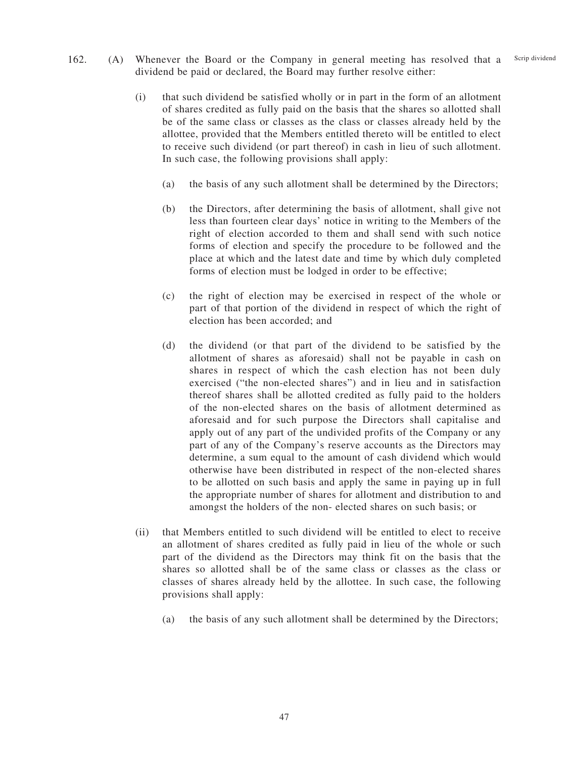162. (A) Whenever the Board or the Company in general meeting has resolved that a dividend be paid or declared, the Board may further resolve either:

Scrip dividend

(i) that such dividend be satisfied wholly or in part in the form of an allotment of shares credited as fully paid on the basis that the shares so allotted shall be of the same class or classes as the class or classes already held by the allottee, provided that the Members entitled thereto will be entitled to elect to receive such dividend (or part thereof) in cash in lieu of such allotment. In such case, the following provisions shall apply:

(a) the basis of any such allotment shall be determined by the Directors;

(b) the Directors, after determining the basis of allotment, shall give not less than fourteen clear days' notice in writing to the Members of the right of election accorded to them and shall send with such notice forms of election and specify the procedure to be followed and the place at which and the latest date and time by which duly completed forms of election must be lodged in order to be effective;

(c) the right of election may be exercised in respect of the whole or part of that portion of the dividend in respect of which the right of election has been accorded; and

(d) the dividend (or that part of the dividend to be satisfied by the allotment of shares as aforesaid) shall not be payable in cash on shares in respect of which the cash election has not been duly exercised ("the non-elected shares") and in lieu and in satisfaction thereof shares shall be allotted credited as fully paid to the holders of the non-elected shares on the basis of allotment determined as aforesaid and for such purpose the Directors shall capitalise and apply out of any part of the undivided profits of the Company or any part of any of the Company's reserve accounts as the Directors may determine, a sum equal to the amount of cash dividend which would otherwise have been distributed in respect of the non-elected shares to be allotted on such basis and apply the same in paying up in full the appropriate number of shares for allotment and distribution to and amongst the holders of the non- elected shares on such basis; or

(ii) that Members entitled to such dividend will be entitled to elect to receive an allotment of shares credited as fully paid in lieu of the whole or such part of the dividend as the Directors may think fit on the basis that the shares so allotted shall be of the same class or classes as the class or classes of shares already held by the allottee. In such case, the following provisions shall apply:

(a) the basis of any such allotment shall be determined by the Directors;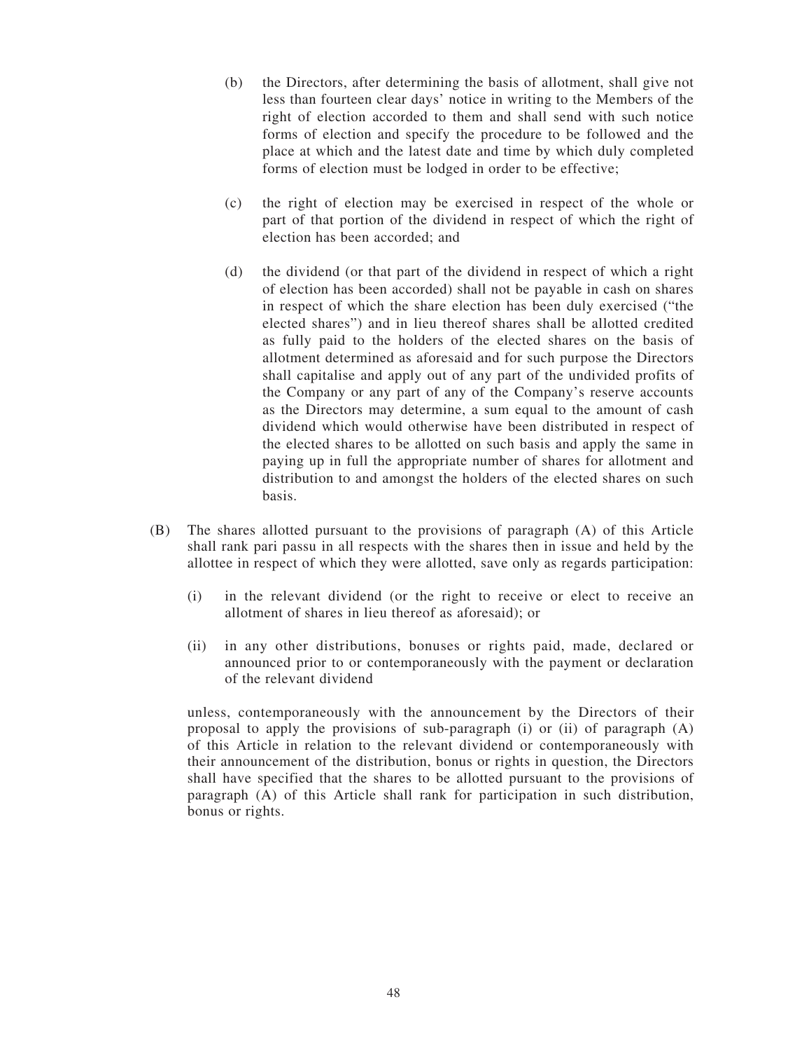(b) the Directors, after determining the basis of allotment, shall give not less than fourteen clear days' notice in writing to the Members of the right of election accorded to them and shall send with such notice forms of election and specify the procedure to be followed and the place at which and the latest date and time by which duly completed forms of election must be lodged in order to be effective;

(c) the right of election may be exercised in respect of the whole or part of that portion of the dividend in respect of which the right of election has been accorded; and

(d) the dividend (or that part of the dividend in respect of which a right of election has been accorded) shall not be payable in cash on shares in respect of which the share election has been duly exercised ("the elected shares") and in lieu thereof shares shall be allotted credited as fully paid to the holders of the elected shares on the basis of allotment determined as aforesaid and for such purpose the Directors shall capitalise and apply out of any part of the undivided profits of the Company or any part of any of the Company's reserve accounts as the Directors may determine, a sum equal to the amount of cash dividend which would otherwise have been distributed in respect of the elected shares to be allotted on such basis and apply the same in paying up in full the appropriate number of shares for allotment and distribution to and amongst the holders of the elected shares on such basis.

(B) The shares allotted pursuant to the provisions of paragraph (A) of this Article shall rank pari passu in all respects with the shares then in issue and held by the allottee in respect of which they were allotted, save only as regards participation:

(i) in the relevant dividend (or the right to receive or elect to receive an allotment of shares in lieu thereof as aforesaid); or

(ii) in any other distributions, bonuses or rights paid, made, declared or announced prior to or contemporaneously with the payment or declaration of the relevant dividend

unless, contemporaneously with the announcement by the Directors of their proposal to apply the provisions of sub-paragraph (i) or (ii) of paragraph (A) of this Article in relation to the relevant dividend or contemporaneously with their announcement of the distribution, bonus or rights in question, the Directors shall have specified that the shares to be allotted pursuant to the provisions of paragraph (A) of this Article shall rank for participation in such distribution, bonus or rights.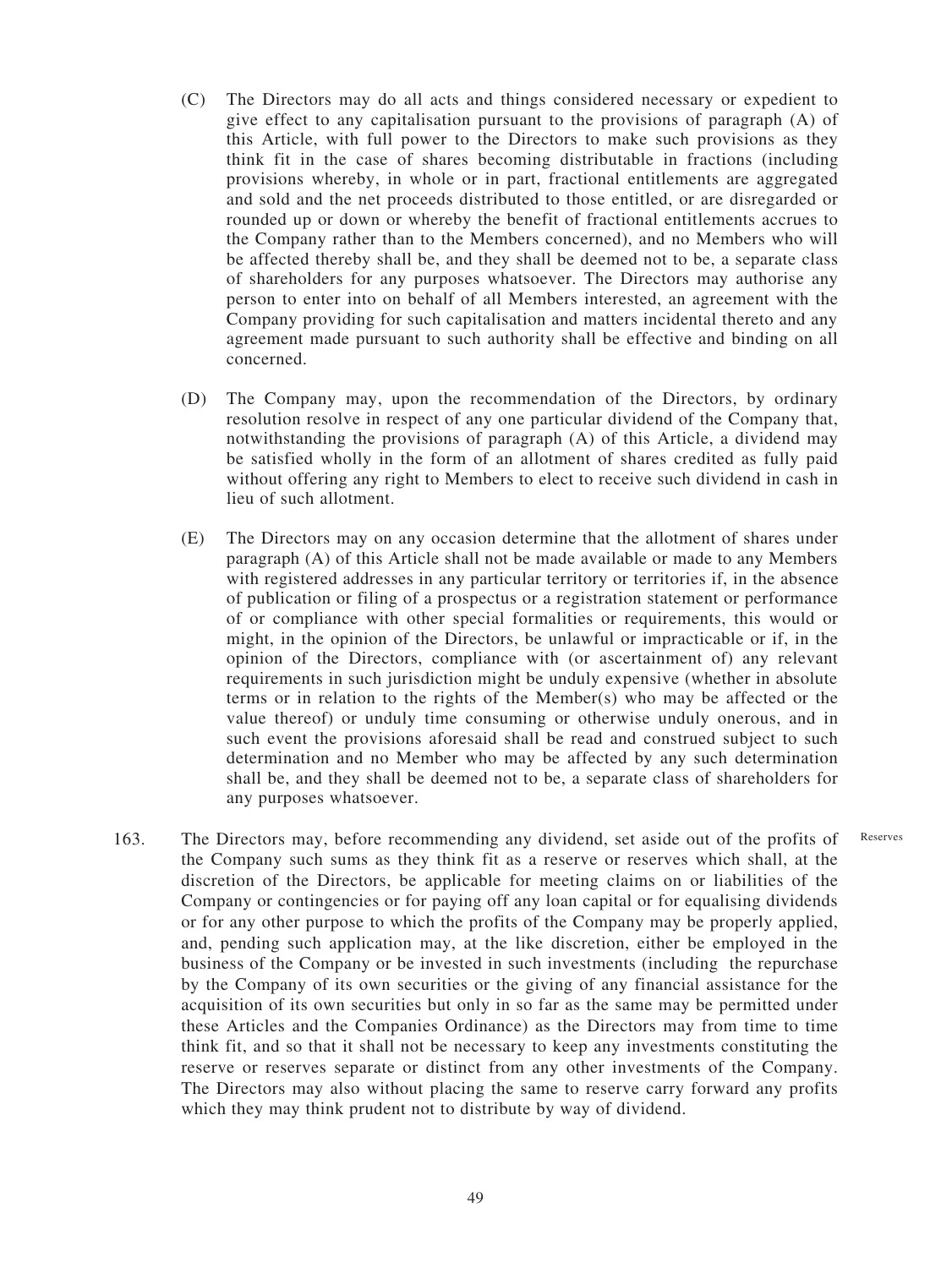(C) The Directors may do all acts and things considered necessary or expedient to give effect to any capitalisation pursuant to the provisions of paragraph (A) of this Article, with full power to the Directors to make such provisions as they think fit in the case of shares becoming distributable in fractions (including provisions whereby, in whole or in part, fractional entitlements are aggregated and sold and the net proceeds distributed to those entitled, or are disregarded or rounded up or down or whereby the benefit of fractional entitlements accrues to the Company rather than to the Members concerned), and no Members who will be affected thereby shall be, and they shall be deemed not to be, a separate class of shareholders for any purposes whatsoever. The Directors may authorise any person to enter into on behalf of all Members interested, an agreement with the Company providing for such capitalisation and matters incidental thereto and any agreement made pursuant to such authority shall be effective and binding on all concerned.

(D) The Company may, upon the recommendation of the Directors, by ordinary resolution resolve in respect of any one particular dividend of the Company that, notwithstanding the provisions of paragraph (A) of this Article, a dividend may be satisfied wholly in the form of an allotment of shares credited as fully paid without offering any right to Members to elect to receive such dividend in cash in lieu of such allotment.

(E) The Directors may on any occasion determine that the allotment of shares under paragraph (A) of this Article shall not be made available or made to any Members with registered addresses in any particular territory or territories if, in the absence of publication or filing of a prospectus or a registration statement or performance of or compliance with other special formalities or requirements, this would or might, in the opinion of the Directors, be unlawful or impracticable or if, in the opinion of the Directors, compliance with (or ascertainment of) any relevant requirements in such jurisdiction might be unduly expensive (whether in absolute terms or in relation to the rights of the Member(s) who may be affected or the value thereof) or unduly time consuming or otherwise unduly onerous, and in such event the provisions aforesaid shall be read and construed subject to such determination and no Member who may be affected by any such determination shall be, and they shall be deemed not to be, a separate class of shareholders for any purposes whatsoever.

163. The Directors may, before recommending any dividend, set aside out of the profits of the Company such sums as they think fit as a reserve or reserves which shall, at the discretion of the Directors, be applicable for meeting claims on or liabilities of the Company or contingencies or for paying off any loan capital or for equalising dividends or for any other purpose to which the profits of the Company may be properly applied, and, pending such application may, at the like discretion, either be employed in the business of the Company or be invested in such investments (including the repurchase by the Company of its own securities or the giving of any financial assistance for the acquisition of its own securities but only in so far as the same may be permitted under these Articles and the Companies Ordinance) as the Directors may from time to time think fit, and so that it shall not be necessary to keep any investments constituting the reserve or reserves separate or distinct from any other investments of the Company. The Directors may also without placing the same to reserve carry forward any profits which they may think prudent not to distribute by way of dividend. *Reserves*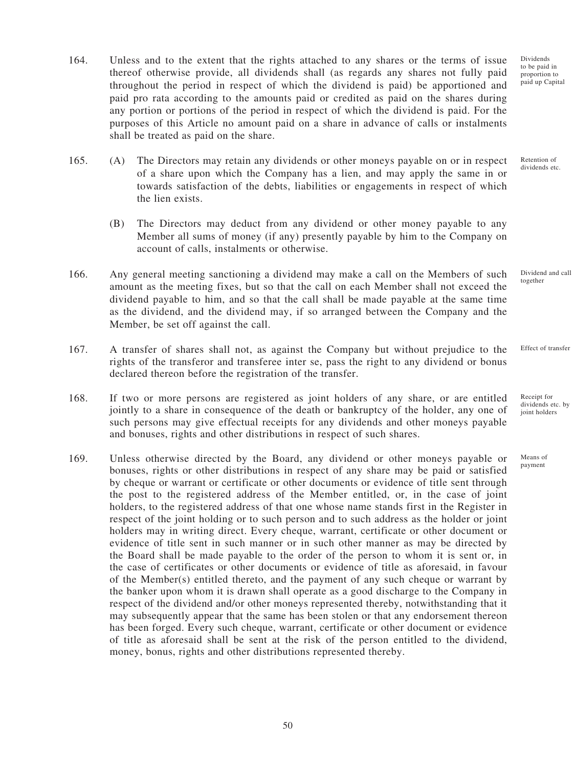164. Unless and to the extent that the rights attached to any shares or the terms of issue thereof otherwise provide, all dividends shall (as regards any shares not fully paid throughout the period in respect of which the dividend is paid) be apportioned and paid pro rata according to the amounts paid or credited as paid on the shares during any portion or portions of the period in respect of which the dividend is paid. For the purposes of this Article no amount paid on a share in advance of calls or instalments shall be treated as paid on the share.

*Dividends to be paid in proportion to paid up Capital*

165. (A) The Directors may retain any dividends or other moneys payable on or in respect of a share upon which the Company has a lien, and may apply the same in or towards satisfaction of the debts, liabilities or engagements in respect of which the lien exists.

*Retention of dividends etc.*

(B) The Directors may deduct from any dividend or other money payable to any Member all sums of money (if any) presently payable by him to the Company on account of calls, instalments or otherwise.

166. Any general meeting sanctioning a dividend may make a call on the Members of such amount as the meeting fixes, but so that the call on each Member shall not exceed the dividend payable to him, and so that the call shall be made payable at the same time as the dividend, and the dividend may, if so arranged between the Company and the Member, be set off against the call.

*Dividend and call together*

167. A transfer of shares shall not, as against the Company but without prejudice to the rights of the transferor and transferee inter se, pass the right to any dividend or bonus declared thereon before the registration of the transfer.

*Effect of transfer*

168. If two or more persons are registered as joint holders of any share, or are entitled jointly to a share in consequence of the death or bankruptcy of the holder, any one of such persons may give effectual receipts for any dividends and other moneys payable and bonuses, rights and other distributions in respect of such shares.

*Receipt for dividends etc. by joint holders*

169. Unless otherwise directed by the Board, any dividend or other moneys payable or bonuses, rights or other distributions in respect of any share may be paid or satisfied by cheque or warrant or certificate or other documents or evidence of title sent through the post to the registered address of the Member entitled, or, in the case of joint holders, to the registered address of that one whose name stands first in the Register in respect of the joint holding or to such person and to such address as the holder or joint holders may in writing direct. Every cheque, warrant, certificate or other document or evidence of title sent in such manner or in such other manner as may be directed by the Board shall be made payable to the order of the person to whom it is sent or, in the case of certificates or other documents or evidence of title as aforesaid, in favour of the Member(s) entitled thereto, and the payment of any such cheque or warrant by the banker upon whom it is drawn shall operate as a good discharge to the Company in respect of the dividend and/or other moneys represented thereby, notwithstanding that it may subsequently appear that the same has been stolen or that any endorsement thereon has been forged. Every such cheque, warrant, certificate or other document or evidence of title as aforesaid shall be sent at the risk of the person entitled to the dividend, money, bonus, rights and other distributions represented thereby.

*Means of payment*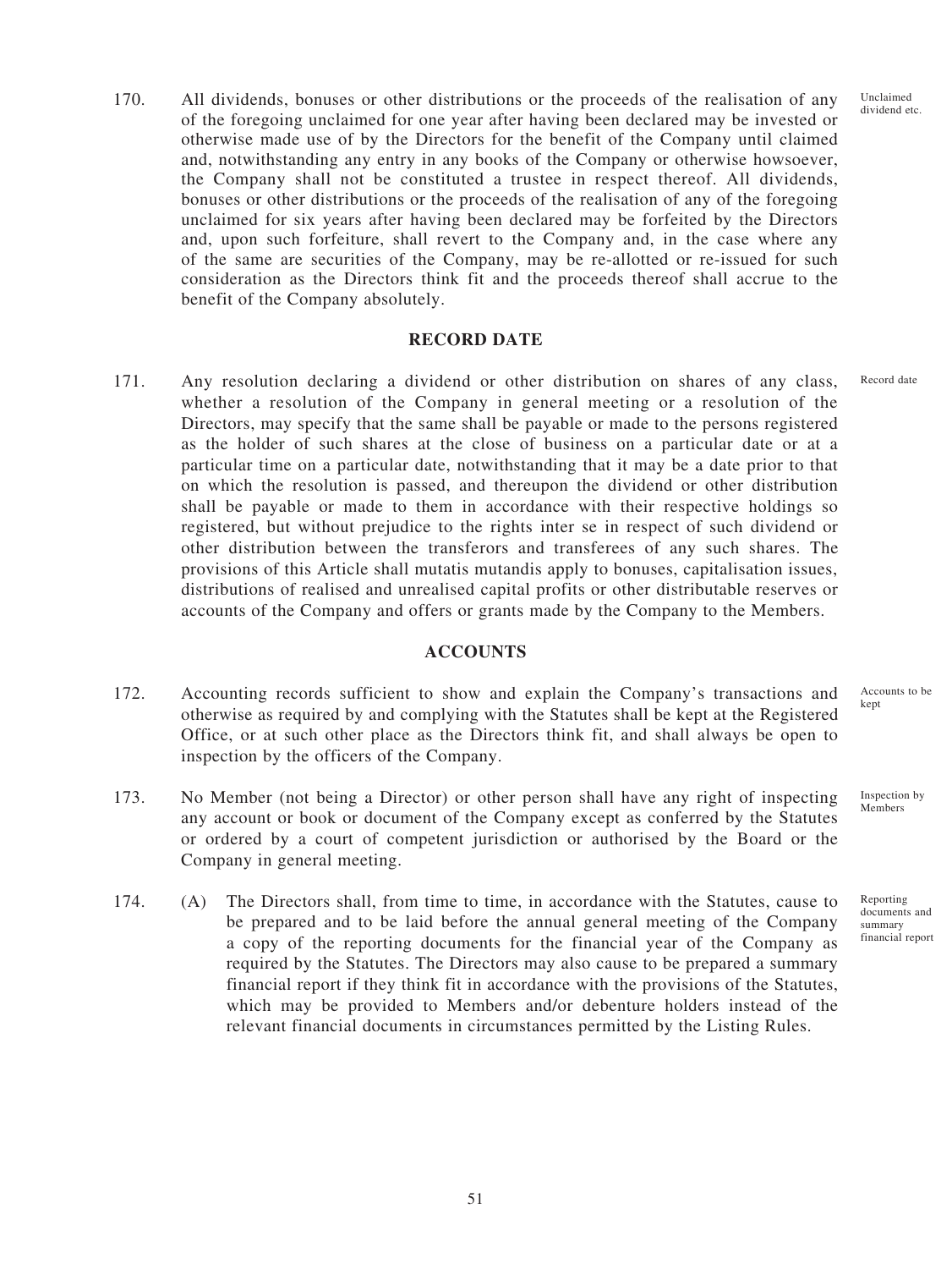170. All dividends, bonuses or other distributions or the proceeds of the realisation of any of the foregoing unclaimed for one year after having been declared may be invested or otherwise made use of by the Directors for the benefit of the Company until claimed and, notwithstanding any entry in any books of the Company or otherwise howsoever, the Company shall not be constituted a trustee in respect thereof. All dividends, bonuses or other distributions or the proceeds of the realisation of any of the foregoing unclaimed for six years after having been declared may be forfeited by the Directors and, upon such forfeiture, shall revert to the Company and, in the case where any of the same are securities of the Company, may be re-allotted or re-issued for such consideration as the Directors think fit and the proceeds thereof shall accrue to the benefit of the Company absolutely. *Unclaimed dividend etc.*

## RECORD DATE

171. Any resolution declaring a dividend or other distribution on shares of any class, whether a resolution of the Company in general meeting or a resolution of the Directors, may specify that the same shall be payable or made to the persons registered as the holder of such shares at the close of business on a particular date or at a particular time on a particular date, notwithstanding that it may be a date prior to that on which the resolution is passed, and thereupon the dividend or other distribution shall be payable or made to them in accordance with their respective holdings so registered, but without prejudice to the rights inter se in respect of such dividend or other distribution between the transferors and transferees of any such shares. The provisions of this Article shall mutatis mutandis apply to bonuses, capitalisation issues, distributions of realised and unrealised capital profits or other distributable reserves or accounts of the Company and offers or grants made by the Company to the Members. *Record date*

## ACCOUNTS

172. Accounting records sufficient to show and explain the Company's transactions and otherwise as required by and complying with the Statutes shall be kept at the Registered Office, or at such other place as the Directors think fit, and shall always be open to inspection by the officers of the Company. *Accounts to be kept*

173. No Member (not being a Director) or other person shall have any right of inspecting any account or book or document of the Company except as conferred by the Statutes or ordered by a court of competent jurisdiction or authorised by the Board or the Company in general meeting. *Inspection by Members*

174. (A) The Directors shall, from time to time, in accordance with the Statutes, cause to be prepared and to be laid before the annual general meeting of the Company a copy of the reporting documents for the financial year of the Company as required by the Statutes. The Directors may also cause to be prepared a summary financial report if they think fit in accordance with the provisions of the Statutes, which may be provided to Members and/or debenture holders instead of the relevant financial documents in circumstances permitted by the Listing Rules. *Reporting documents and summary financial report*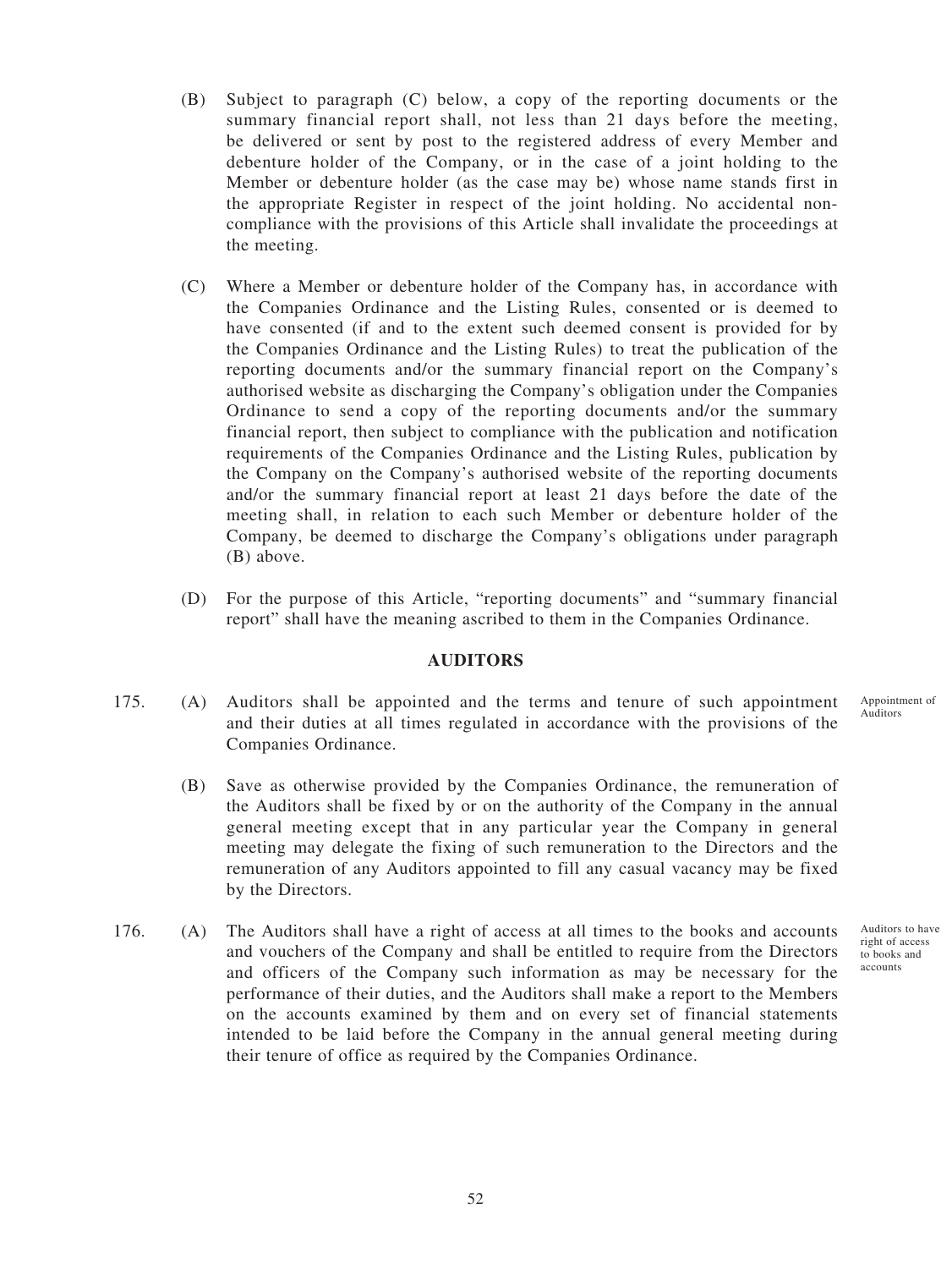(B) Subject to paragraph (C) below, a copy of the reporting documents or the summary financial report shall, not less than 21 days before the meeting, be delivered or sent by post to the registered address of every Member and debenture holder of the Company, or in the case of a joint holding to the Member or debenture holder (as the case may be) whose name stands first in the appropriate Register in respect of the joint holding. No accidental non-compliance with the provisions of this Article shall invalidate the proceedings at the meeting.

(C) Where a Member or debenture holder of the Company has, in accordance with the Companies Ordinance and the Listing Rules, consented or is deemed to have consented (if and to the extent such deemed consent is provided for by the Companies Ordinance and the Listing Rules) to treat the publication of the reporting documents and/or the summary financial report on the Company's authorised website as discharging the Company's obligation under the Companies Ordinance to send a copy of the reporting documents and/or the summary financial report, then subject to compliance with the publication and notification requirements of the Companies Ordinance and the Listing Rules, publication by the Company on the Company's authorised website of the reporting documents and/or the summary financial report at least 21 days before the date of the meeting shall, in relation to each such Member or debenture holder of the Company, be deemed to discharge the Company's obligations under paragraph (B) above.

(D) For the purpose of this Article, "reporting documents" and "summary financial report" shall have the meaning ascribed to them in the Companies Ordinance.

## AUDITORS

175. (A) Auditors shall be appointed and the terms and tenure of such appointment and their duties at all times regulated in accordance with the provisions of the Companies Ordinance.

*Appointment of Auditors*

(B) Save as otherwise provided by the Companies Ordinance, the remuneration of the Auditors shall be fixed by or on the authority of the Company in the annual general meeting except that in any particular year the Company in general meeting may delegate the fixing of such remuneration to the Directors and the remuneration of any Auditors appointed to fill any casual vacancy may be fixed by the Directors.

176. (A) The Auditors shall have a right of access at all times to the books and accounts and vouchers of the Company and shall be entitled to require from the Directors and officers of the Company such information as may be necessary for the performance of their duties, and the Auditors shall make a report to the Members on the accounts examined by them and on every set of financial statements intended to be laid before the Company in the annual general meeting during their tenure of office as required by the Companies Ordinance.

*Auditors to have right of access to books and accounts*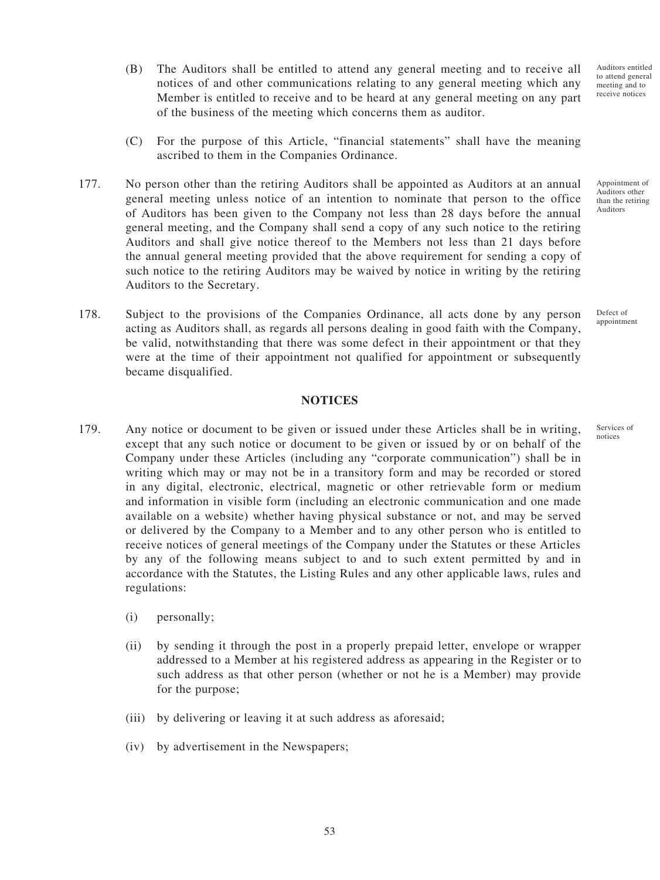(B) The Auditors shall be entitled to attend any general meeting and to receive all notices of and other communications relating to any general meeting which any Member is entitled to receive and to be heard at any general meeting on any part of the business of the meeting which concerns them as auditor.

Auditors entitled to attend general meeting and to receive notices

(C) For the purpose of this Article, "financial statements" shall have the meaning ascribed to them in the Companies Ordinance.

177. No person other than the retiring Auditors shall be appointed as Auditors at an annual general meeting unless notice of an intention to nominate that person to the office of Auditors has been given to the Company not less than 28 days before the annual general meeting, and the Company shall send a copy of any such notice to the retiring Auditors and shall give notice thereof to the Members not less than 21 days before the annual general meeting provided that the above requirement for sending a copy of such notice to the retiring Auditors may be waived by notice in writing by the retiring Auditors to the Secretary.

Appointment of Auditors other than the retiring Auditors

178. Subject to the provisions of the Companies Ordinance, all acts done by any person acting as Auditors shall, as regards all persons dealing in good faith with the Company, be valid, notwithstanding that there was some defect in their appointment or that they were at the time of their appointment not qualified for appointment or subsequently became disqualified.

Defect of appointment

## NOTICES

179. Any notice or document to be given or issued under these Articles shall be in writing, except that any such notice or document to be given or issued by or on behalf of the Company under these Articles (including any "corporate communication") shall be in writing which may or may not be in a transitory form and may be recorded or stored in any digital, electronic, electrical, magnetic or other retrievable form or medium and information in visible form (including an electronic communication and one made available on a website) whether having physical substance or not, and may be served or delivered by the Company to a Member and to any other person who is entitled to receive notices of general meetings of the Company under the Statutes or these Articles by any of the following means subject to and to such extent permitted by and in accordance with the Statutes, the Listing Rules and any other applicable laws, rules and regulations:

Services of notices

(i) personally;

(ii) by sending it through the post in a properly prepaid letter, envelope or wrapper addressed to a Member at his registered address as appearing in the Register or to such address as that other person (whether or not he is a Member) may provide for the purpose;

(iii) by delivering or leaving it at such address as aforesaid;

(iv) by advertisement in the Newspapers;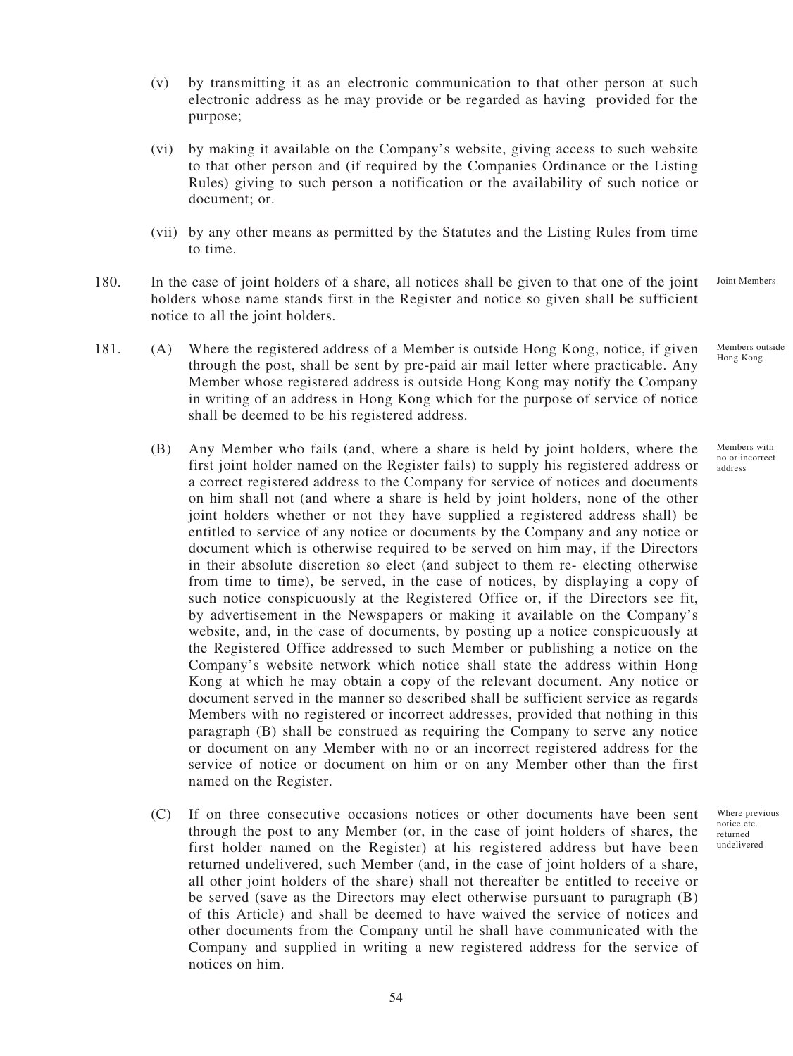(v) by transmitting it as an electronic communication to that other person at such electronic address as he may provide or be regarded as having provided for the purpose;

(vi) by making it available on the Company's website, giving access to such website to that other person and (if required by the Companies Ordinance or the Listing Rules) giving to such person a notification or the availability of such notice or document; or.

(vii) by any other means as permitted by the Statutes and the Listing Rules from time to time.

180. In the case of joint holders of a share, all notices shall be given to that one of the joint holders whose name stands first in the Register and notice so given shall be sufficient notice to all the joint holders.

*Joint Members*

181. (A) Where the registered address of a Member is outside Hong Kong, notice, if given through the post, shall be sent by pre-paid air mail letter where practicable. Any Member whose registered address is outside Hong Kong may notify the Company in writing of an address in Hong Kong which for the purpose of service of notice shall be deemed to be his registered address.

*Members outside Hong Kong*

(B) Any Member who fails (and, where a share is held by joint holders, where the first joint holder named on the Register fails) to supply his registered address or a correct registered address to the Company for service of notices and documents on him shall not (and where a share is held by joint holders, none of the other joint holders whether or not they have supplied a registered address shall) be entitled to service of any notice or documents by the Company and any notice or document which is otherwise required to be served on him may, if the Directors in their absolute discretion so elect (and subject to them re- electing otherwise from time to time), be served, in the case of notices, by displaying a copy of such notice conspicuously at the Registered Office or, if the Directors see fit, by advertisement in the Newspapers or making it available on the Company's website, and, in the case of documents, by posting up a notice conspicuously at the Registered Office addressed to such Member or publishing a notice on the Company's website network which notice shall state the address within Hong Kong at which he may obtain a copy of the relevant document. Any notice or document served in the manner so described shall be sufficient service as regards Members with no registered or incorrect addresses, provided that nothing in this paragraph (B) shall be construed as requiring the Company to serve any notice or document on any Member with no or an incorrect registered address for the service of notice or document on him or on any Member other than the first named on the Register.

*Members with no or incorrect address*

(C) If on three consecutive occasions notices or other documents have been sent through the post to any Member (or, in the case of joint holders of shares, the first holder named on the Register) at his registered address but have been returned undelivered, such Member (and, in the case of joint holders of a share, all other joint holders of the share) shall not thereafter be entitled to receive or be served (save as the Directors may elect otherwise pursuant to paragraph (B) of this Article) and shall be deemed to have waived the service of notices and other documents from the Company until he shall have communicated with the Company and supplied in writing a new registered address for the service of notices on him.

*Where previous notice etc. returned undelivered*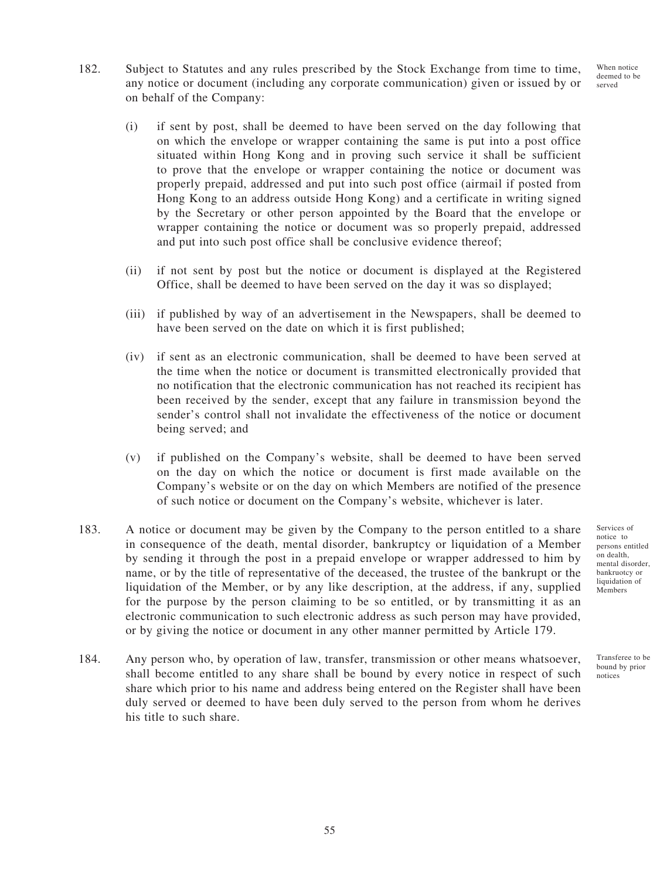182. Subject to Statutes and any rules prescribed by the Stock Exchange from time to time, any notice or document (including any corporate communication) given or issued by or on behalf of the Company:

When notice deemed to be served

(i) if sent by post, shall be deemed to have been served on the day following that on which the envelope or wrapper containing the same is put into a post office situated within Hong Kong and in proving such service it shall be sufficient to prove that the envelope or wrapper containing the notice or document was properly prepaid, addressed and put into such post office (airmail if posted from Hong Kong to an address outside Hong Kong) and a certificate in writing signed by the Secretary or other person appointed by the Board that the envelope or wrapper containing the notice or document was so properly prepaid, addressed and put into such post office shall be conclusive evidence thereof;

(ii) if not sent by post but the notice or document is displayed at the Registered Office, shall be deemed to have been served on the day it was so displayed;

(iii) if published by way of an advertisement in the Newspapers, shall be deemed to have been served on the date on which it is first published;

(iv) if sent as an electronic communication, shall be deemed to have been served at the time when the notice or document is transmitted electronically provided that no notification that the electronic communication has not reached its recipient has been received by the sender, except that any failure in transmission beyond the sender's control shall not invalidate the effectiveness of the notice or document being served; and

(v) if published on the Company's website, shall be deemed to have been served on the day on which the notice or document is first made available on the Company's website or on the day on which Members are notified of the presence of such notice or document on the Company's website, whichever is later.

183. A notice or document may be given by the Company to the person entitled to a share in consequence of the death, mental disorder, bankruptcy or liquidation of a Member by sending it through the post in a prepaid envelope or wrapper addressed to him by name, or by the title of representative of the deceased, the trustee of the bankrupt or the liquidation of the Member, or by any like description, at the address, if any, supplied for the purpose by the person claiming to be so entitled, or by transmitting it as an electronic communication to such electronic address as such person may have provided, or by giving the notice or document in any other manner permitted by Article 179.

Services of notice to persons entitled on dealth, mental disorder, bankruotcy or liquidation of Members

184. Any person who, by operation of law, transfer, transmission or other means whatsoever, shall become entitled to any share shall be bound by every notice in respect of such share which prior to his name and address being entered on the Register shall have been duly served or deemed to have been duly served to the person from whom he derives his title to such share.

Transferee to be bound by prior notices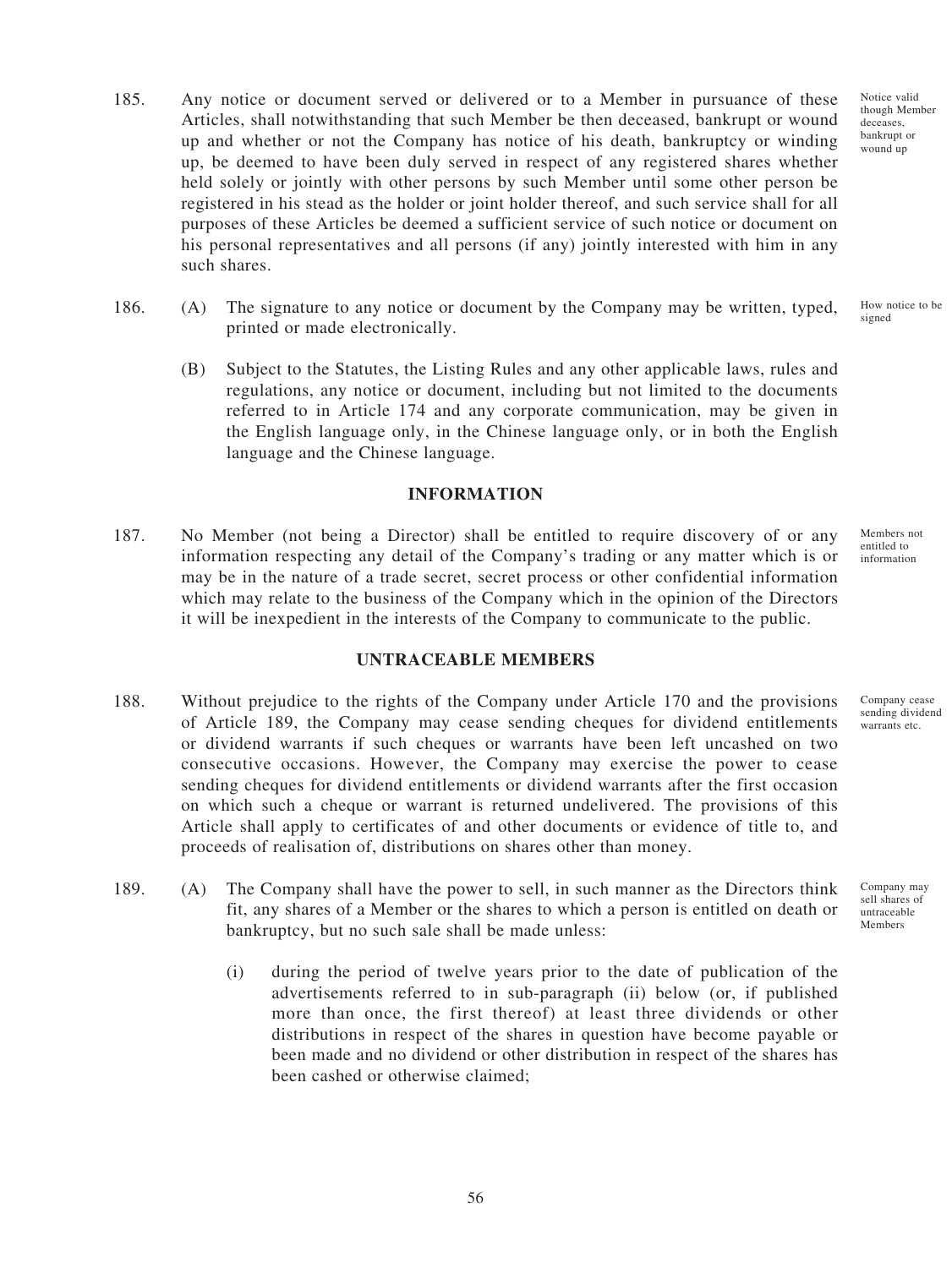185. Any notice or document served or delivered or to a Member in pursuance of these Articles, shall notwithstanding that such Member be then deceased, bankrupt or wound up and whether or not the Company has notice of his death, bankruptcy or winding up, be deemed to have been duly served in respect of any registered shares whether held solely or jointly with other persons by such Member until some other person be registered in his stead as the holder or joint holder thereof, and such service shall for all purposes of these Articles be deemed a sufficient service of such notice or document on his personal representatives and all persons (if any) jointly interested with him in any such shares.

*Notice valid though Member deceases, bankrupt or wound up*

186. (A) The signature to any notice or document by the Company may be written, typed, printed or made electronically.

*How notice to be signed*

(B) Subject to the Statutes, the Listing Rules and any other applicable laws, rules and regulations, any notice or document, including but not limited to the documents referred to in Article 174 and any corporate communication, may be given in the English language only, in the Chinese language only, or in both the English language and the Chinese language.

## INFORMATION

187. No Member (not being a Director) shall be entitled to require discovery of or any information respecting any detail of the Company's trading or any matter which is or may be in the nature of a trade secret, secret process or other confidential information which may relate to the business of the Company which in the opinion of the Directors it will be inexpedient in the interests of the Company to communicate to the public.

*Members not entitled to information*

## UNTRACEABLE MEMBERS

188. Without prejudice to the rights of the Company under Article 170 and the provisions of Article 189, the Company may cease sending cheques for dividend entitlements or dividend warrants if such cheques or warrants have been left uncashed on two consecutive occasions. However, the Company may exercise the power to cease sending cheques for dividend entitlements or dividend warrants after the first occasion on which such a cheque or warrant is returned undelivered. The provisions of this Article shall apply to certificates of and other documents or evidence of title to, and proceeds of realisation of, distributions on shares other than money.

*Company cease sending dividend warrants etc.*

189. (A) The Company shall have the power to sell, in such manner as the Directors think fit, any shares of a Member or the shares to which a person is entitled on death or bankruptcy, but no such sale shall be made unless:

*Company may sell shares of untraceable Members*

(i) during the period of twelve years prior to the date of publication of the advertisements referred to in sub-paragraph (ii) below (or, if published more than once, the first thereof) at least three dividends or other distributions in respect of the shares in question have become payable or been made and no dividend or other distribution in respect of the shares has been cashed or otherwise claimed;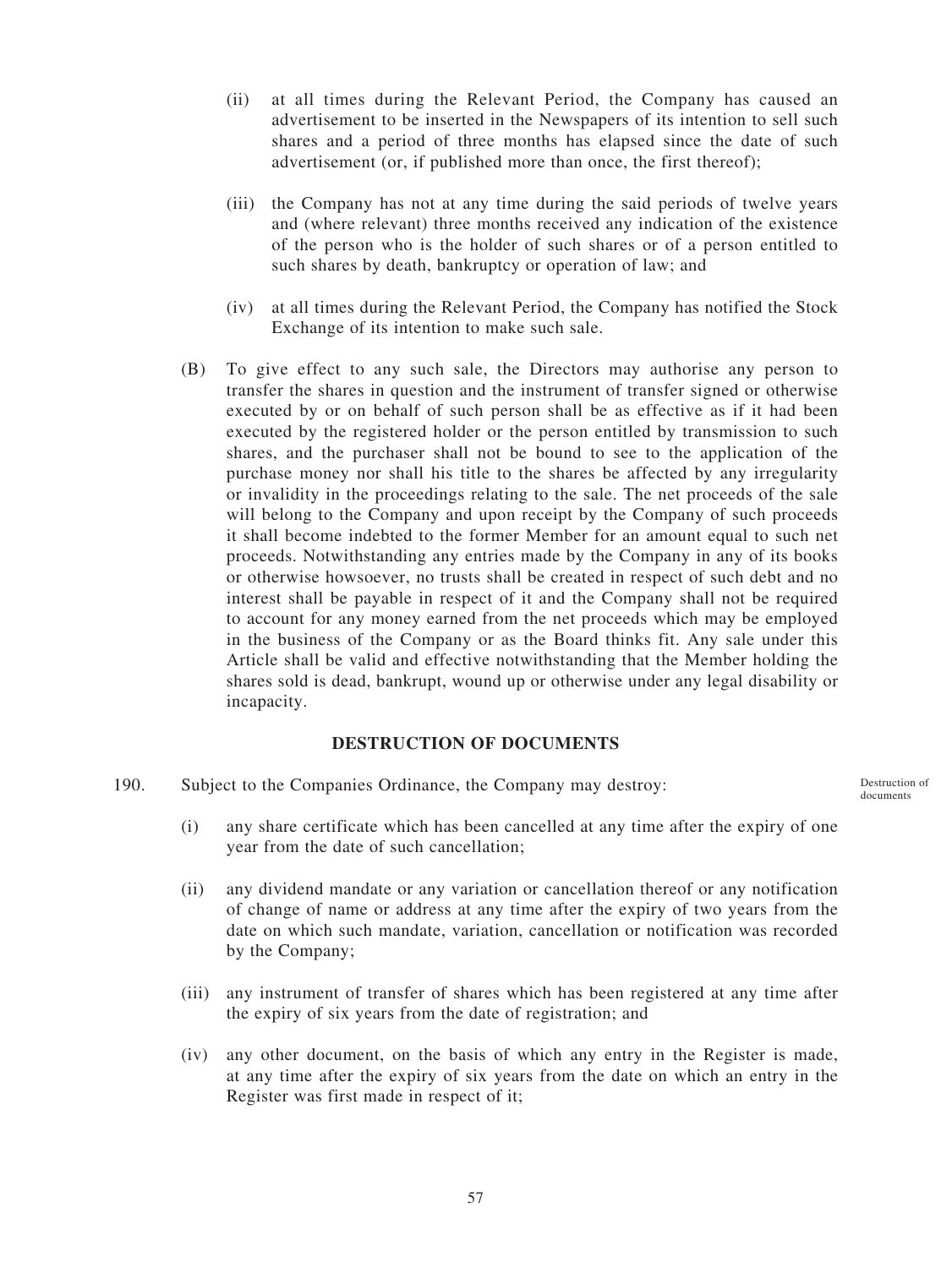(ii) at all times during the Relevant Period, the Company has caused an advertisement to be inserted in the Newspapers of its intention to sell such shares and a period of three months has elapsed since the date of such advertisement (or, if published more than once, the first thereof);

(iii) the Company has not at any time during the said periods of twelve years and (where relevant) three months received any indication of the existence of the person who is the holder of such shares or of a person entitled to such shares by death, bankruptcy or operation of law; and

(iv) at all times during the Relevant Period, the Company has notified the Stock Exchange of its intention to make such sale.

(B) To give effect to any such sale, the Directors may authorise any person to transfer the shares in question and the instrument of transfer signed or otherwise executed by or on behalf of such person shall be as effective as if it had been executed by the registered holder or the person entitled by transmission to such shares, and the purchaser shall not be bound to see to the application of the purchase money nor shall his title to the shares be affected by any irregularity or invalidity in the proceedings relating to the sale. The net proceeds of the sale will belong to the Company and upon receipt by the Company of such proceeds it shall become indebted to the former Member for an amount equal to such net proceeds. Notwithstanding any entries made by the Company in any of its books or otherwise howsoever, no trusts shall be created in respect of such debt and no interest shall be payable in respect of it and the Company shall not be required to account for any money earned from the net proceeds which may be employed in the business of the Company or as the Board thinks fit. Any sale under this Article shall be valid and effective notwithstanding that the Member holding the shares sold is dead, bankrupt, wound up or otherwise under any legal disability or incapacity.

## DESTRUCTION OF DOCUMENTS

190. Subject to the Companies Ordinance, the Company may destroy:

Destruction of documents

(i) any share certificate which has been cancelled at any time after the expiry of one year from the date of such cancellation;

(ii) any dividend mandate or any variation or cancellation thereof or any notification of change of name or address at any time after the expiry of two years from the date on which such mandate, variation, cancellation or notification was recorded by the Company;

(iii) any instrument of transfer of shares which has been registered at any time after the expiry of six years from the date of registration; and

(iv) any other document, on the basis of which any entry in the Register is made, at any time after the expiry of six years from the date on which an entry in the Register was first made in respect of it;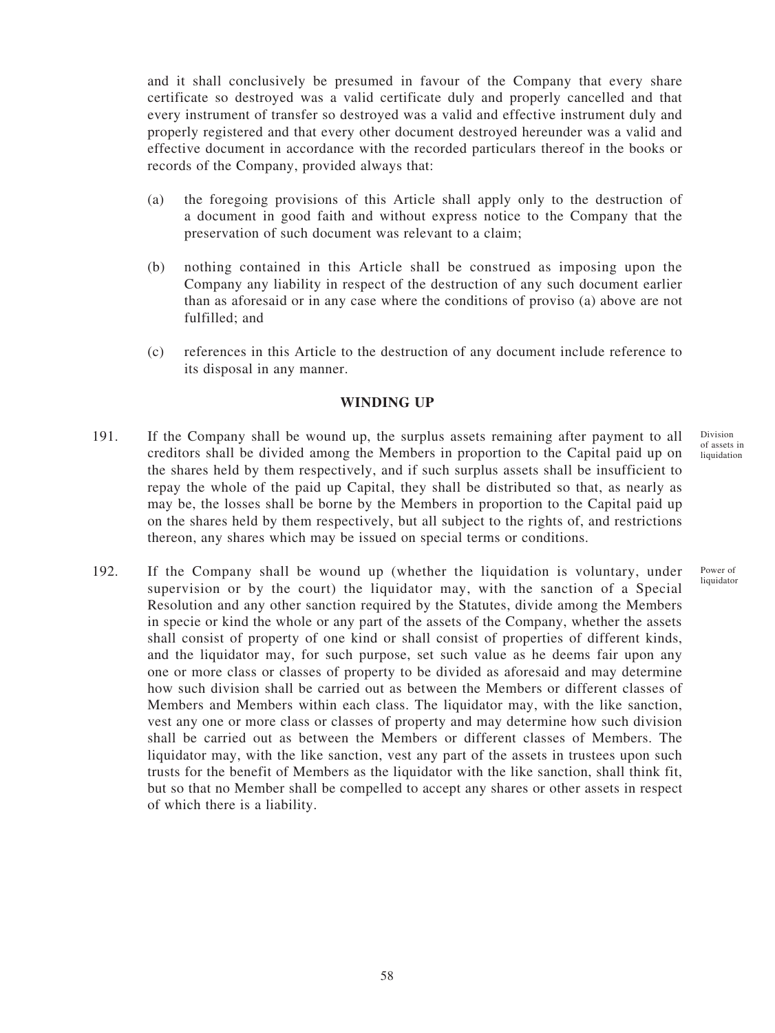and it shall conclusively be presumed in favour of the Company that every share certificate so destroyed was a valid certificate duly and properly cancelled and that every instrument of transfer so destroyed was a valid and effective instrument duly and properly registered and that every other document destroyed hereunder was a valid and effective document in accordance with the recorded particulars thereof in the books or records of the Company, provided always that:

(a) the foregoing provisions of this Article shall apply only to the destruction of a document in good faith and without express notice to the Company that the preservation of such document was relevant to a claim;

(b) nothing contained in this Article shall be construed as imposing upon the Company any liability in respect of the destruction of any such document earlier than as aforesaid or in any case where the conditions of proviso (a) above are not fulfilled; and

(c) references in this Article to the destruction of any document include reference to its disposal in any manner.

## WINDING UP

Division of assets in liquidation

191. If the Company shall be wound up, the surplus assets remaining after payment to all creditors shall be divided among the Members in proportion to the Capital paid up on the shares held by them respectively, and if such surplus assets shall be insufficient to repay the whole of the paid up Capital, they shall be distributed so that, as nearly as may be, the losses shall be borne by the Members in proportion to the Capital paid up on the shares held by them respectively, but all subject to the rights of, and restrictions thereon, any shares which may be issued on special terms or conditions.

Power of liquidator

192. If the Company shall be wound up (whether the liquidation is voluntary, under supervision or by the court) the liquidator may, with the sanction of a Special Resolution and any other sanction required by the Statutes, divide among the Members in specie or kind the whole or any part of the assets of the Company, whether the assets shall consist of property of one kind or shall consist of properties of different kinds, and the liquidator may, for such purpose, set such value as he deems fair upon any one or more class or classes of property to be divided as aforesaid and may determine how such division shall be carried out as between the Members or different classes of Members and Members within each class. The liquidator may, with the like sanction, vest any one or more class or classes of property and may determine how such division shall be carried out as between the Members or different classes of Members. The liquidator may, with the like sanction, vest any part of the assets in trustees upon such trusts for the benefit of Members as the liquidator with the like sanction, shall think fit, but so that no Member shall be compelled to accept any shares or other assets in respect of which there is a liability.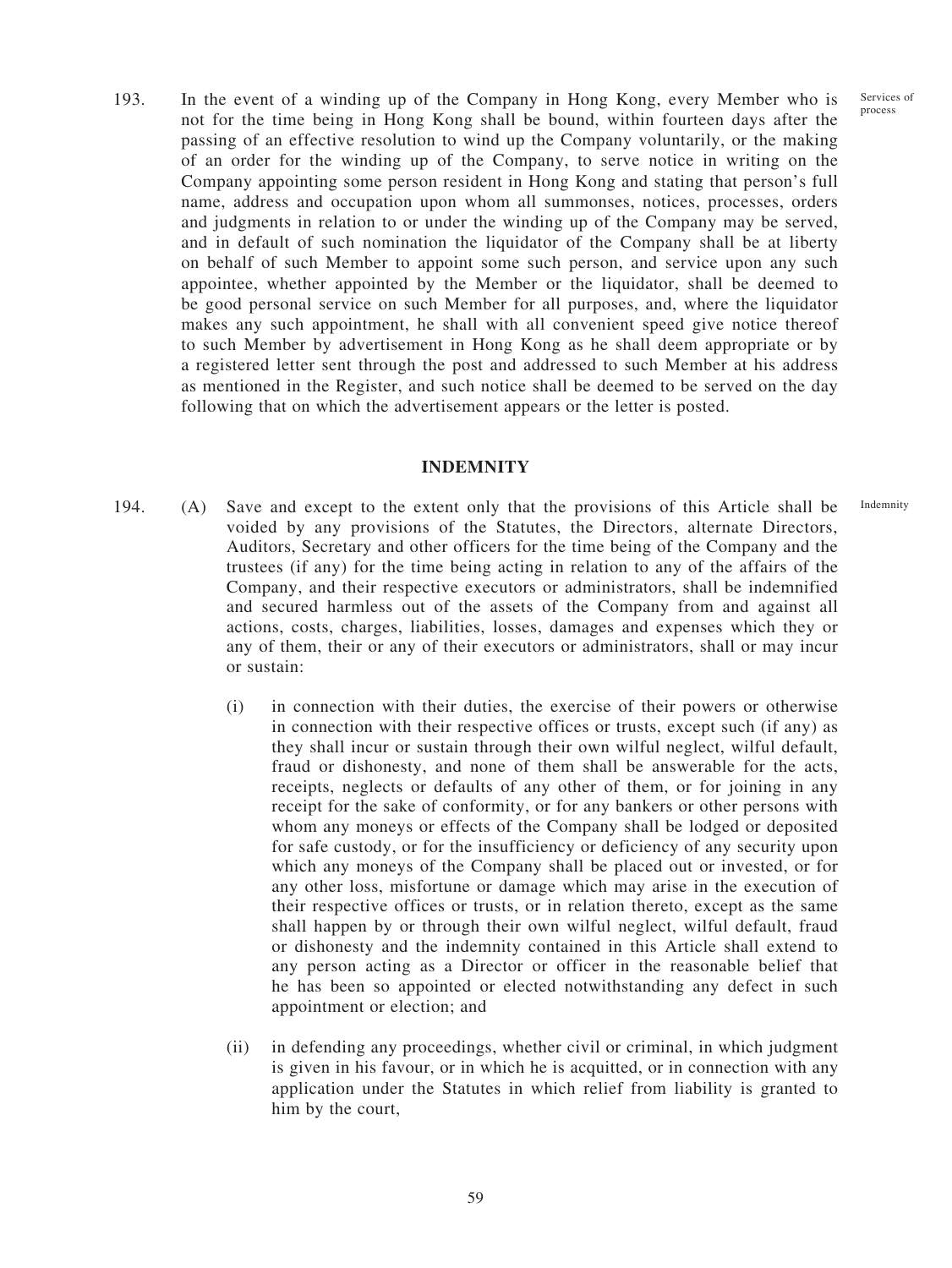193. In the event of a winding up of the Company in Hong Kong, every Member who is not for the time being in Hong Kong shall be bound, within fourteen days after the passing of an effective resolution to wind up the Company voluntarily, or the making of an order for the winding up of the Company, to serve notice in writing on the Company appointing some person resident in Hong Kong and stating that person's full name, address and occupation upon whom all summonses, notices, processes, orders and judgments in relation to or under the winding up of the Company may be served, and in default of such nomination the liquidator of the Company shall be at liberty on behalf of such Member to appoint some such person, and service upon any such appointee, whether appointed by the Member or the liquidator, shall be deemed to be good personal service on such Member for all purposes, and, where the liquidator makes any such appointment, he shall with all convenient speed give notice thereof to such Member by advertisement in Hong Kong as he shall deem appropriate or by a registered letter sent through the post and addressed to such Member at his address as mentioned in the Register, and such notice shall be deemed to be served on the day following that on which the advertisement appears or the letter is posted.

Services of process

## INDEMNITY

194. (A) Save and except to the extent only that the provisions of this Article shall be voided by any provisions of the Statutes, the Directors, alternate Directors, Auditors, Secretary and other officers for the time being of the Company and the trustees (if any) for the time being acting in relation to any of the affairs of the Company, and their respective executors or administrators, shall be indemnified and secured harmless out of the assets of the Company from and against all actions, costs, charges, liabilities, losses, damages and expenses which they or any of them, their or any of their executors or administrators, shall or may incur or sustain:

Indemnity

(i) in connection with their duties, the exercise of their powers or otherwise in connection with their respective offices or trusts, except such (if any) as they shall incur or sustain through their own wilful neglect, wilful default, fraud or dishonesty, and none of them shall be answerable for the acts, receipts, neglects or defaults of any other of them, or for joining in any receipt for the sake of conformity, or for any bankers or other persons with whom any moneys or effects of the Company shall be lodged or deposited for safe custody, or for the insufficiency or deficiency of any security upon which any moneys of the Company shall be placed out or invested, or for any other loss, misfortune or damage which may arise in the execution of their respective offices or trusts, or in relation thereto, except as the same shall happen by or through their own wilful neglect, wilful default, fraud or dishonesty and the indemnity contained in this Article shall extend to any person acting as a Director or officer in the reasonable belief that he has been so appointed or elected notwithstanding any defect in such appointment or election; and

(ii) in defending any proceedings, whether civil or criminal, in which judgment is given in his favour, or in which he is acquitted, or in connection with any application under the Statutes in which relief from liability is granted to him by the court,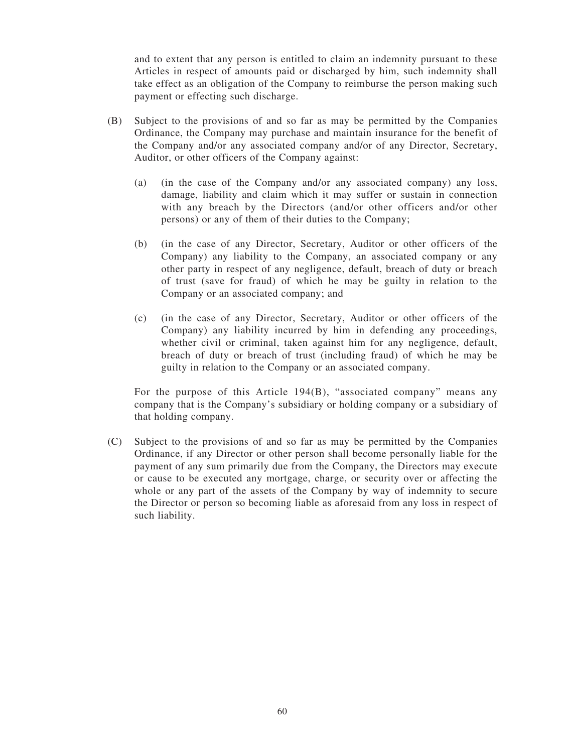and to extent that any person is entitled to claim an indemnity pursuant to these Articles in respect of amounts paid or discharged by him, such indemnity shall take effect as an obligation of the Company to reimburse the person making such payment or effecting such discharge.

(B) Subject to the provisions of and so far as may be permitted by the Companies Ordinance, the Company may purchase and maintain insurance for the benefit of the Company and/or any associated company and/or of any Director, Secretary, Auditor, or other officers of the Company against:

(a) (in the case of the Company and/or any associated company) any loss, damage, liability and claim which it may suffer or sustain in connection with any breach by the Directors (and/or other officers and/or other persons) or any of them of their duties to the Company;

(b) (in the case of any Director, Secretary, Auditor or other officers of the Company) any liability to the Company, an associated company or any other party in respect of any negligence, default, breach of duty or breach of trust (save for fraud) of which he may be guilty in relation to the Company or an associated company; and

(c) (in the case of any Director, Secretary, Auditor or other officers of the Company) any liability incurred by him in defending any proceedings, whether civil or criminal, taken against him for any negligence, default, breach of duty or breach of trust (including fraud) of which he may be guilty in relation to the Company or an associated company.

For the purpose of this Article 194(B), "associated company" means any company that is the Company's subsidiary or holding company or a subsidiary of that holding company.

(C) Subject to the provisions of and so far as may be permitted by the Companies Ordinance, if any Director or other person shall become personally liable for the payment of any sum primarily due from the Company, the Directors may execute or cause to be executed any mortgage, charge, or security over or affecting the whole or any part of the assets of the Company by way of indemnity to secure the Director or person so becoming liable as aforesaid from any loss in respect of such liability.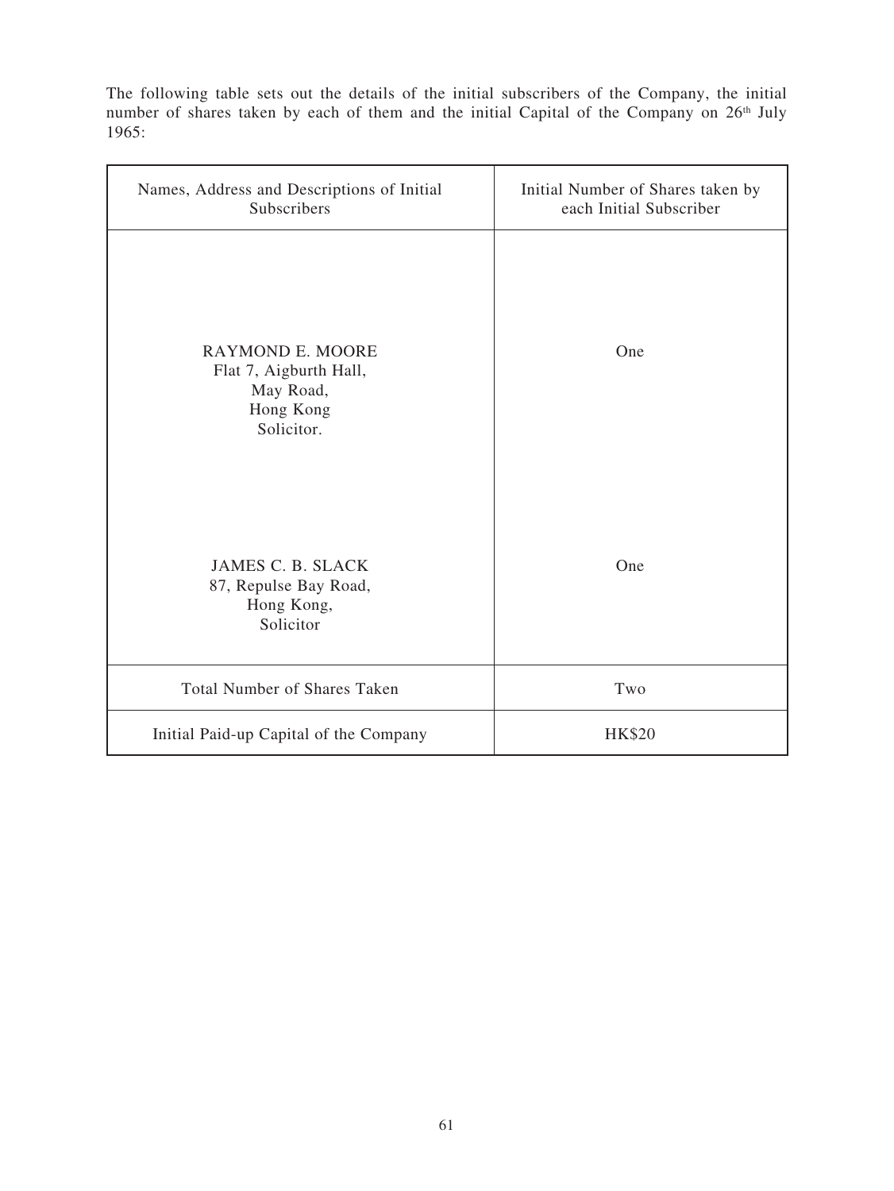The following table sets out the details of the initial subscribers of the Company, the initial number of shares taken by each of them and the initial Capital of the Company on 26th July 1965:

| Names, Address and Descriptions of Initial Subscribers | Initial Number of Shares taken by each Initial Subscriber |
|---|---|
| RAYMOND E. MOORE<br>Flat 7, Aigburth Hall,<br>May Road,<br>Hong Kong<br>Solicitor. | One |
| JAMES C. B. SLACK<br>87, Repulse Bay Road,<br>Hong Kong,<br>Solicitor | One |
| Total Number of Shares Taken | Two |
| Initial Paid-up Capital of the Company | HK$20 |